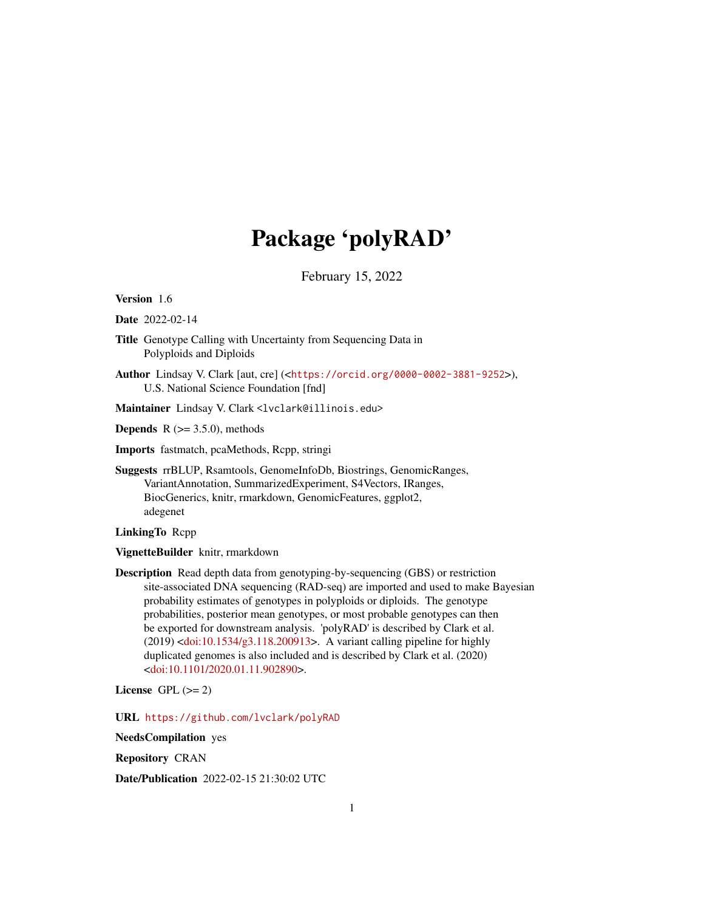# Package 'polyRAD'

February 15, 2022

**Version** 1.6

**Date** 2022-02-14

**Title** Genotype Calling with Uncertainty from Sequencing Data in Polyploids and Diploids

**Author** Lindsay V. Clark [aut, cre] (<https://orcid.org/0000-0002-3881-9252>), U.S. National Science Foundation [fnd]

**Maintainer** Lindsay V. Clark <lvclark@illinois.edu>

**Depends** R (>= 3.5.0), methods

**Imports** fastmatch, pcaMethods, Rcpp, stringi

**Suggests** rrBLUP, Rsamtools, GenomeInfoDb, Biostrings, GenomicRanges, VariantAnnotation, SummarizedExperiment, S4Vectors, IRanges, BiocGenerics, knitr, rmarkdown, GenomicFeatures, ggplot2, adegenet

**LinkingTo** Rcpp

**VignetteBuilder** knitr, rmarkdown

**Description** Read depth data from genotyping-by-sequencing (GBS) or restriction site-associated DNA sequencing (RAD-seq) are imported and used to make Bayesian probability estimates of genotypes in polyploids or diploids. The genotype probabilities, posterior mean genotypes, or most probable genotypes can then be exported for downstream analysis. 'polyRAD' is described by Clark et al. (2019) <doi:10.1534/g3.118.200913>. A variant calling pipeline for highly duplicated genomes is also included and is described by Clark et al. (2020) <doi:10.1101/2020.01.11.902890>.

**License** GPL (>= 2)

**URL** https://github.com/lvclark/polyRAD

**NeedsCompilation** yes

**Repository** CRAN

**Date/Publication** 2022-02-15 21:30:02 UTC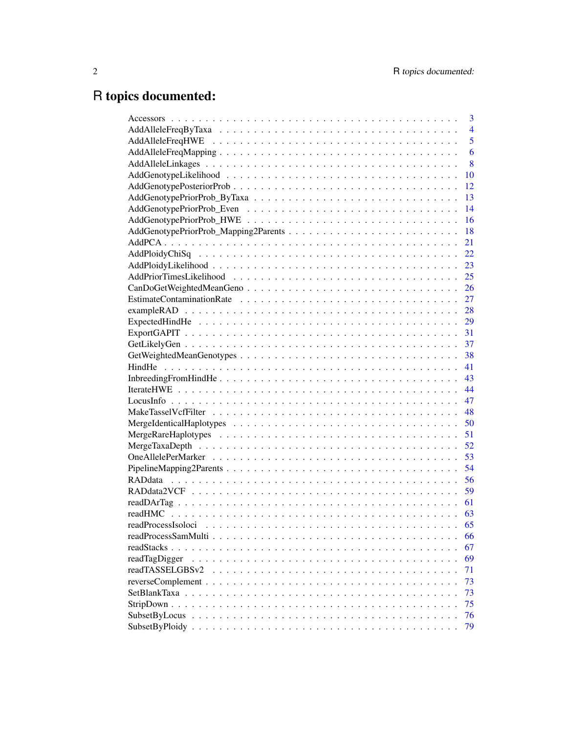# R topics documented:

Accessors . . . . . . . . . . . . . . . . . . . . . . . . . . . . . . . . . . . . . . . . . . . 3
AddAlleleFreqByTaxa . . . . . . . . . . . . . . . . . . . . . . . . . . . . . . . . . . . . 4
AddAlleleFreqHWE . . . . . . . . . . . . . . . . . . . . . . . . . . . . . . . . . . . . . 5
AddAlleleFreqMapping . . . . . . . . . . . . . . . . . . . . . . . . . . . . . . . . . . . 6
AddAlleleLinkages . . . . . . . . . . . . . . . . . . . . . . . . . . . . . . . . . . . . . 8
AddGenotypeLikelihood . . . . . . . . . . . . . . . . . . . . . . . . . . . . . . . . . . 10
AddGenotypePosteriorProb . . . . . . . . . . . . . . . . . . . . . . . . . . . . . . . . 12
AddGenotypePriorProb_ByTaxa . . . . . . . . . . . . . . . . . . . . . . . . . . . . . 13
AddGenotypePriorProb_Even . . . . . . . . . . . . . . . . . . . . . . . . . . . . . . . 14
AddGenotypePriorProb_HWE . . . . . . . . . . . . . . . . . . . . . . . . . . . . . . . 16
AddGenotypePriorProb_Mapping2Parents . . . . . . . . . . . . . . . . . . . . . . . . 18
AddPCA . . . . . . . . . . . . . . . . . . . . . . . . . . . . . . . . . . . . . . . . . . 21
AddPloidyChiSq . . . . . . . . . . . . . . . . . . . . . . . . . . . . . . . . . . . . . 22
AddPloidyLikelihood . . . . . . . . . . . . . . . . . . . . . . . . . . . . . . . . . . . 23
AddPriorTimesLikelihood . . . . . . . . . . . . . . . . . . . . . . . . . . . . . . . . 25
CanDoGetWeightedMeanGeno . . . . . . . . . . . . . . . . . . . . . . . . . . . . . . 26
EstimateContaminationRate . . . . . . . . . . . . . . . . . . . . . . . . . . . . . . . 27
exampleRAD . . . . . . . . . . . . . . . . . . . . . . . . . . . . . . . . . . . . . . . 28
ExpectedHindHe . . . . . . . . . . . . . . . . . . . . . . . . . . . . . . . . . . . . . 29
ExportGAPIT . . . . . . . . . . . . . . . . . . . . . . . . . . . . . . . . . . . . . . . 31
GetLikelyGen . . . . . . . . . . . . . . . . . . . . . . . . . . . . . . . . . . . . . . . 37
GetWeightedMeanGenotypes . . . . . . . . . . . . . . . . . . . . . . . . . . . . . . . 38
HindHe . . . . . . . . . . . . . . . . . . . . . . . . . . . . . . . . . . . . . . . . . . 41
InbreedingFromHindHe . . . . . . . . . . . . . . . . . . . . . . . . . . . . . . . . . 43
IterateHWE . . . . . . . . . . . . . . . . . . . . . . . . . . . . . . . . . . . . . . . . 44
LocusInfo . . . . . . . . . . . . . . . . . . . . . . . . . . . . . . . . . . . . . . . . . 47
MakeTasselVcfFilter . . . . . . . . . . . . . . . . . . . . . . . . . . . . . . . . . . . 48
MergeIdenticalHaplotypes . . . . . . . . . . . . . . . . . . . . . . . . . . . . . . . . 50
MergeRareHaplotypes . . . . . . . . . . . . . . . . . . . . . . . . . . . . . . . . . . 51
MergeTaxaDepth . . . . . . . . . . . . . . . . . . . . . . . . . . . . . . . . . . . . . 52
OneAllelePerMarker . . . . . . . . . . . . . . . . . . . . . . . . . . . . . . . . . . . 53
PipelineMapping2Parents . . . . . . . . . . . . . . . . . . . . . . . . . . . . . . . . 54
RADdata . . . . . . . . . . . . . . . . . . . . . . . . . . . . . . . . . . . . . . . . . 56
RADdata2VCF . . . . . . . . . . . . . . . . . . . . . . . . . . . . . . . . . . . . . . 59
readDArTag . . . . . . . . . . . . . . . . . . . . . . . . . . . . . . . . . . . . . . . 61
readHMC . . . . . . . . . . . . . . . . . . . . . . . . . . . . . . . . . . . . . . . . . 63
readProcessIsoloci . . . . . . . . . . . . . . . . . . . . . . . . . . . . . . . . . . . . 65
readProcessSamMulti . . . . . . . . . . . . . . . . . . . . . . . . . . . . . . . . . . 66
readStacks . . . . . . . . . . . . . . . . . . . . . . . . . . . . . . . . . . . . . . . . 67
readTagDigger . . . . . . . . . . . . . . . . . . . . . . . . . . . . . . . . . . . . . . 69
readTASSELGBSv2 . . . . . . . . . . . . . . . . . . . . . . . . . . . . . . . . . . . . 71
reverseComplement . . . . . . . . . . . . . . . . . . . . . . . . . . . . . . . . . . . 73
SetBlankTaxa . . . . . . . . . . . . . . . . . . . . . . . . . . . . . . . . . . . . . . . 73
StripDown . . . . . . . . . . . . . . . . . . . . . . . . . . . . . . . . . . . . . . . . . 75
SubsetByLocus . . . . . . . . . . . . . . . . . . . . . . . . . . . . . . . . . . . . . . 76
SubsetByPloidy . . . . . . . . . . . . . . . . . . . . . . . . . . . . . . . . . . . . . . 79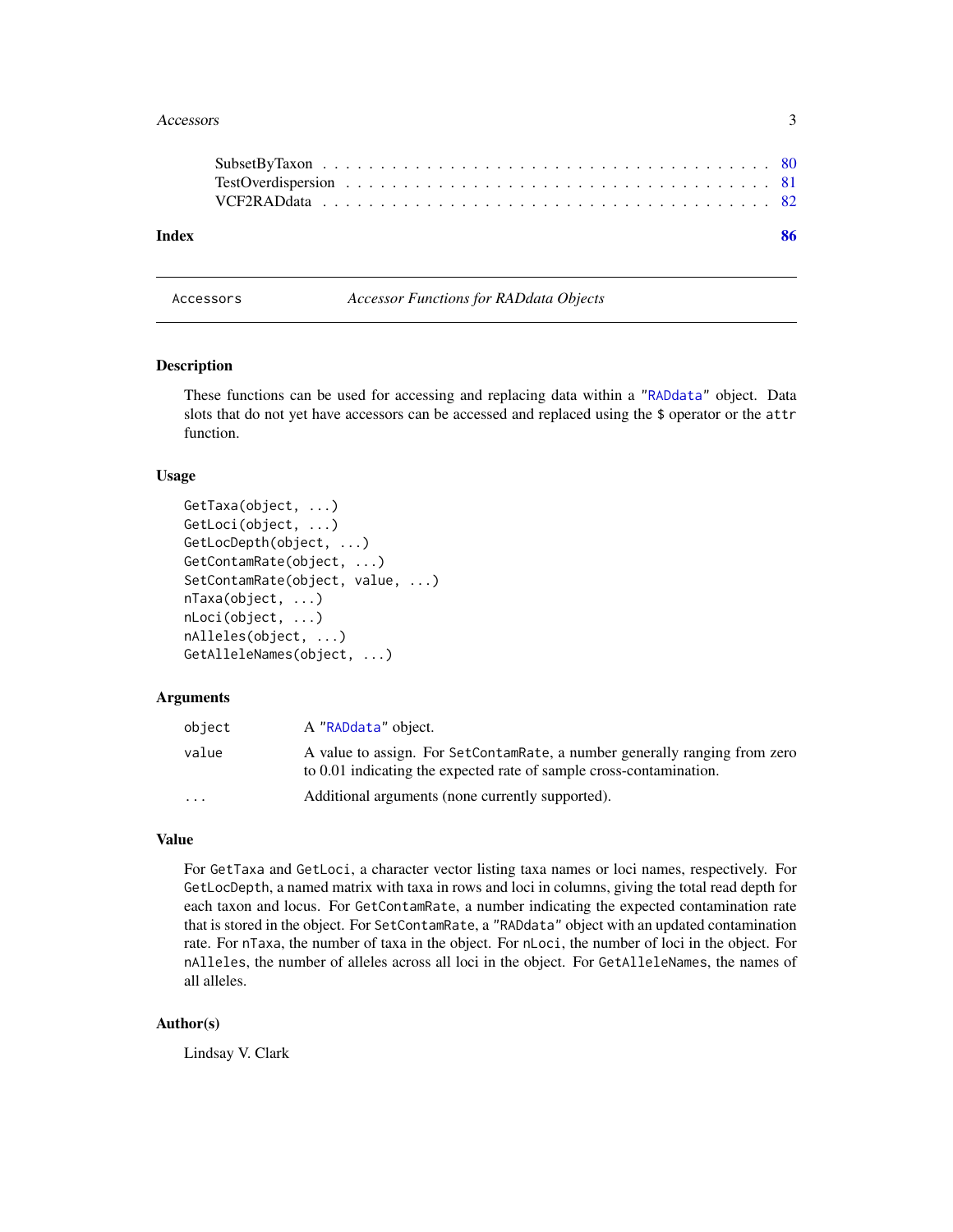SubsetByTaxon . . . . . . . . . . . . . . . . . . . . . . . . . . . . . . . . . . . . . 80
TestOverdispersion . . . . . . . . . . . . . . . . . . . . . . . . . . . . . . . . . . . 81
VCF2RADdata . . . . . . . . . . . . . . . . . . . . . . . . . . . . . . . . . . . . . 82

**Index** **86**

---

## Accessors — *Accessor Functions for RADdata Objects*

---

### Description

These functions can be used for accessing and replacing data within a "RADdata" object. Data slots that do not yet have accessors can be accessed and replaced using the $ operator or the `attr` function.

### Usage

```
GetTaxa(object, ...)
GetLoci(object, ...)
GetLocDepth(object, ...)
GetContamRate(object, ...)
SetContamRate(object, value, ...)
nTaxa(object, ...)
nLoci(object, ...)
nAlleles(object, ...)
GetAlleleNames(object, ...)
```

### Arguments

| | |
|---|---|
| `object` | A "RADdata" object. |
| `value` | A value to assign. For `SetContamRate`, a number generally ranging from zero to 0.01 indicating the expected rate of sample cross-contamination. |
| `...` | Additional arguments (none currently supported). |

### Value

For `GetTaxa` and `GetLoci`, a character vector listing taxa names or loci names, respectively. For `GetLocDepth`, a named matrix with taxa in rows and loci in columns, giving the total read depth for each taxon and locus. For `GetContamRate`, a number indicating the expected contamination rate that is stored in the object. For `SetContamRate`, a "RADdata" object with an updated contamination rate. For `nTaxa`, the number of taxa in the object. For `nLoci`, the number of loci in the object. For `nAlleles`, the number of alleles across all loci in the object. For `GetAlleleNames`, the names of all alleles.

### Author(s)

Lindsay V. Clark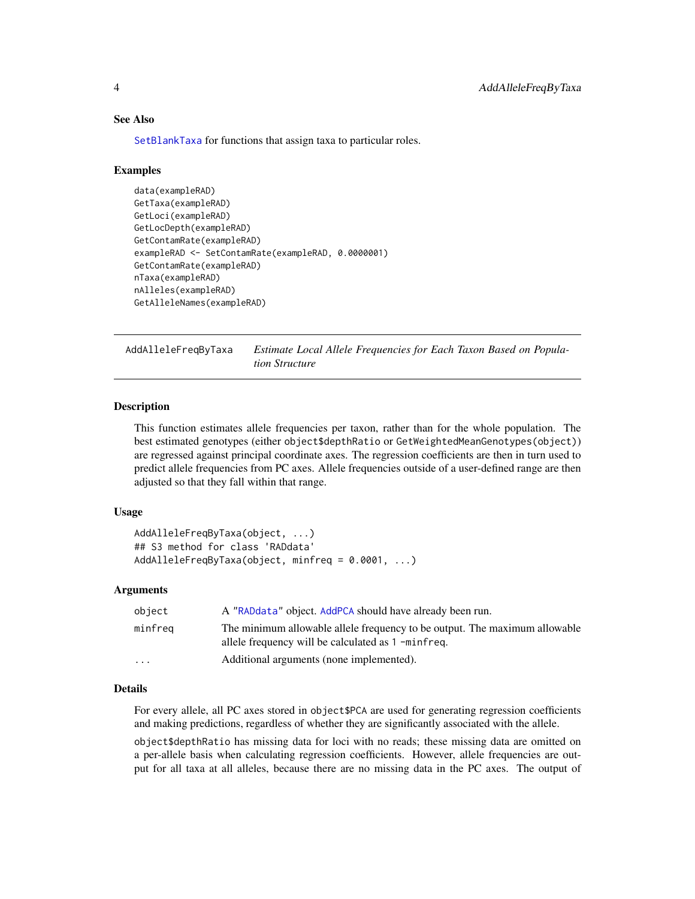### See Also

SetBlankTaxa for functions that assign taxa to particular roles.

### Examples

```
data(exampleRAD)
GetTaxa(exampleRAD)
GetLoci(exampleRAD)
GetLocDepth(exampleRAD)
GetContamRate(exampleRAD)
exampleRAD <- SetContamRate(exampleRAD, 0.0000001)
GetContamRate(exampleRAD)
nTaxa(exampleRAD)
nAlleles(exampleRAD)
GetAlleleNames(exampleRAD)
```

---

## AddAlleleFreqByTaxa — *Estimate Local Allele Frequencies for Each Taxon Based on Population Structure*

### Description

This function estimates allele frequencies per taxon, rather than for the whole population. The best estimated genotypes (either `object$depthRatio` or `GetWeightedMeanGenotypes(object)`) are regressed against principal coordinate axes. The regression coefficients are then in turn used to predict allele frequencies from PC axes. Allele frequencies outside of a user-defined range are then adjusted so that they fall within that range.

### Usage

```
AddAlleleFreqByTaxa(object, ...)
## S3 method for class 'RADdata'
AddAlleleFreqByTaxa(object, minfreq = 0.0001, ...)
```

### Arguments

| | |
|---|---|
| `object` | A "RADdata" object. AddPCA should have already been run. |
| `minfreq` | The minimum allowable allele frequency to be output. The maximum allowable allele frequency will be calculated as `1 -minfreq`. |
| `...` | Additional arguments (none implemented). |

### Details

For every allele, all PC axes stored in `object$PCA` are used for generating regression coefficients and making predictions, regardless of whether they are significantly associated with the allele.

`object$depthRatio` has missing data for loci with no reads; these missing data are omitted on a per-allele basis when calculating regression coefficients. However, allele frequencies are output for all taxa at all alleles, because there are no missing data in the PC axes. The output of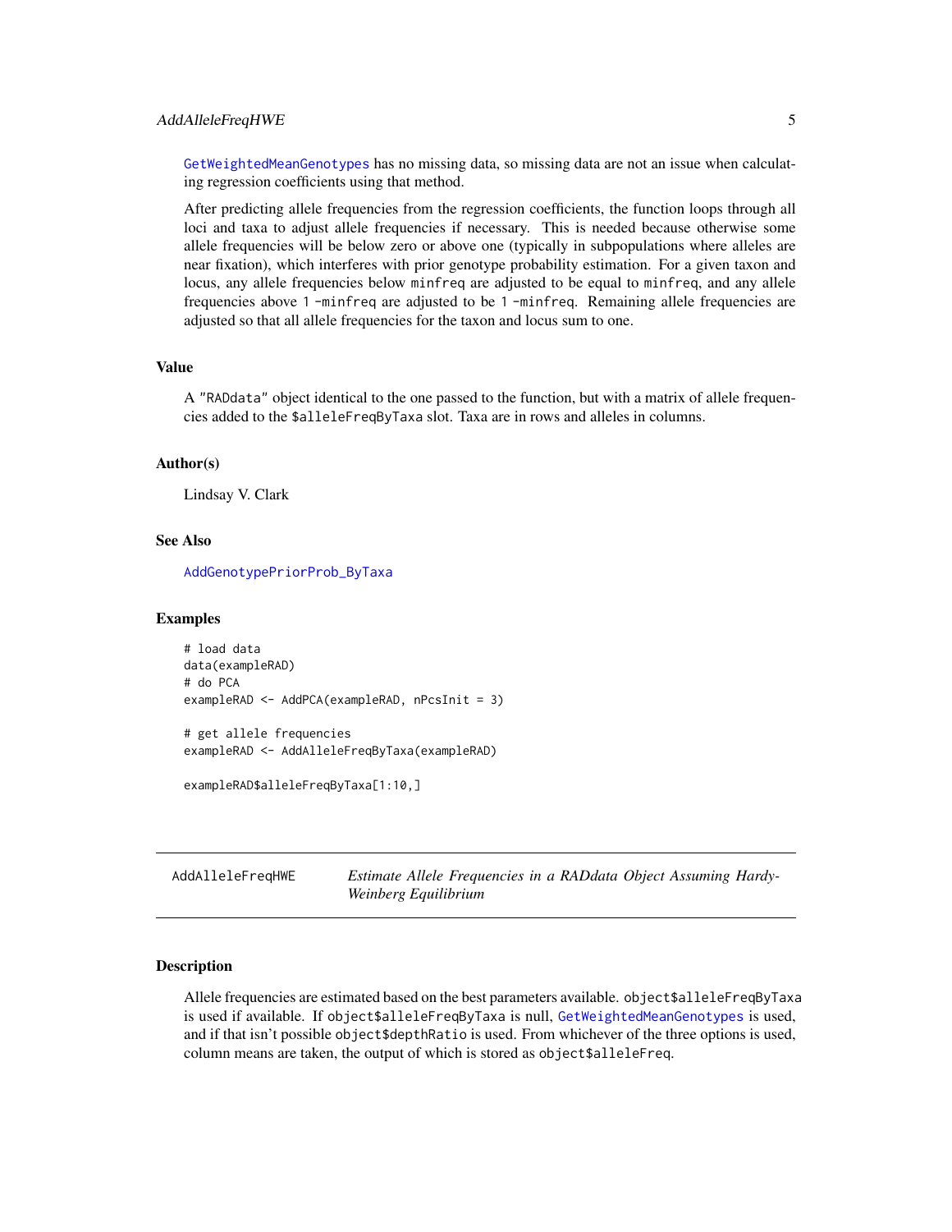GetWeightedMeanGenotypes has no missing data, so missing data are not an issue when calculating regression coefficients using that method.

After predicting allele frequencies from the regression coefficients, the function loops through all loci and taxa to adjust allele frequencies if necessary. This is needed because otherwise some allele frequencies will be below zero or above one (typically in subpopulations where alleles are near fixation), which interferes with prior genotype probability estimation. For a given taxon and locus, any allele frequencies below `minfreq` are adjusted to be equal to `minfreq`, and any allele frequencies above `1 -minfreq` are adjusted to be `1 -minfreq`. Remaining allele frequencies are adjusted so that all allele frequencies for the taxon and locus sum to one.

### Value

A "RADdata" object identical to the one passed to the function, but with a matrix of allele frequencies added to the `$alleleFreqByTaxa` slot. Taxa are in rows and alleles in columns.

### Author(s)

Lindsay V. Clark

### See Also

AddGenotypePriorProb_ByTaxa

### Examples

```
# load data
data(exampleRAD)
# do PCA
exampleRAD <- AddPCA(exampleRAD, nPcsInit = 3)

# get allele frequencies
exampleRAD <- AddAlleleFreqByTaxa(exampleRAD)

exampleRAD$alleleFreqByTaxa[1:10,]
```

---

## AddAlleleFreqHWE — *Estimate Allele Frequencies in a RADdata Object Assuming Hardy-Weinberg Equilibrium*

---

### Description

Allele frequencies are estimated based on the best parameters available. `object$alleleFreqByTaxa` is used if available. If `object$alleleFreqByTaxa` is null, GetWeightedMeanGenotypes is used, and if that isn't possible `object$depthRatio` is used. From whichever of the three options is used, column means are taken, the output of which is stored as `object$alleleFreq`.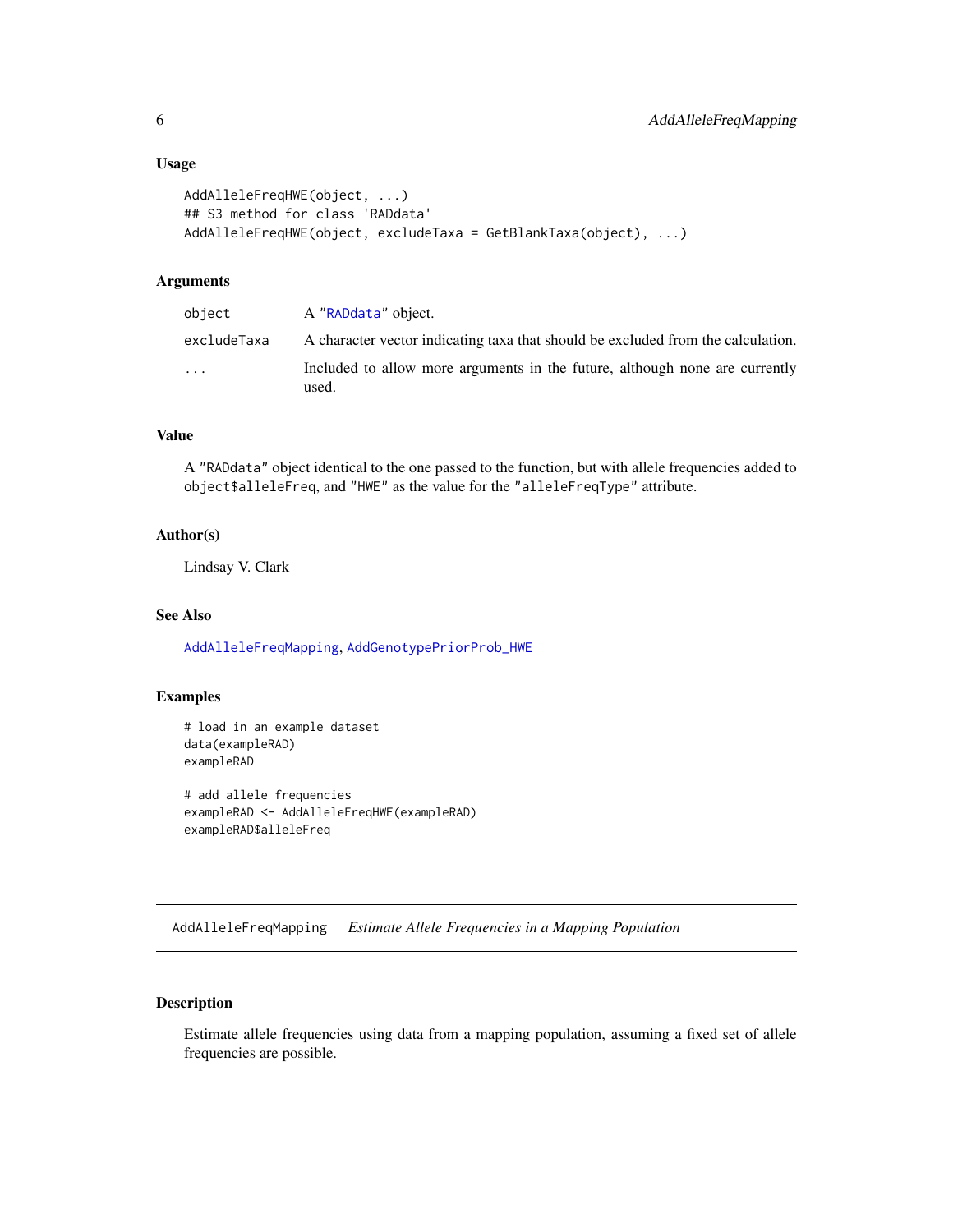### Usage

```
AddAlleleFreqHWE(object, ...)
## S3 method for class 'RADdata'
AddAlleleFreqHWE(object, excludeTaxa = GetBlankTaxa(object), ...)
```

### Arguments

| | |
|---|---|
| object | A "RADdata" object. |
| excludeTaxa | A character vector indicating taxa that should be excluded from the calculation. |
| ... | Included to allow more arguments in the future, although none are currently used. |

### Value

A "RADdata" object identical to the one passed to the function, but with allele frequencies added to `object$alleleFreq`, and "HWE" as the value for the "alleleFreqType" attribute.

### Author(s)

Lindsay V. Clark

### See Also

AddAlleleFreqMapping, AddGenotypePriorProb_HWE

### Examples

```
# load in an example dataset
data(exampleRAD)
exampleRAD

# add allele frequencies
exampleRAD <- AddAlleleFreqHWE(exampleRAD)
exampleRAD$alleleFreq
```

---

## AddAlleleFreqMapping *Estimate Allele Frequencies in a Mapping Population*

---

### Description

Estimate allele frequencies using data from a mapping population, assuming a fixed set of allele frequencies are possible.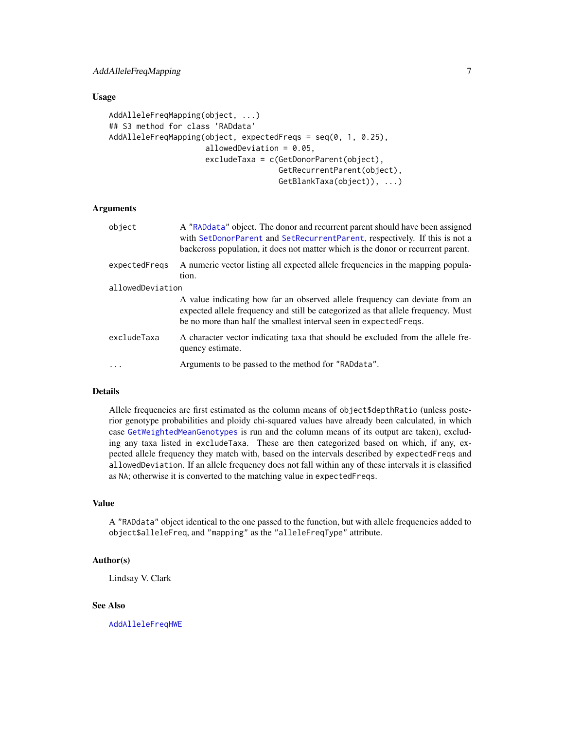### Usage

```
AddAlleleFreqMapping(object, ...)
## S3 method for class 'RADdata'
AddAlleleFreqMapping(object, expectedFreqs = seq(0, 1, 0.25),
                     allowedDeviation = 0.05,
                     excludeTaxa = c(GetDonorParent(object),
                                     GetRecurrentParent(object),
                                     GetBlankTaxa(object)), ...)
```

### Arguments

| | |
|---|---|
| `object` | A "`RADdata`" object. The donor and recurrent parent should have been assigned with `SetDonorParent` and `SetRecurrentParent`, respectively. If this is not a backcross population, it does not matter which is the donor or recurrent parent. |
| `expectedFreqs` | A numeric vector listing all expected allele frequencies in the mapping population. |
| `allowedDeviation` | A value indicating how far an observed allele frequency can deviate from an expected allele frequency and still be categorized as that allele frequency. Must be no more than half the smallest interval seen in `expectedFreqs`. |
| `excludeTaxa` | A character vector indicating taxa that should be excluded from the allele frequency estimate. |
| `...` | Arguments to be passed to the method for "`RADdata`". |

### Details

Allele frequencies are first estimated as the column means of `object$depthRatio` (unless posterior genotype probabilities and ploidy chi-squared values have already been calculated, in which case `GetWeightedMeanGenotypes` is run and the column means of its output are taken), excluding any taxa listed in `excludeTaxa`. These are then categorized based on which, if any, expected allele frequency they match with, based on the intervals described by `expectedFreqs` and `allowedDeviation`. If an allele frequency does not fall within any of these intervals it is classified as `NA`; otherwise it is converted to the matching value in `expectedFreqs`.

### Value

A "`RADdata`" object identical to the one passed to the function, but with allele frequencies added to `object$alleleFreq`, and "`mapping`" as the "`alleleFreqType`" attribute.

### Author(s)

Lindsay V. Clark

### See Also

`AddAlleleFreqHWE`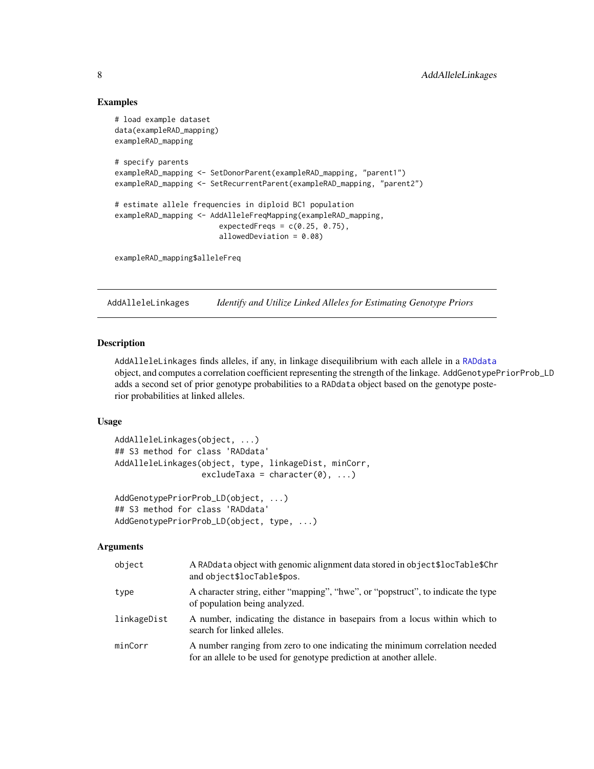## Examples

```
# load example dataset
data(exampleRAD_mapping)
exampleRAD_mapping

# specify parents
exampleRAD_mapping <- SetDonorParent(exampleRAD_mapping, "parent1")
exampleRAD_mapping <- SetRecurrentParent(exampleRAD_mapping, "parent2")

# estimate allele frequencies in diploid BC1 population
exampleRAD_mapping <- AddAlleleFreqMapping(exampleRAD_mapping,
                        expectedFreqs = c(0.25, 0.75),
                        allowedDeviation = 0.08)

exampleRAD_mapping$alleleFreq
```

---

# AddAlleleLinkages — *Identify and Utilize Linked Alleles for Estimating Genotype Priors*

---

## Description

AddAlleleLinkages finds alleles, if any, in linkage disequilibrium with each allele in a RADdata object, and computes a correlation coefficient representing the strength of the linkage. AddGenotypePriorProb_LD adds a second set of prior genotype probabilities to a RADdata object based on the genotype posterior probabilities at linked alleles.

## Usage

```
AddAlleleLinkages(object, ...)
## S3 method for class 'RADdata'
AddAlleleLinkages(object, type, linkageDist, minCorr,
                  excludeTaxa = character(0), ...)

AddGenotypePriorProb_LD(object, ...)
## S3 method for class 'RADdata'
AddGenotypePriorProb_LD(object, type, ...)
```

## Arguments

| | |
|---|---|
| object | A RADdata object with genomic alignment data stored in object$locTable$Chr and object$locTable$pos. |
| type | A character string, either "mapping", "hwe", or "popstruct", to indicate the type of population being analyzed. |
| linkageDist | A number, indicating the distance in basepairs from a locus within which to search for linked alleles. |
| minCorr | A number ranging from zero to one indicating the minimum correlation needed for an allele to be used for genotype prediction at another allele. |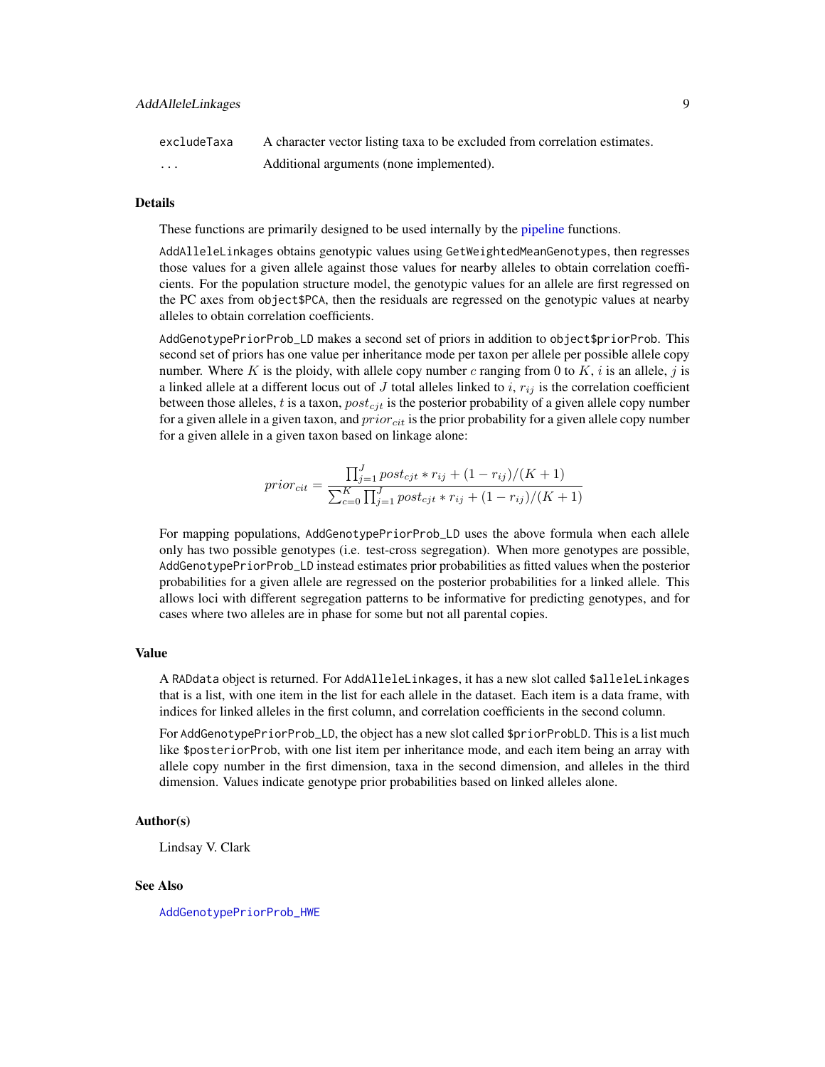| | |
|---|---|
| excludeTaxa | A character vector listing taxa to be excluded from correlation estimates. |
| ... | Additional arguments (none implemented). |

### Details

These functions are primarily designed to be used internally by the pipeline functions.

AddAlleleLinkages obtains genotypic values using GetWeightedMeanGenotypes, then regresses those values for a given allele against those values for nearby alleles to obtain correlation coefficients. For the population structure model, the genotypic values for an allele are first regressed on the PC axes from object$PCA, then the residuals are regressed on the genotypic values at nearby alleles to obtain correlation coefficients.

AddGenotypePriorProb_LD makes a second set of priors in addition to object$priorProb. This second set of priors has one value per inheritance mode per taxon per allele per possible allele copy number. Where $K$ is the ploidy, with allele copy number $c$ ranging from 0 to $K$, $i$ is an allele, $j$ is a linked allele at a different locus out of $J$ total alleles linked to $i$, $r_{ij}$ is the correlation coefficient between those alleles, $t$ is a taxon, $post_{cjt}$ is the posterior probability of a given allele copy number for a given allele in a given taxon, and $prior_{cit}$ is the prior probability for a given allele copy number for a given allele in a given taxon based on linkage alone:

$$prior_{cit} = \frac{\prod_{j=1}^{J} post_{cjt} * r_{ij} + (1 - r_{ij})/(K+1)}{\sum_{c=0}^{K} \prod_{j=1}^{J} post_{cjt} * r_{ij} + (1 - r_{ij})/(K+1)}$$

For mapping populations, AddGenotypePriorProb_LD uses the above formula when each allele only has two possible genotypes (i.e. test-cross segregation). When more genotypes are possible, AddGenotypePriorProb_LD instead estimates prior probabilities as fitted values when the posterior probabilities for a given allele are regressed on the posterior probabilities for a linked allele. This allows loci with different segregation patterns to be informative for predicting genotypes, and for cases where two alleles are in phase for some but not all parental copies.

### Value

A RADdata object is returned. For AddAlleleLinkages, it has a new slot called $alleleLinkages that is a list, with one item in the list for each allele in the dataset. Each item is a data frame, with indices for linked alleles in the first column, and correlation coefficients in the second column.

For AddGenotypePriorProb_LD, the object has a new slot called $priorProbLD. This is a list much like $posteriorProb, with one list item per inheritance mode, and each item being an array with allele copy number in the first dimension, taxa in the second dimension, and alleles in the third dimension. Values indicate genotype prior probabilities based on linked alleles alone.

### Author(s)

Lindsay V. Clark

### See Also

AddGenotypePriorProb_HWE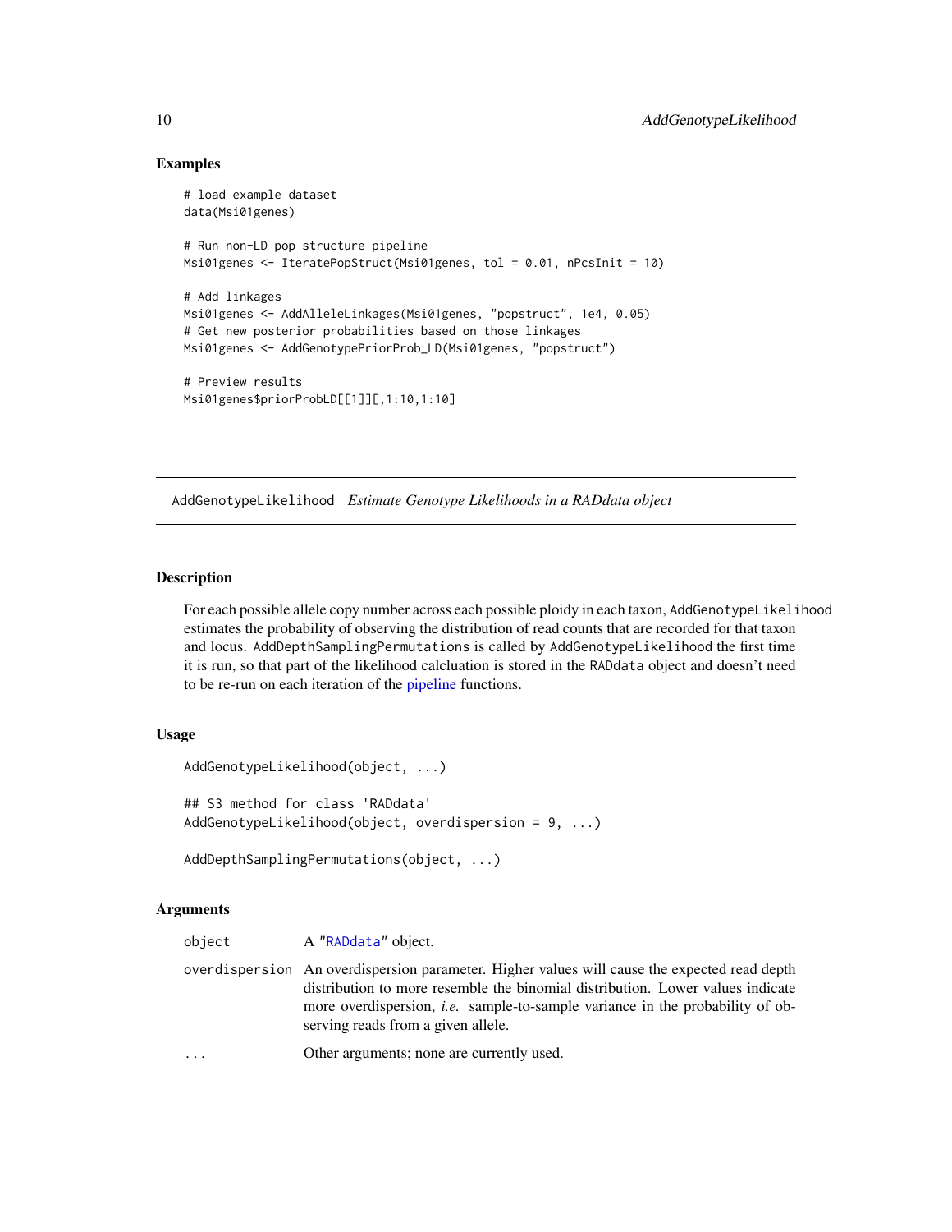## Examples

```
# load example dataset
data(Msi01genes)

# Run non-LD pop structure pipeline
Msi01genes <- IteratePopStruct(Msi01genes, tol = 0.01, nPcsInit = 10)

# Add linkages
Msi01genes <- AddAlleleLinkages(Msi01genes, "popstruct", 1e4, 0.05)
# Get new posterior probabilities based on those linkages
Msi01genes <- AddGenotypePriorProb_LD(Msi01genes, "popstruct")

# Preview results
Msi01genes$priorProbLD[[1]][,1:10,1:10]
```

---

# AddGenotypeLikelihood *Estimate Genotype Likelihoods in a RADdata object*

## Description

For each possible allele copy number across each possible ploidy in each taxon, `AddGenotypeLikelihood` estimates the probability of observing the distribution of read counts that are recorded for that taxon and locus. `AddDepthSamplingPermutations` is called by `AddGenotypeLikelihood` the first time it is run, so that part of the likelihood calcluation is stored in the `RADdata` object and doesn't need to be re-run on each iteration of the pipeline functions.

## Usage

```
AddGenotypeLikelihood(object, ...)

## S3 method for class 'RADdata'
AddGenotypeLikelihood(object, overdispersion = 9, ...)

AddDepthSamplingPermutations(object, ...)
```

## Arguments

| | |
|---|---|
| `object` | A "`RADdata`" object. |
| `overdispersion` | An overdispersion parameter. Higher values will cause the expected read depth distribution to more resemble the binomial distribution. Lower values indicate more overdispersion, *i.e.* sample-to-sample variance in the probability of observing reads from a given allele. |
| `...` | Other arguments; none are currently used. |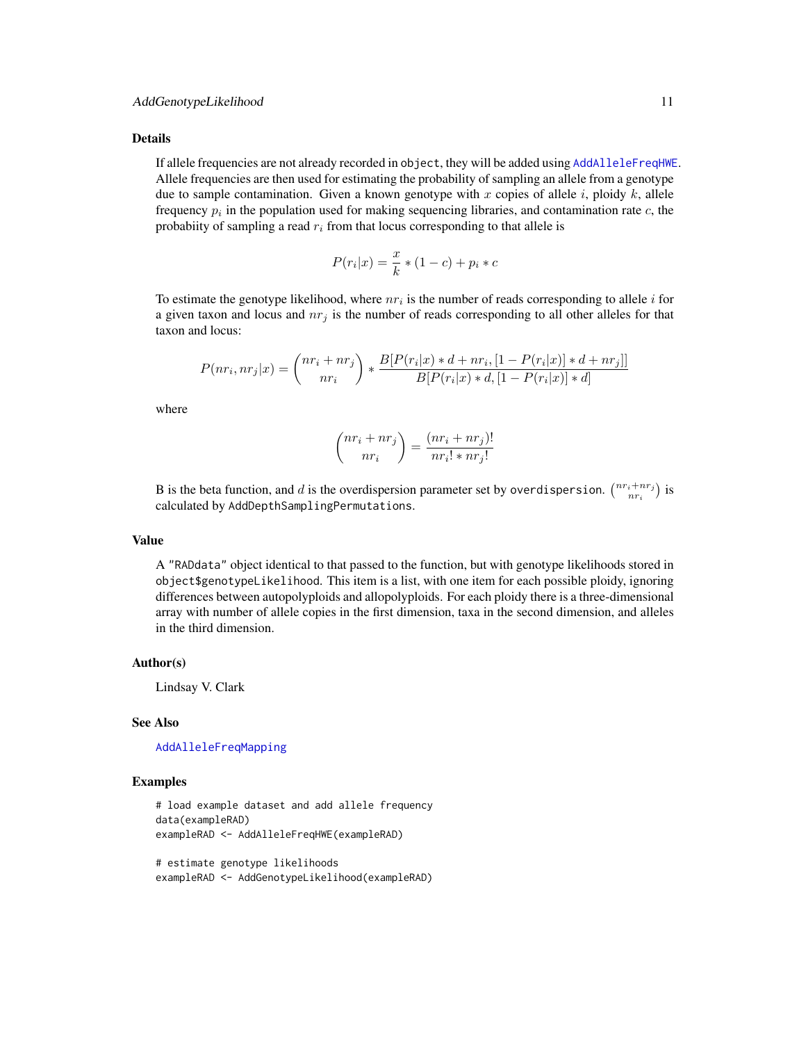## Details

If allele frequencies are not already recorded in `object`, they will be added using `AddAlleleFreqHWE`. Allele frequencies are then used for estimating the probability of sampling an allele from a genotype due to sample contamination. Given a known genotype with $x$ copies of allele $i$, ploidy $k$, allele frequency $p_i$ in the population used for making sequencing libraries, and contamination rate $c$, the probabiity of sampling a read $r_i$ from that locus corresponding to that allele is

$$P(r_i|x) = \frac{x}{k} * (1 - c) + p_i * c$$

To estimate the genotype likelihood, where $nr_i$ is the number of reads corresponding to allele $i$ for a given taxon and locus and $nr_j$ is the number of reads corresponding to all other alleles for that taxon and locus:

$$P(nr_i, nr_j|x) = \binom{nr_i + nr_j}{nr_i} * \frac{B[P(r_i|x) * d + nr_i, [1 - P(r_i|x)] * d + nr_j]]}{B[P(r_i|x) * d, [1 - P(r_i|x)] * d]}$$

where

$$\binom{nr_i + nr_j}{nr_i} = \frac{(nr_i + nr_j)!}{nr_i! * nr_j!}$$

B is the beta function, and $d$ is the overdispersion parameter set by `overdispersion`. $\binom{nr_i+nr_j}{nr_i}$ is calculated by `AddDepthSamplingPermutations`.

## Value

A "RADdata" object identical to that passed to the function, but with genotype likelihoods stored in `object$genotypeLikelihood`. This item is a list, with one item for each possible ploidy, ignoring differences between autopolyploids and allopolyploids. For each ploidy there is a three-dimensional array with number of allele copies in the first dimension, taxa in the second dimension, and alleles in the third dimension.

## Author(s)

Lindsay V. Clark

## See Also

`AddAlleleFreqMapping`

## Examples

```
# load example dataset and add allele frequency
data(exampleRAD)
exampleRAD <- AddAlleleFreqHWE(exampleRAD)

# estimate genotype likelihoods
exampleRAD <- AddGenotypeLikelihood(exampleRAD)
```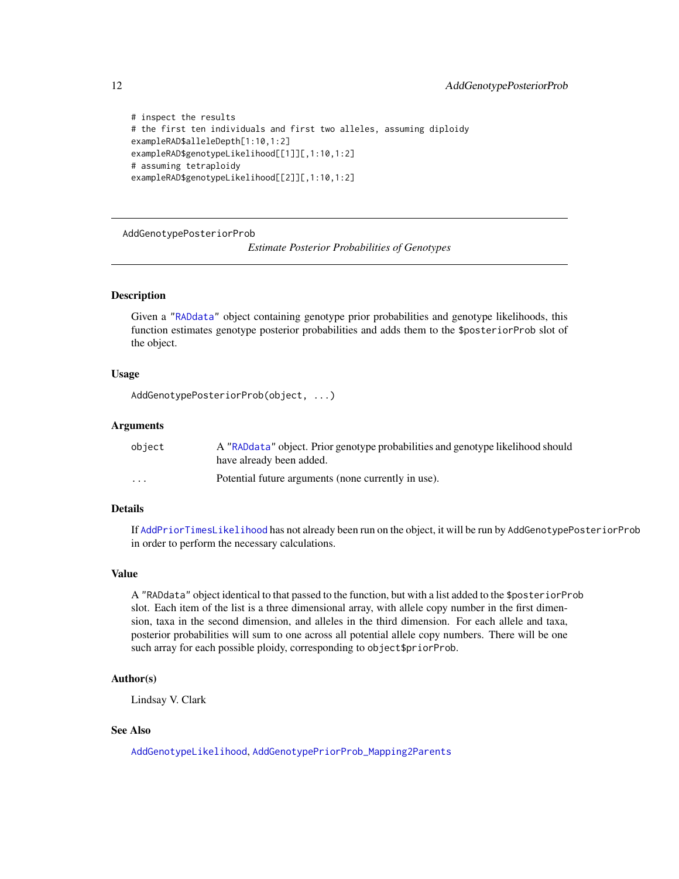```
# inspect the results
# the first ten individuals and first two alleles, assuming diploidy
exampleRAD$alleleDepth[1:10,1:2]
exampleRAD$genotypeLikelihood[[1]][,1:10,1:2]
# assuming tetraploidy
exampleRAD$genotypeLikelihood[[2]][,1:10,1:2]
```

---

## AddGenotypePosteriorProb — *Estimate Posterior Probabilities of Genotypes*

---

### Description

Given a "RADdata" object containing genotype prior probabilities and genotype likelihoods, this function estimates genotype posterior probabilities and adds them to the $posteriorProb slot of the object.

### Usage

```
AddGenotypePosteriorProb(object, ...)
```

### Arguments

| | |
|---|---|
| object | A "RADdata" object. Prior genotype probabilities and genotype likelihood should have already been added. |
| ... | Potential future arguments (none currently in use). |

### Details

If AddPriorTimesLikelihood has not already been run on the object, it will be run by AddGenotypePosteriorProb in order to perform the necessary calculations.

### Value

A "RADdata" object identical to that passed to the function, but with a list added to the $posteriorProb slot. Each item of the list is a three dimensional array, with allele copy number in the first dimension, taxa in the second dimension, and alleles in the third dimension. For each allele and taxa, posterior probabilities will sum to one across all potential allele copy numbers. There will be one such array for each possible ploidy, corresponding to object$priorProb.

### Author(s)

Lindsay V. Clark

### See Also

AddGenotypeLikelihood, AddGenotypePriorProb_Mapping2Parents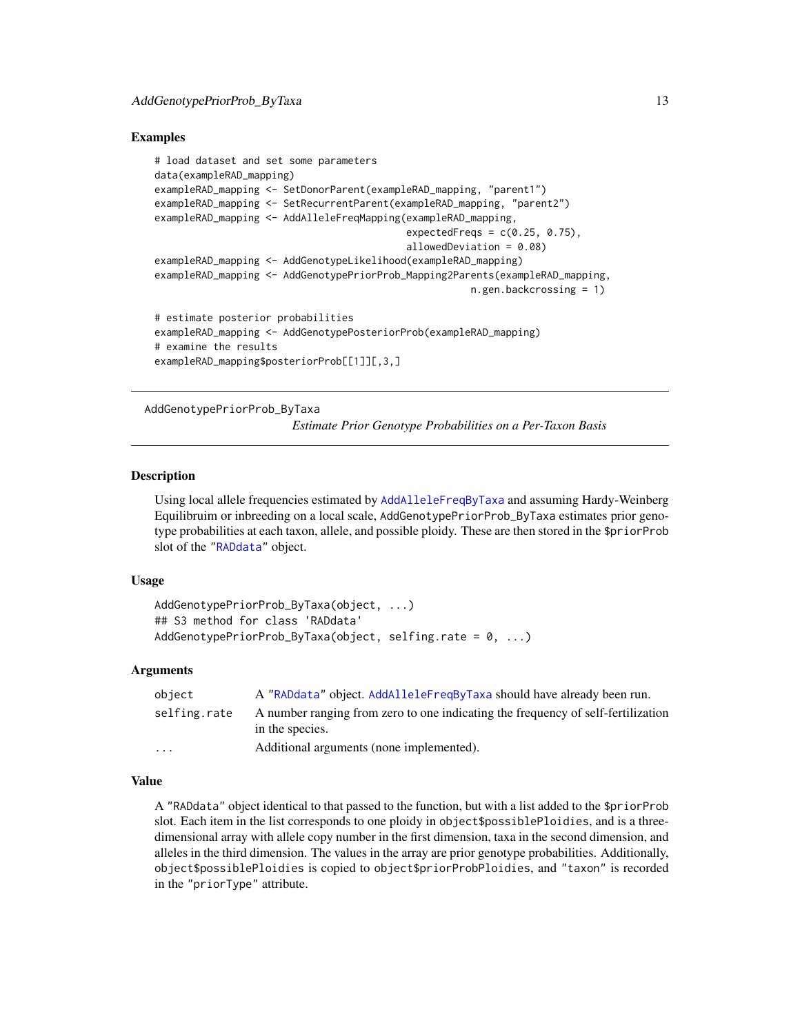### Examples

```
# load dataset and set some parameters
data(exampleRAD_mapping)
exampleRAD_mapping <- SetDonorParent(exampleRAD_mapping, "parent1")
exampleRAD_mapping <- SetRecurrentParent(exampleRAD_mapping, "parent2")
exampleRAD_mapping <- AddAlleleFreqMapping(exampleRAD_mapping,
                                           expectedFreqs = c(0.25, 0.75),
                                           allowedDeviation = 0.08)
exampleRAD_mapping <- AddGenotypeLikelihood(exampleRAD_mapping)
exampleRAD_mapping <- AddGenotypePriorProb_Mapping2Parents(exampleRAD_mapping,
                                                      n.gen.backcrossing = 1)

# estimate posterior probabilities
exampleRAD_mapping <- AddGenotypePosteriorProb(exampleRAD_mapping)
# examine the results
exampleRAD_mapping$posteriorProb[[1]][,3,]
```

---

## AddGenotypePriorProb_ByTaxa

*Estimate Prior Genotype Probabilities on a Per-Taxon Basis*

---

### Description

Using local allele frequencies estimated by AddAlleleFreqByTaxa and assuming Hardy-Weinberg Equilibruim or inbreeding on a local scale, AddGenotypePriorProb_ByTaxa estimates prior genotype probabilities at each taxon, allele, and possible ploidy. These are then stored in the $priorProb slot of the "RADdata" object.

### Usage

```
AddGenotypePriorProb_ByTaxa(object, ...)
## S3 method for class 'RADdata'
AddGenotypePriorProb_ByTaxa(object, selfing.rate = 0, ...)
```

### Arguments

| | |
|---|---|
| object | A "RADdata" object. AddAlleleFreqByTaxa should have already been run. |
| selfing.rate | A number ranging from zero to one indicating the frequency of self-fertilization in the species. |
| ... | Additional arguments (none implemented). |

### Value

A "RADdata" object identical to that passed to the function, but with a list added to the $priorProb slot. Each item in the list corresponds to one ploidy in object$possiblePloidies, and is a three-dimensional array with allele copy number in the first dimension, taxa in the second dimension, and alleles in the third dimension. The values in the array are prior genotype probabilities. Additionally, object$possiblePloidies is copied to object$priorProbPloidies, and "taxon" is recorded in the "priorType" attribute.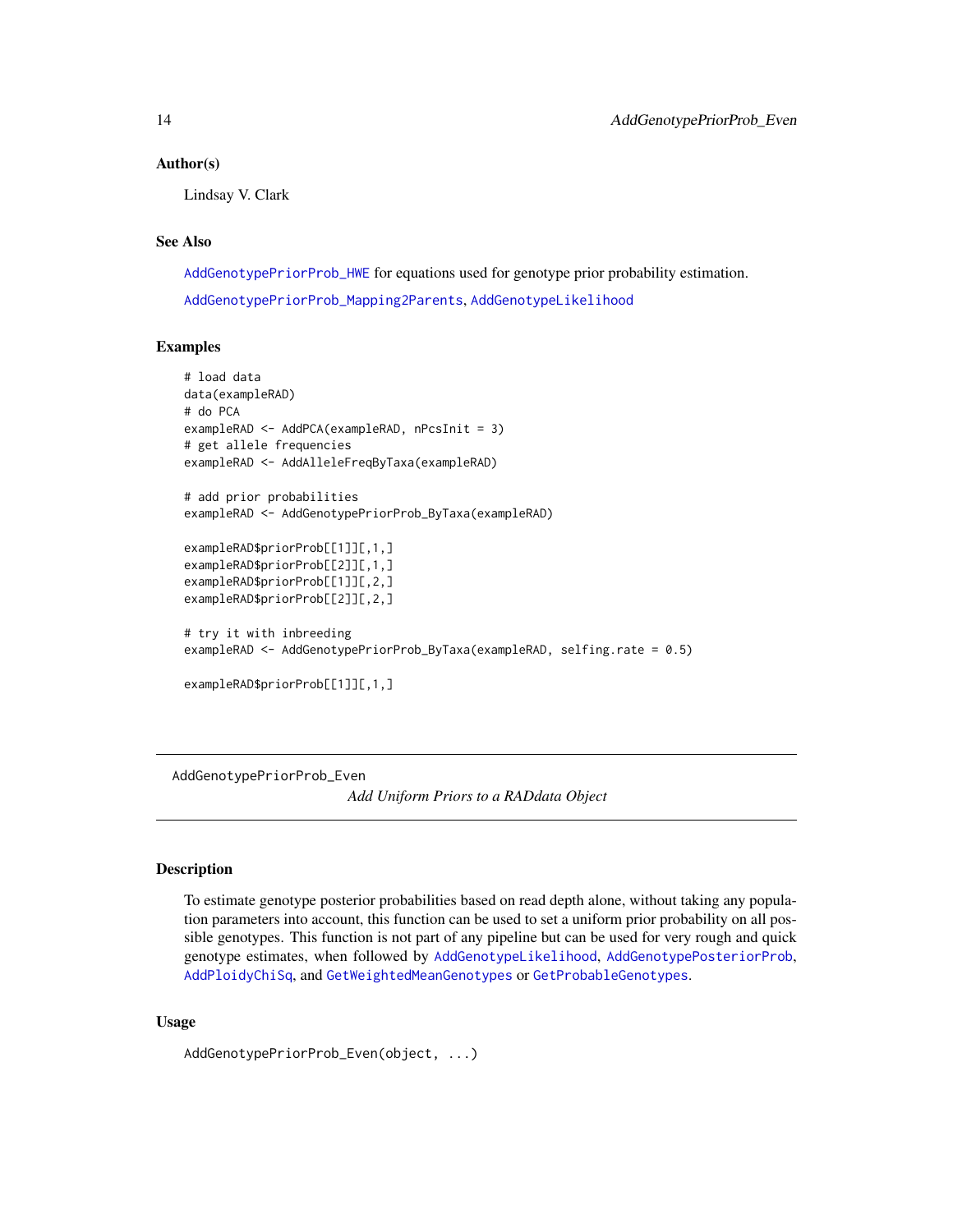### Author(s)

Lindsay V. Clark

### See Also

AddGenotypePriorProb_HWE for equations used for genotype prior probability estimation.

AddGenotypePriorProb_Mapping2Parents, AddGenotypeLikelihood

### Examples

```
# load data
data(exampleRAD)
# do PCA
exampleRAD <- AddPCA(exampleRAD, nPcsInit = 3)
# get allele frequencies
exampleRAD <- AddAlleleFreqByTaxa(exampleRAD)

# add prior probabilities
exampleRAD <- AddGenotypePriorProb_ByTaxa(exampleRAD)

exampleRAD$priorProb[[1]][,1,]
exampleRAD$priorProb[[2]][,1,]
exampleRAD$priorProb[[1]][,2,]
exampleRAD$priorProb[[2]][,2,]

# try it with inbreeding
exampleRAD <- AddGenotypePriorProb_ByTaxa(exampleRAD, selfing.rate = 0.5)

exampleRAD$priorProb[[1]][,1,]
```

---

## AddGenotypePriorProb_Even — *Add Uniform Priors to a RADdata Object*

### Description

To estimate genotype posterior probabilities based on read depth alone, without taking any population parameters into account, this function can be used to set a uniform prior probability on all possible genotypes. This function is not part of any pipeline but can be used for very rough and quick genotype estimates, when followed by AddGenotypeLikelihood, AddGenotypePosteriorProb, AddPloidyChiSq, and GetWeightedMeanGenotypes or GetProbableGenotypes.

### Usage

```
AddGenotypePriorProb_Even(object, ...)
```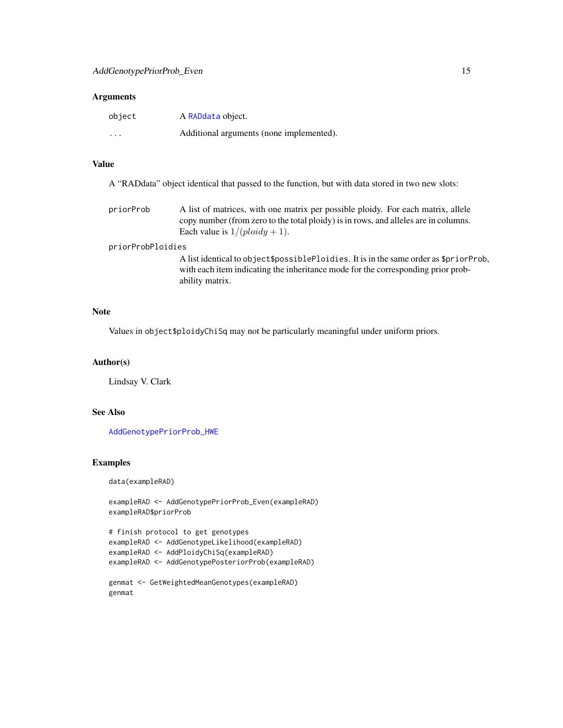### Arguments

| | |
|---|---|
| `object` | A RADdata object. |
| `...` | Additional arguments (none implemented). |

### Value

A "RADdata" object identical that passed to the function, but with data stored in two new slots:

| | |
|---|---|
| `priorProb` | A list of matrices, with one matrix per possible ploidy. For each matrix, allele copy number (from zero to the total ploidy) is in rows, and alleles are in columns. Each value is $1/(ploidy + 1)$. |
| `priorProbPloidies` | A list identical to `object$possiblePloidies`. It is in the same order as `$priorProb`, with each item indicating the inheritance mode for the corresponding prior probability matrix. |

### Note

Values in `object$ploidyChiSq` may not be particularly meaningful under uniform priors.

### Author(s)

Lindsay V. Clark

### See Also

AddGenotypePriorProb_HWE

### Examples

```
data(exampleRAD)

exampleRAD <- AddGenotypePriorProb_Even(exampleRAD)
exampleRAD$priorProb

# finish protocol to get genotypes
exampleRAD <- AddGenotypeLikelihood(exampleRAD)
exampleRAD <- AddPloidyChiSq(exampleRAD)
exampleRAD <- AddGenotypePosteriorProb(exampleRAD)

genmat <- GetWeightedMeanGenotypes(exampleRAD)
genmat
```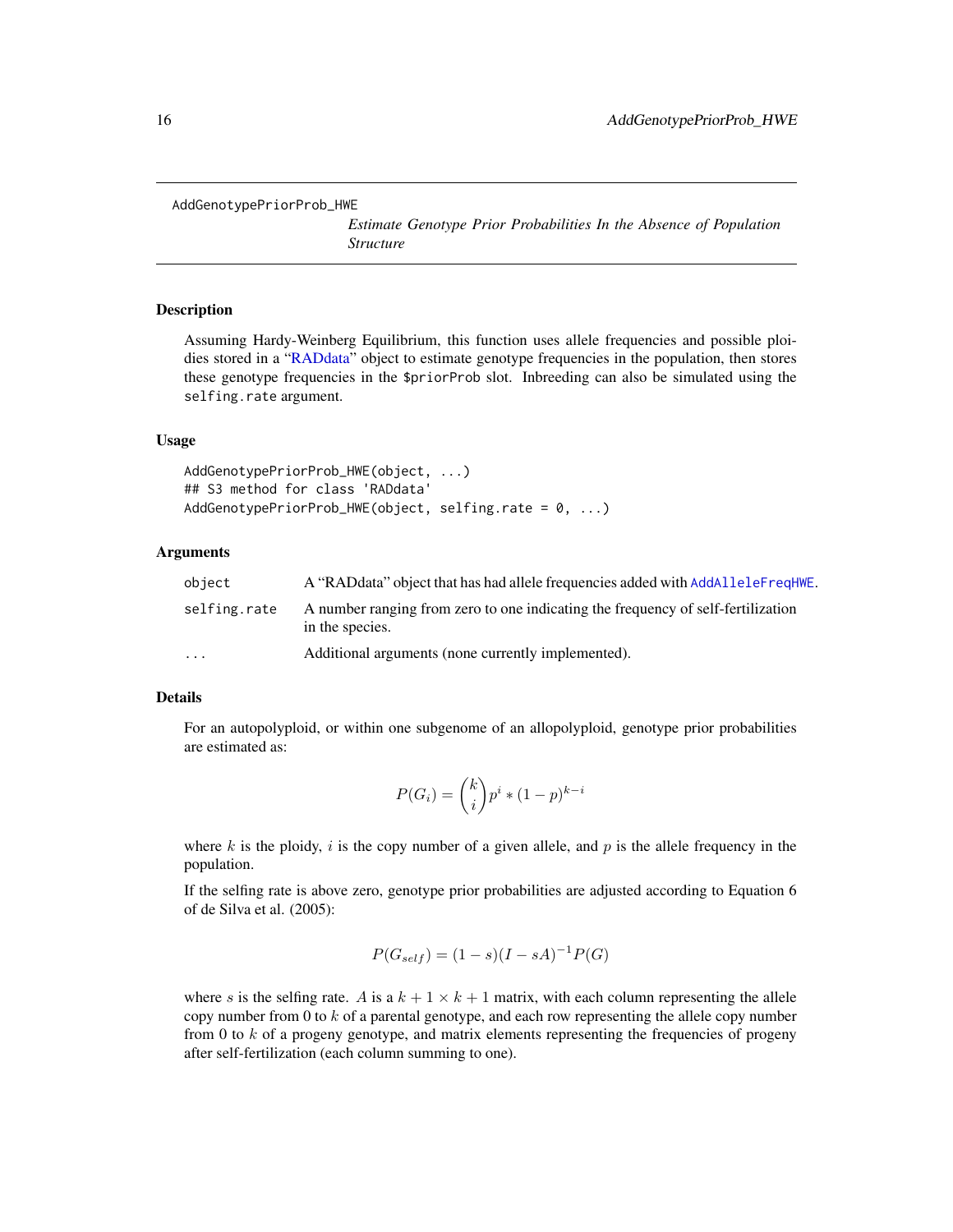AddGenotypePriorProb_HWE

*Estimate Genotype Prior Probabilities In the Absence of Population Structure*

## Description

Assuming Hardy-Weinberg Equilibrium, this function uses allele frequencies and possible ploidies stored in a "RADdata" object to estimate genotype frequencies in the population, then stores these genotype frequencies in the `$priorProb` slot. Inbreeding can also be simulated using the `selfing.rate` argument.

## Usage

```
AddGenotypePriorProb_HWE(object, ...)
## S3 method for class 'RADdata'
AddGenotypePriorProb_HWE(object, selfing.rate = 0, ...)
```

## Arguments

| | |
|---|---|
| `object` | A "RADdata" object that has had allele frequencies added with `AddAlleleFreqHWE`. |
| `selfing.rate` | A number ranging from zero to one indicating the frequency of self-fertilization in the species. |
| `...` | Additional arguments (none currently implemented). |

## Details

For an autopolyploid, or within one subgenome of an allopolyploid, genotype prior probabilities are estimated as:

$$P(G_i) = \binom{k}{i} p^i * (1-p)^{k-i}$$

where $k$ is the ploidy, $i$ is the copy number of a given allele, and $p$ is the allele frequency in the population.

If the selfing rate is above zero, genotype prior probabilities are adjusted according to Equation 6 of de Silva et al. (2005):

$$P(G_{self}) = (1-s)(I - sA)^{-1} P(G)$$

where $s$ is the selfing rate. $A$ is a $k+1 \times k+1$ matrix, with each column representing the allele copy number from 0 to $k$ of a parental genotype, and each row representing the allele copy number from 0 to $k$ of a progeny genotype, and matrix elements representing the frequencies of progeny after self-fertilization (each column summing to one).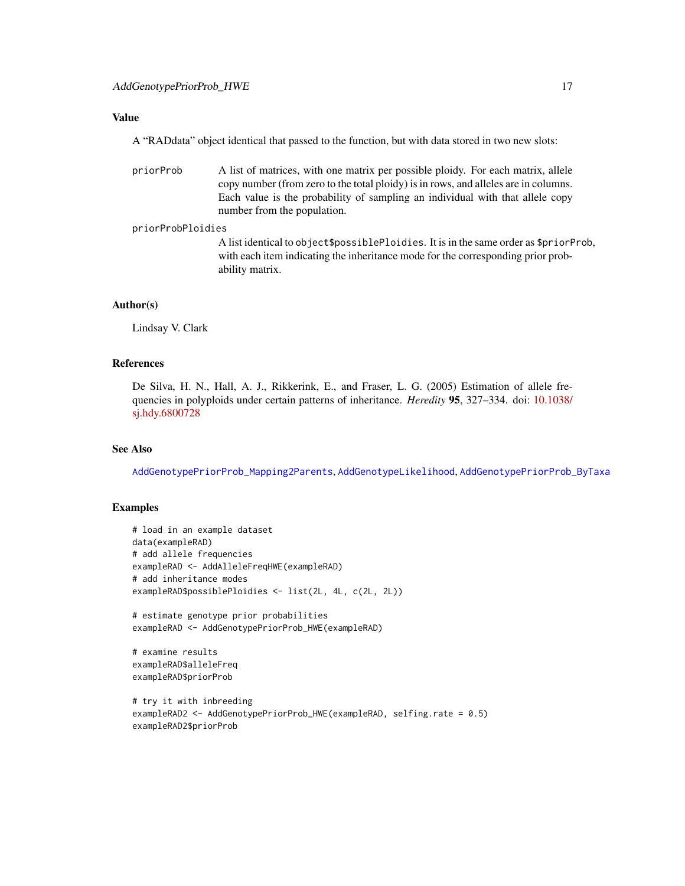## Value

A "RADdata" object identical that passed to the function, but with data stored in two new slots:

**priorProb** A list of matrices, with one matrix per possible ploidy. For each matrix, allele copy number (from zero to the total ploidy) is in rows, and alleles are in columns. Each value is the probability of sampling an individual with that allele copy number from the population.

**priorProbPloidies** A list identical to `object$possiblePloidies`. It is in the same order as `$priorProb`, with each item indicating the inheritance mode for the corresponding prior probability matrix.

## Author(s)

Lindsay V. Clark

## References

De Silva, H. N., Hall, A. J., Rikkerink, E., and Fraser, L. G. (2005) Estimation of allele frequencies in polyploids under certain patterns of inheritance. *Heredity* **95**, 327–334. doi: 10.1038/sj.hdy.6800728

## See Also

AddGenotypePriorProb_Mapping2Parents, AddGenotypeLikelihood, AddGenotypePriorProb_ByTaxa

## Examples

```
# load in an example dataset
data(exampleRAD)
# add allele frequencies
exampleRAD <- AddAlleleFreqHWE(exampleRAD)
# add inheritance modes
exampleRAD$possiblePloidies <- list(2L, 4L, c(2L, 2L))

# estimate genotype prior probabilities
exampleRAD <- AddGenotypePriorProb_HWE(exampleRAD)

# examine results
exampleRAD$alleleFreq
exampleRAD$priorProb

# try it with inbreeding
exampleRAD2 <- AddGenotypePriorProb_HWE(exampleRAD, selfing.rate = 0.5)
exampleRAD2$priorProb
```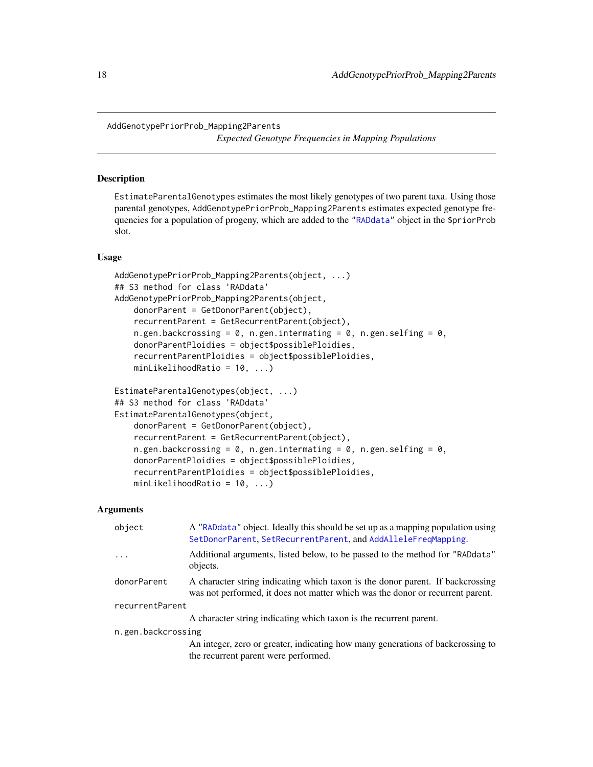## AddGenotypePriorProb_Mapping2Parents

*Expected Genotype Frequencies in Mapping Populations*

### Description

`EstimateParentalGenotypes` estimates the most likely genotypes of two parent taxa. Using those parental genotypes, `AddGenotypePriorProb_Mapping2Parents` estimates expected genotype frequencies for a population of progeny, which are added to the "RADdata" object in the `$priorProb` slot.

### Usage

```
AddGenotypePriorProb_Mapping2Parents(object, ...)
## S3 method for class 'RADdata'
AddGenotypePriorProb_Mapping2Parents(object,
    donorParent = GetDonorParent(object),
    recurrentParent = GetRecurrentParent(object),
    n.gen.backcrossing = 0, n.gen.intermating = 0, n.gen.selfing = 0,
    donorParentPloidies = object$possiblePloidies,
    recurrentParentPloidies = object$possiblePloidies,
    minLikelihoodRatio = 10, ...)

EstimateParentalGenotypes(object, ...)
## S3 method for class 'RADdata'
EstimateParentalGenotypes(object,
    donorParent = GetDonorParent(object),
    recurrentParent = GetRecurrentParent(object),
    n.gen.backcrossing = 0, n.gen.intermating = 0, n.gen.selfing = 0,
    donorParentPloidies = object$possiblePloidies,
    recurrentParentPloidies = object$possiblePloidies,
    minLikelihoodRatio = 10, ...)
```

### Arguments

`object` — A "RADdata" object. Ideally this should be set up as a mapping population using SetDonorParent, SetRecurrentParent, and AddAlleleFreqMapping.

`...` — Additional arguments, listed below, to be passed to the method for "RADdata" objects.

`donorParent` — A character string indicating which taxon is the donor parent. If backcrossing was not performed, it does not matter which was the donor or recurrent parent.

`recurrentParent` — A character string indicating which taxon is the recurrent parent.

`n.gen.backcrossing` — An integer, zero or greater, indicating how many generations of backcrossing to the recurrent parent were performed.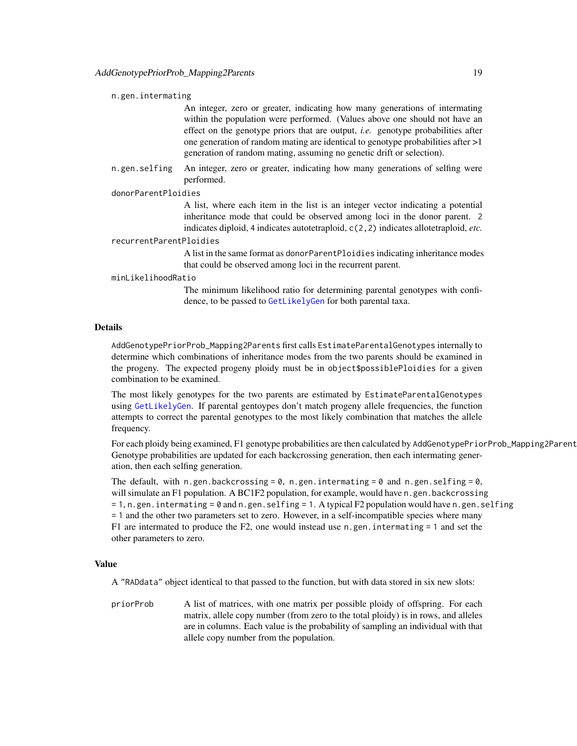n.gen.intermating

An integer, zero or greater, indicating how many generations of intermating within the population were performed. (Values above one should not have an effect on the genotype priors that are output, *i.e.* genotype probabilities after one generation of random mating are identical to genotype probabilities after >1 generation of random mating, assuming no genetic drift or selection).

n.gen.selfing

An integer, zero or greater, indicating how many generations of selfing were performed.

donorParentPloidies

A list, where each item in the list is an integer vector indicating a potential inheritance mode that could be observed among loci in the donor parent. 2 indicates diploid, 4 indicates autotetraploid, c(2,2) indicates allotetraploid, *etc.*

recurrentParentPloidies

A list in the same format as donorParentPloidies indicating inheritance modes that could be observed among loci in the recurrent parent.

minLikelihoodRatio

The minimum likelihood ratio for determining parental genotypes with confidence, to be passed to GetLikelyGen for both parental taxa.

## Details

AddGenotypePriorProb_Mapping2Parents first calls EstimateParentalGenotypes internally to determine which combinations of inheritance modes from the two parents should be examined in the progeny. The expected progeny ploidy must be in object$possiblePloidies for a given combination to be examined.

The most likely genotypes for the two parents are estimated by EstimateParentalGenotypes using GetLikelyGen. If parental gentoypes don't match progeny allele frequencies, the function attempts to correct the parental genotypes to the most likely combination that matches the allele frequency.

For each ploidy being examined, F1 genotype probabilities are then calculated by AddGenotypePriorProb_Mapping2Parent Genotype probabilities are updated for each backcrossing generation, then each intermating generation, then each selfing generation.

The default, with n.gen.backcrossing = 0, n.gen.intermating = 0 and n.gen.selfing = 0, will simulate an F1 population. A BC1F2 population, for example, would have n.gen.backcrossing = 1, n.gen.intermating = 0 and n.gen.selfing = 1. A typical F2 population would have n.gen.selfing = 1 and the other two parameters set to zero. However, in a self-incompatible species where many F1 are intermated to produce the F2, one would instead use n.gen.intermating = 1 and set the other parameters to zero.

## Value

A "RADdata" object identical to that passed to the function, but with data stored in six new slots:

priorProb

A list of matrices, with one matrix per possible ploidy of offspring. For each matrix, allele copy number (from zero to the total ploidy) is in rows, and alleles are in columns. Each value is the probability of sampling an individual with that allele copy number from the population.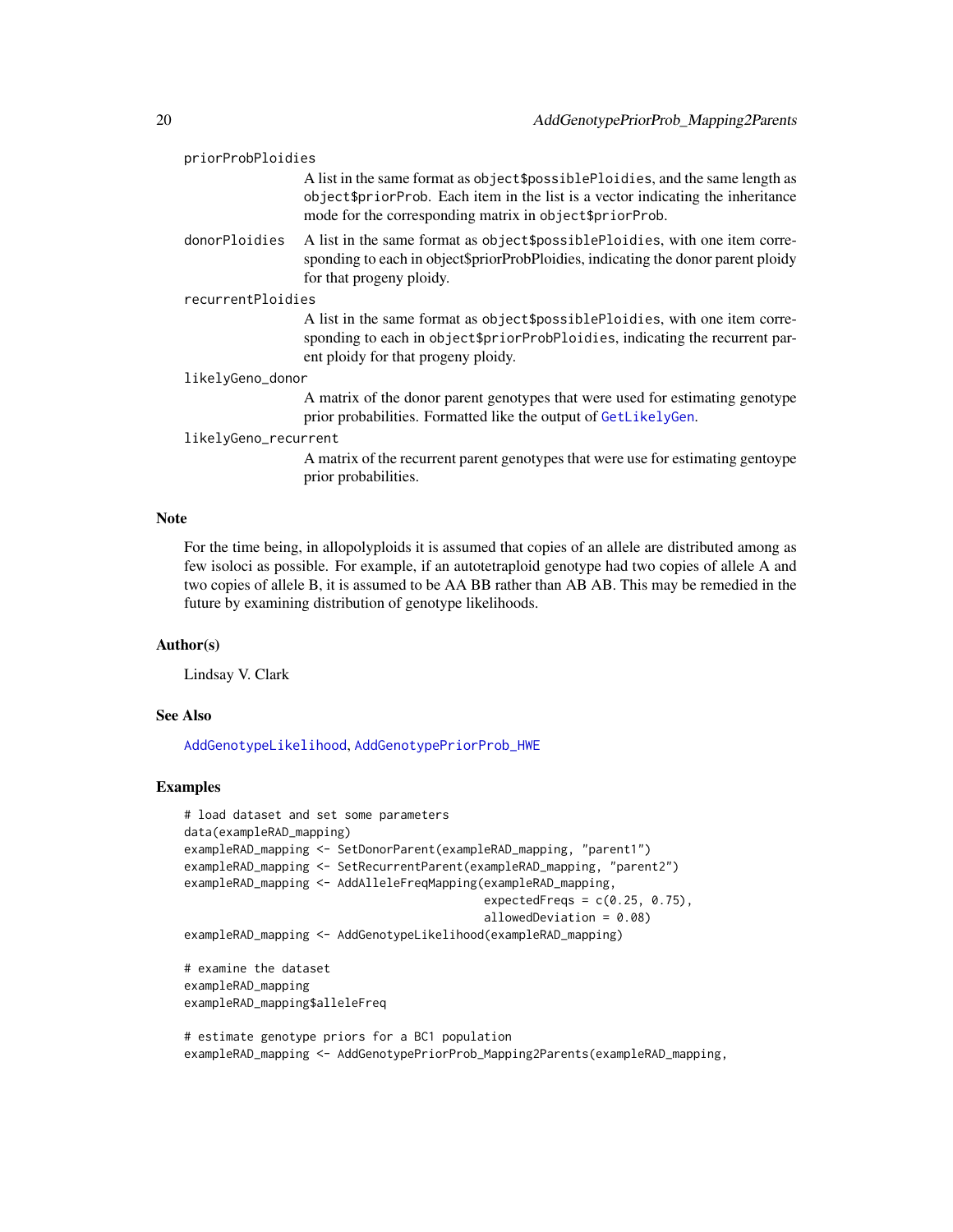priorProbPloidies
: A list in the same format as `object$possiblePloidies`, and the same length as `object$priorProb`. Each item in the list is a vector indicating the inheritance mode for the corresponding matrix in `object$priorProb`.

donorPloidies
: A list in the same format as `object$possiblePloidies`, with one item corresponding to each in object$priorProbPloidies, indicating the donor parent ploidy for that progeny ploidy.

recurrentPloidies
: A list in the same format as `object$possiblePloidies`, with one item corresponding to each in `object$priorProbPloidies`, indicating the recurrent parent ploidy for that progeny ploidy.

likelyGeno_donor
: A matrix of the donor parent genotypes that were used for estimating genotype prior probabilities. Formatted like the output of `GetLikelyGen`.

likelyGeno_recurrent
: A matrix of the recurrent parent genotypes that were use for estimating gentoype prior probabilities.

## Note

For the time being, in allopolyploids it is assumed that copies of an allele are distributed among as few isoloci as possible. For example, if an autotetraploid genotype had two copies of allele A and two copies of allele B, it is assumed to be AA BB rather than AB AB. This may be remedied in the future by examining distribution of genotype likelihoods.

## Author(s)

Lindsay V. Clark

## See Also

`AddGenotypeLikelihood`, `AddGenotypePriorProb_HWE`

## Examples

```
# load dataset and set some parameters
data(exampleRAD_mapping)
exampleRAD_mapping <- SetDonorParent(exampleRAD_mapping, "parent1")
exampleRAD_mapping <- SetRecurrentParent(exampleRAD_mapping, "parent2")
exampleRAD_mapping <- AddAlleleFreqMapping(exampleRAD_mapping,
                                           expectedFreqs = c(0.25, 0.75),
                                           allowedDeviation = 0.08)
exampleRAD_mapping <- AddGenotypeLikelihood(exampleRAD_mapping)

# examine the dataset
exampleRAD_mapping
exampleRAD_mapping$alleleFreq

# estimate genotype priors for a BC1 population
exampleRAD_mapping <- AddGenotypePriorProb_Mapping2Parents(exampleRAD_mapping,
```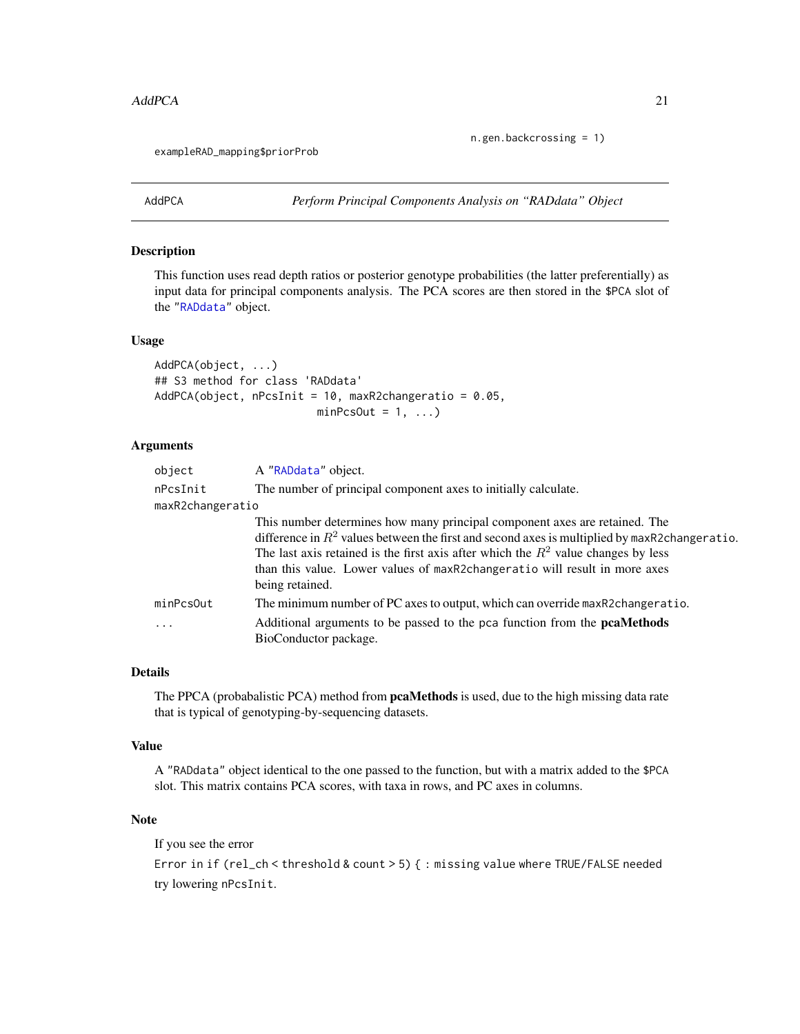```
                                                  n.gen.backcrossing = 1)
exampleRAD_mapping$priorProb
```

---

## AddPCA — *Perform Principal Components Analysis on "RADdata" Object*

### Description

This function uses read depth ratios or posterior genotype probabilities (the latter preferentially) as input data for principal components analysis. The PCA scores are then stored in the $PCA slot of the "RADdata" object.

### Usage

```
AddPCA(object, ...)
## S3 method for class 'RADdata'
AddPCA(object, nPcsInit = 10, maxR2changeratio = 0.05,
                         minPcsOut = 1, ...)
```

### Arguments

| | |
|---|---|
| `object` | A "RADdata" object. |
| `nPcsInit` | The number of principal component axes to initially calculate. |
| `maxR2changeratio` | This number determines how many principal component axes are retained. The difference in $R^2$ values between the first and second axes is multiplied by `maxR2changeratio`. The last axis retained is the first axis after which the $R^2$ value changes by less than this value. Lower values of `maxR2changeratio` will result in more axes being retained. |
| `minPcsOut` | The minimum number of PC axes to output, which can override `maxR2changeratio`. |
| `...` | Additional arguments to be passed to the `pca` function from the **pcaMethods** BioConductor package. |

### Details

The PPCA (probabalistic PCA) method from **pcaMethods** is used, due to the high missing data rate that is typical of genotyping-by-sequencing datasets.

### Value

A "RADdata" object identical to the one passed to the function, but with a matrix added to the $PCA slot. This matrix contains PCA scores, with taxa in rows, and PC axes in columns.

### Note

If you see the error

`Error in if (rel_ch < threshold & count > 5) { : missing value where TRUE/FALSE needed`

try lowering `nPcsInit`.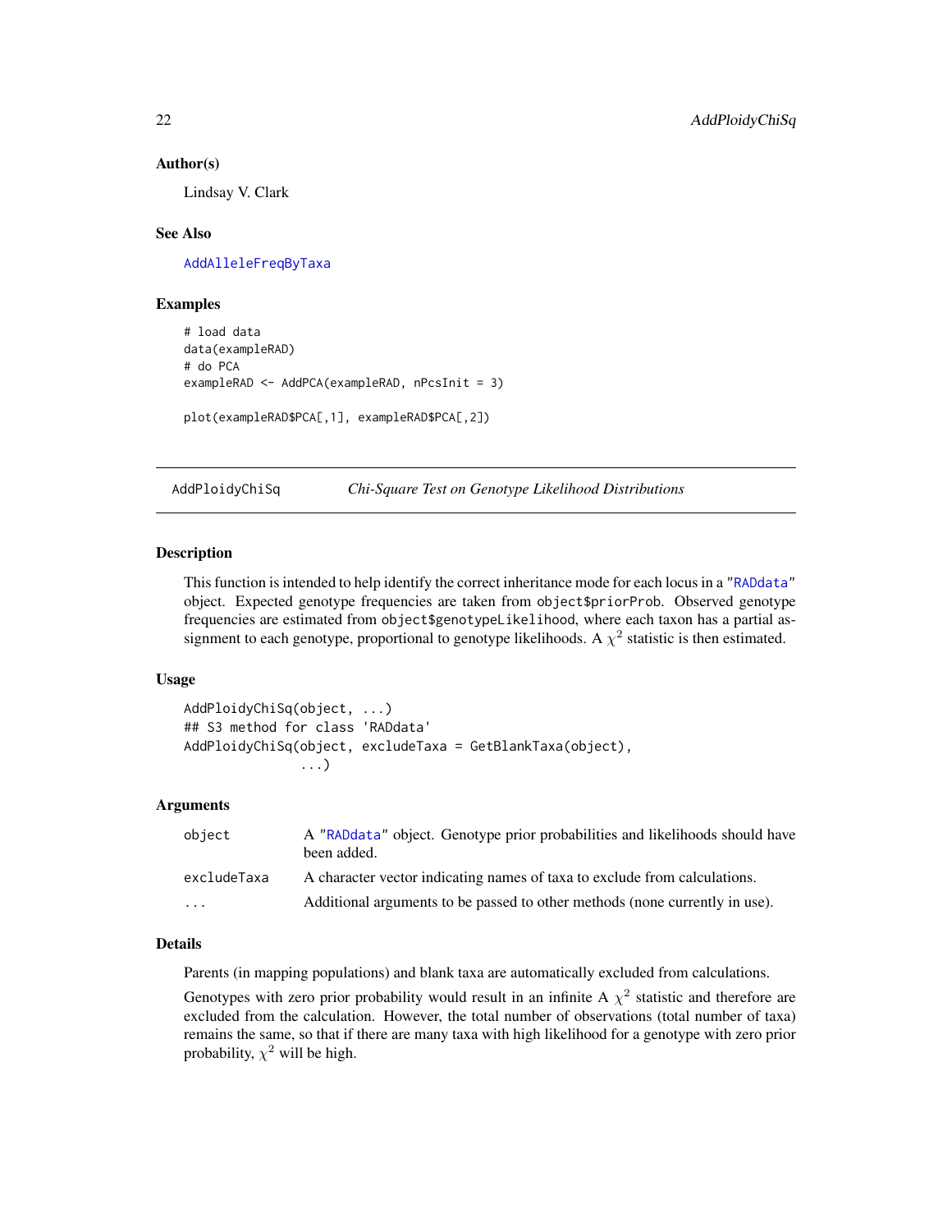### Author(s)

Lindsay V. Clark

### See Also

AddAlleleFreqByTaxa

### Examples

```
# load data
data(exampleRAD)
# do PCA
exampleRAD <- AddPCA(exampleRAD, nPcsInit = 3)

plot(exampleRAD$PCA[,1], exampleRAD$PCA[,2])
```

---

## AddPloidyChiSq — *Chi-Square Test on Genotype Likelihood Distributions*

### Description

This function is intended to help identify the correct inheritance mode for each locus in a "RADdata" object. Expected genotype frequencies are taken from `object$priorProb`. Observed genotype frequencies are estimated from `object$genotypeLikelihood`, where each taxon has a partial assignment to each genotype, proportional to genotype likelihoods. A $\chi^2$ statistic is then estimated.

### Usage

```
AddPloidyChiSq(object, ...)
## S3 method for class 'RADdata'
AddPloidyChiSq(object, excludeTaxa = GetBlankTaxa(object),
               ...)
```

### Arguments

| | |
|---|---|
| object | A "RADdata" object. Genotype prior probabilities and likelihoods should have been added. |
| excludeTaxa | A character vector indicating names of taxa to exclude from calculations. |
| ... | Additional arguments to be passed to other methods (none currently in use). |

### Details

Parents (in mapping populations) and blank taxa are automatically excluded from calculations.

Genotypes with zero prior probability would result in an infinite A $\chi^2$ statistic and therefore are excluded from the calculation. However, the total number of observations (total number of taxa) remains the same, so that if there are many taxa with high likelihood for a genotype with zero prior probability, $\chi^2$ will be high.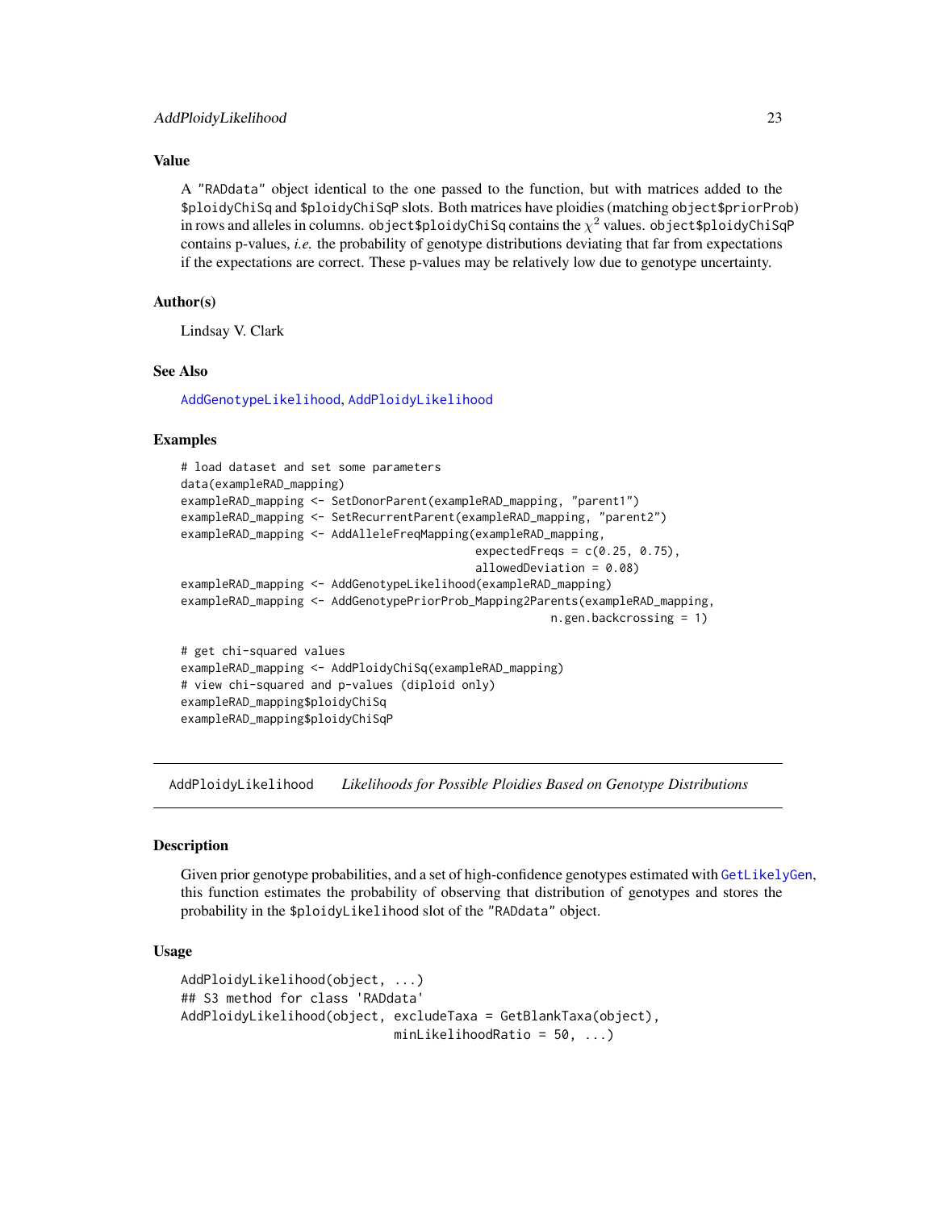### Value

A "RADdata" object identical to the one passed to the function, but with matrices added to the $ploidyChiSq and $ploidyChiSqP slots. Both matrices have ploidies (matching object$priorProb) in rows and alleles in columns. object$ploidyChiSq contains the $\chi^2$ values. object$ploidyChiSqP contains p-values, *i.e.* the probability of genotype distributions deviating that far from expectations if the expectations are correct. These p-values may be relatively low due to genotype uncertainty.

### Author(s)

Lindsay V. Clark

### See Also

AddGenotypeLikelihood, AddPloidyLikelihood

### Examples

```
# load dataset and set some parameters
data(exampleRAD_mapping)
exampleRAD_mapping <- SetDonorParent(exampleRAD_mapping, "parent1")
exampleRAD_mapping <- SetRecurrentParent(exampleRAD_mapping, "parent2")
exampleRAD_mapping <- AddAlleleFreqMapping(exampleRAD_mapping,
                                           expectedFreqs = c(0.25, 0.75),
                                           allowedDeviation = 0.08)
exampleRAD_mapping <- AddGenotypeLikelihood(exampleRAD_mapping)
exampleRAD_mapping <- AddGenotypePriorProb_Mapping2Parents(exampleRAD_mapping,
                                                     n.gen.backcrossing = 1)

# get chi-squared values
exampleRAD_mapping <- AddPloidyChiSq(exampleRAD_mapping)
# view chi-squared and p-values (diploid only)
exampleRAD_mapping$ploidyChiSq
exampleRAD_mapping$ploidyChiSqP
```

---

## AddPloidyLikelihood *Likelihoods for Possible Ploidies Based on Genotype Distributions*

### Description

Given prior genotype probabilities, and a set of high-confidence genotypes estimated with GetLikelyGen, this function estimates the probability of observing that distribution of genotypes and stores the probability in the $ploidyLikelihood slot of the "RADdata" object.

### Usage

```
AddPloidyLikelihood(object, ...)
## S3 method for class 'RADdata'
AddPloidyLikelihood(object, excludeTaxa = GetBlankTaxa(object),
                            minLikelihoodRatio = 50, ...)
```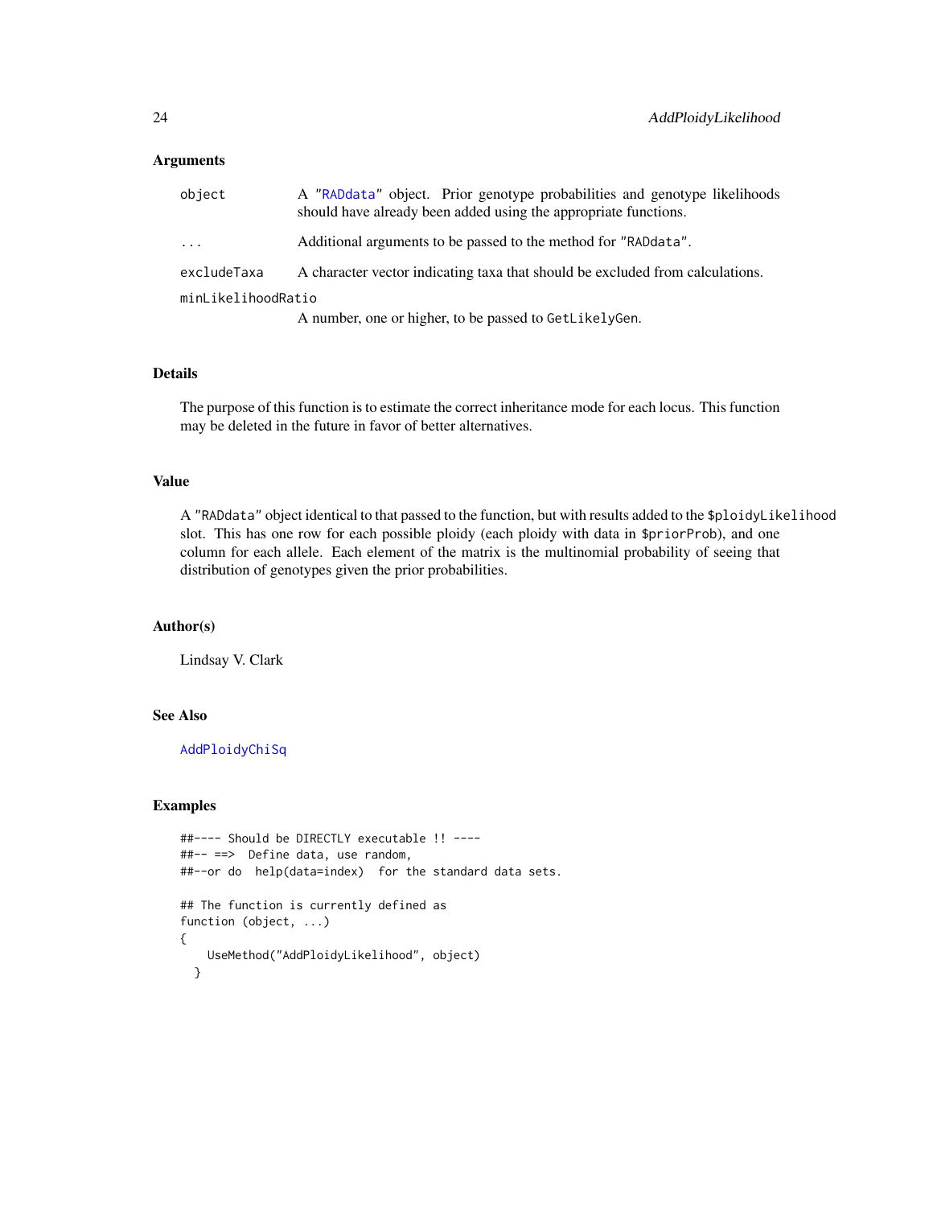### Arguments

| | |
|---|---|
| `object` | A "RADdata" object. Prior genotype probabilities and genotype likelihoods should have already been added using the appropriate functions. |
| `...` | Additional arguments to be passed to the method for "RADdata". |
| `excludeTaxa` | A character vector indicating taxa that should be excluded from calculations. |
| `minLikelihoodRatio` | A number, one or higher, to be passed to `GetLikelyGen`. |

### Details

The purpose of this function is to estimate the correct inheritance mode for each locus. This function may be deleted in the future in favor of better alternatives.

### Value

A "RADdata" object identical to that passed to the function, but with results added to the `$ploidyLikelihood` slot. This has one row for each possible ploidy (each ploidy with data in `$priorProb`), and one column for each allele. Each element of the matrix is the multinomial probability of seeing that distribution of genotypes given the prior probabilities.

### Author(s)

Lindsay V. Clark

### See Also

AddPloidyChiSq

### Examples

```
##---- Should be DIRECTLY executable !! ----
##-- ==>  Define data, use random,
##--or do  help(data=index)  for the standard data sets.

## The function is currently defined as
function (object, ...)
{
    UseMethod("AddPloidyLikelihood", object)
  }
```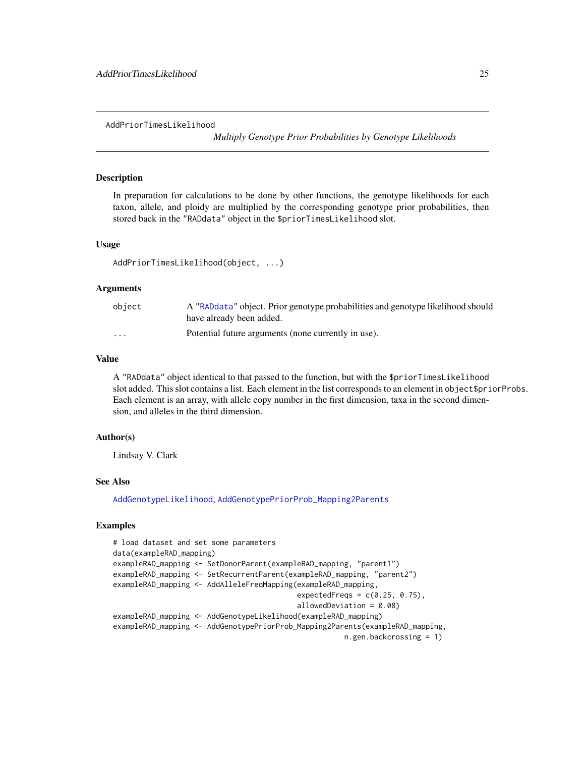AddPriorTimesLikelihood

*Multiply Genotype Prior Probabilities by Genotype Likelihoods*

## Description

In preparation for calculations to be done by other functions, the genotype likelihoods for each taxon, allele, and ploidy are multiplied by the corresponding genotype prior probabilities, then stored back in the "RADdata" object in the $priorTimesLikelihood slot.

## Usage

```
AddPriorTimesLikelihood(object, ...)
```

## Arguments

| | |
|---|---|
| object | A "RADdata" object. Prior genotype probabilities and genotype likelihood should have already been added. |
| ... | Potential future arguments (none currently in use). |

## Value

A "RADdata" object identical to that passed to the function, but with the $priorTimesLikelihood slot added. This slot contains a list. Each element in the list corresponds to an element in object$priorProbs. Each element is an array, with allele copy number in the first dimension, taxa in the second dimension, and alleles in the third dimension.

## Author(s)

Lindsay V. Clark

## See Also

AddGenotypeLikelihood, AddGenotypePriorProb_Mapping2Parents

## Examples

```
# load dataset and set some parameters
data(exampleRAD_mapping)
exampleRAD_mapping <- SetDonorParent(exampleRAD_mapping, "parent1")
exampleRAD_mapping <- SetRecurrentParent(exampleRAD_mapping, "parent2")
exampleRAD_mapping <- AddAlleleFreqMapping(exampleRAD_mapping,
                                           expectedFreqs = c(0.25, 0.75),
                                           allowedDeviation = 0.08)
exampleRAD_mapping <- AddGenotypeLikelihood(exampleRAD_mapping)
exampleRAD_mapping <- AddGenotypePriorProb_Mapping2Parents(exampleRAD_mapping,
                                                      n.gen.backcrossing = 1)
```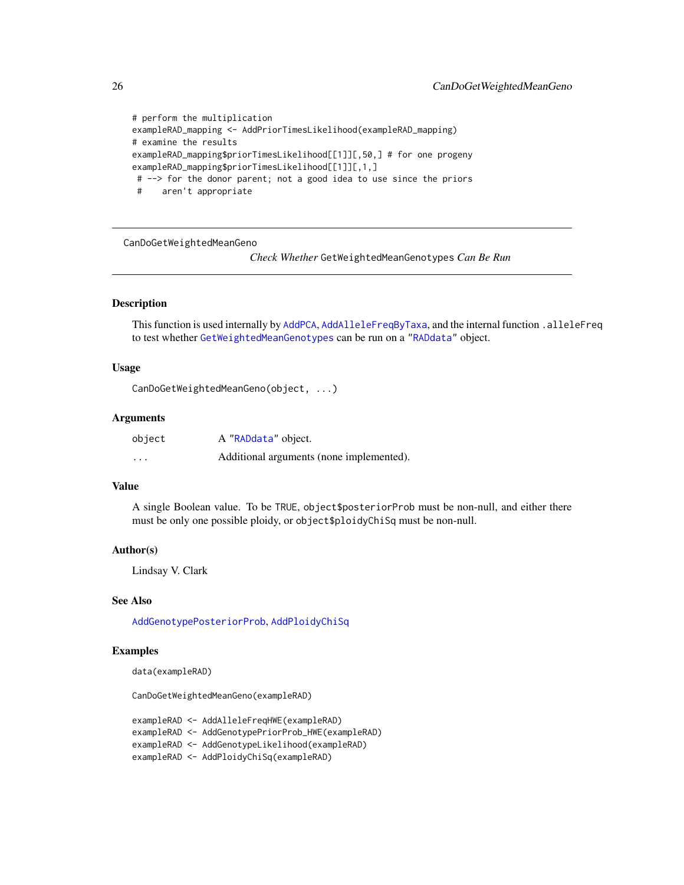```
# perform the multiplication
exampleRAD_mapping <- AddPriorTimesLikelihood(exampleRAD_mapping)
# examine the results
exampleRAD_mapping$priorTimesLikelihood[[1]][,50,] # for one progeny
exampleRAD_mapping$priorTimesLikelihood[[1]][,1,]
 # --> for the donor parent; not a good idea to use since the priors
 #    aren't appropriate
```

---

CanDoGetWeightedMeanGeno &nbsp;&nbsp;&nbsp; *Check Whether* `GetWeightedMeanGenotypes` *Can Be Run*

---

### Description

This function is used internally by `AddPCA`, `AddAlleleFreqByTaxa`, and the internal function `.alleleFreq` to test whether `GetWeightedMeanGenotypes` can be run on a `"RADdata"` object.

### Usage

```
CanDoGetWeightedMeanGeno(object, ...)
```

### Arguments

| | |
|---|---|
| `object` | A `"RADdata"` object. |
| `...` | Additional arguments (none implemented). |

### Value

A single Boolean value. To be `TRUE`, `object$posteriorProb` must be non-null, and either there must be only one possible ploidy, or `object$ploidyChiSq` must be non-null.

### Author(s)

Lindsay V. Clark

### See Also

`AddGenotypePosteriorProb`, `AddPloidyChiSq`

### Examples

```
data(exampleRAD)

CanDoGetWeightedMeanGeno(exampleRAD)

exampleRAD <- AddAlleleFreqHWE(exampleRAD)
exampleRAD <- AddGenotypePriorProb_HWE(exampleRAD)
exampleRAD <- AddGenotypeLikelihood(exampleRAD)
exampleRAD <- AddPloidyChiSq(exampleRAD)
```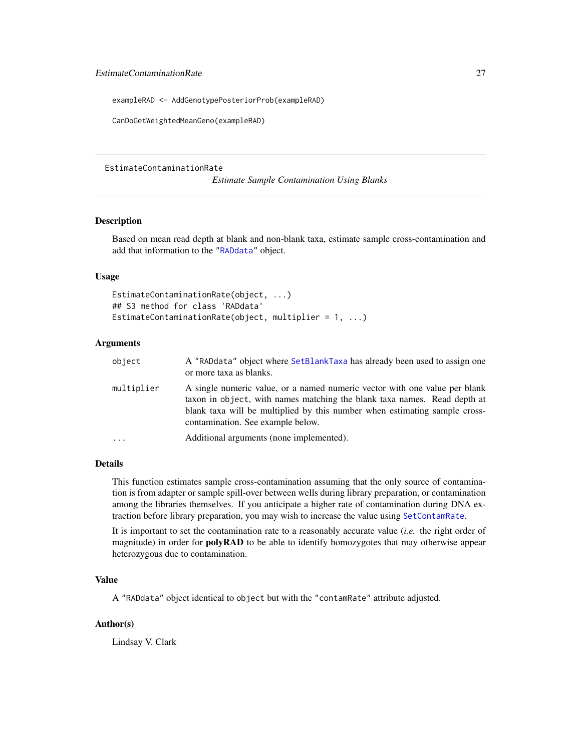```
exampleRAD <- AddGenotypePosteriorProb(exampleRAD)

CanDoGetWeightedMeanGeno(exampleRAD)
```

---

EstimateContaminationRate

*Estimate Sample Contamination Using Blanks*

---

## Description

Based on mean read depth at blank and non-blank taxa, estimate sample cross-contamination and add that information to the "RADdata" object.

## Usage

```
EstimateContaminationRate(object, ...)
## S3 method for class 'RADdata'
EstimateContaminationRate(object, multiplier = 1, ...)
```

## Arguments

| | |
|---|---|
| `object` | A "RADdata" object where SetBlankTaxa has already been used to assign one or more taxa as blanks. |
| `multiplier` | A single numeric value, or a named numeric vector with one value per blank taxon in `object`, with names matching the blank taxa names. Read depth at blank taxa will be multiplied by this number when estimating sample cross-contamination. See example below. |
| `...` | Additional arguments (none implemented). |

## Details

This function estimates sample cross-contamination assuming that the only source of contamination is from adapter or sample spill-over between wells during library preparation, or contamination among the libraries themselves. If you anticipate a higher rate of contamination during DNA extraction before library preparation, you may wish to increase the value using SetContamRate.

It is important to set the contamination rate to a reasonably accurate value (*i.e.* the right order of magnitude) in order for **polyRAD** to be able to identify homozygotes that may otherwise appear heterozygous due to contamination.

## Value

A "RADdata" object identical to `object` but with the "contamRate" attribute adjusted.

## Author(s)

Lindsay V. Clark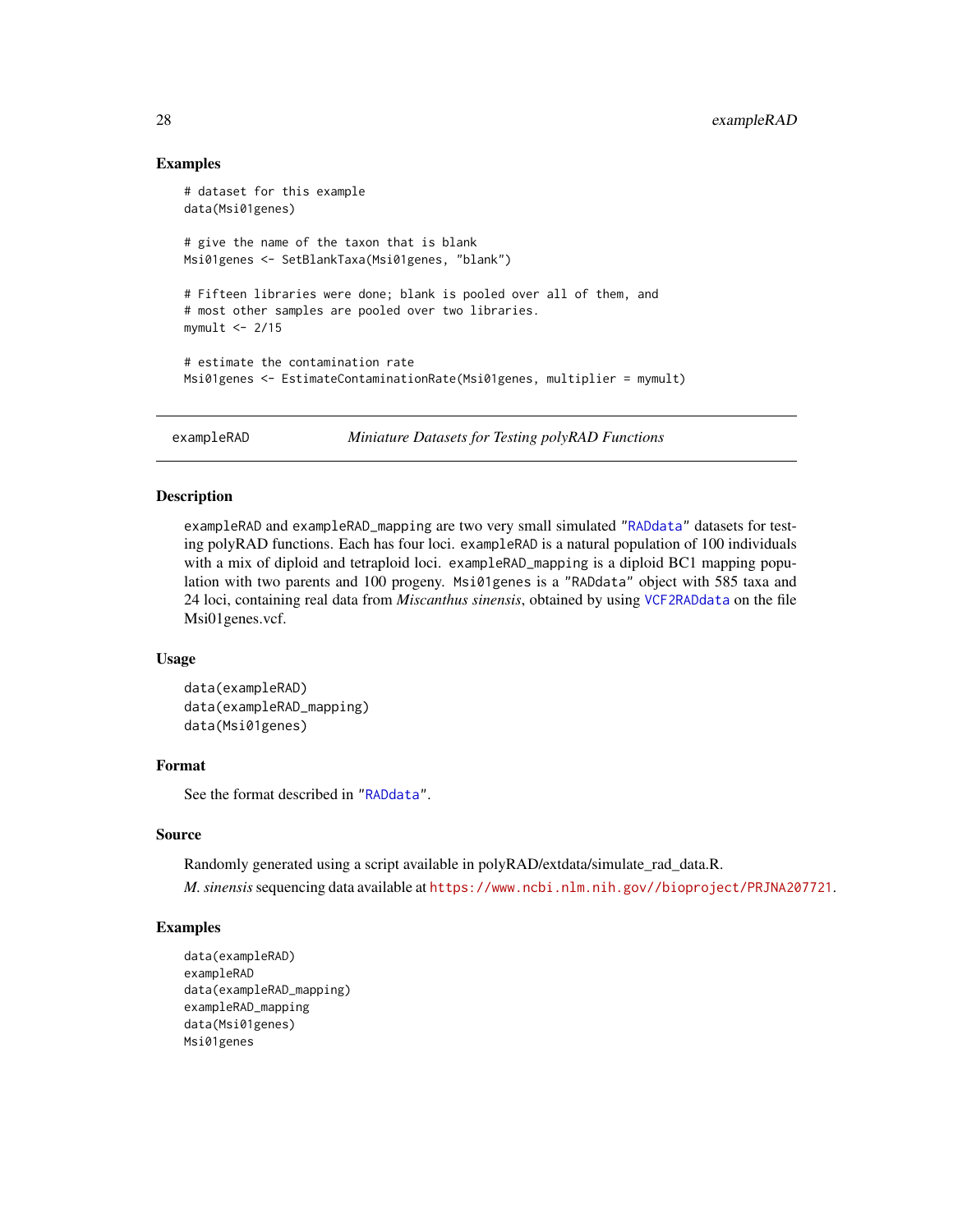### Examples

```
# dataset for this example
data(Msi01genes)

# give the name of the taxon that is blank
Msi01genes <- SetBlankTaxa(Msi01genes, "blank")

# Fifteen libraries were done; blank is pooled over all of them, and
# most other samples are pooled over two libraries.
mymult <- 2/15

# estimate the contamination rate
Msi01genes <- EstimateContaminationRate(Msi01genes, multiplier = mymult)
```

---

## exampleRAD — *Miniature Datasets for Testing polyRAD Functions*

### Description

`exampleRAD` and `exampleRAD_mapping` are two very small simulated "`RADdata`" datasets for testing polyRAD functions. Each has four loci. `exampleRAD` is a natural population of 100 individuals with a mix of diploid and tetraploid loci. `exampleRAD_mapping` is a diploid BC1 mapping population with two parents and 100 progeny. `Msi01genes` is a "`RADdata`" object with 585 taxa and 24 loci, containing real data from *Miscanthus sinensis*, obtained by using `VCF2RADdata` on the file Msi01genes.vcf.

### Usage

```
data(exampleRAD)
data(exampleRAD_mapping)
data(Msi01genes)
```

### Format

See the format described in "`RADdata`".

### Source

Randomly generated using a script available in polyRAD/extdata/simulate_rad_data.R.

*M. sinensis* sequencing data available at https://www.ncbi.nlm.nih.gov//bioproject/PRJNA207721.

### Examples

```
data(exampleRAD)
exampleRAD
data(exampleRAD_mapping)
exampleRAD_mapping
data(Msi01genes)
Msi01genes
```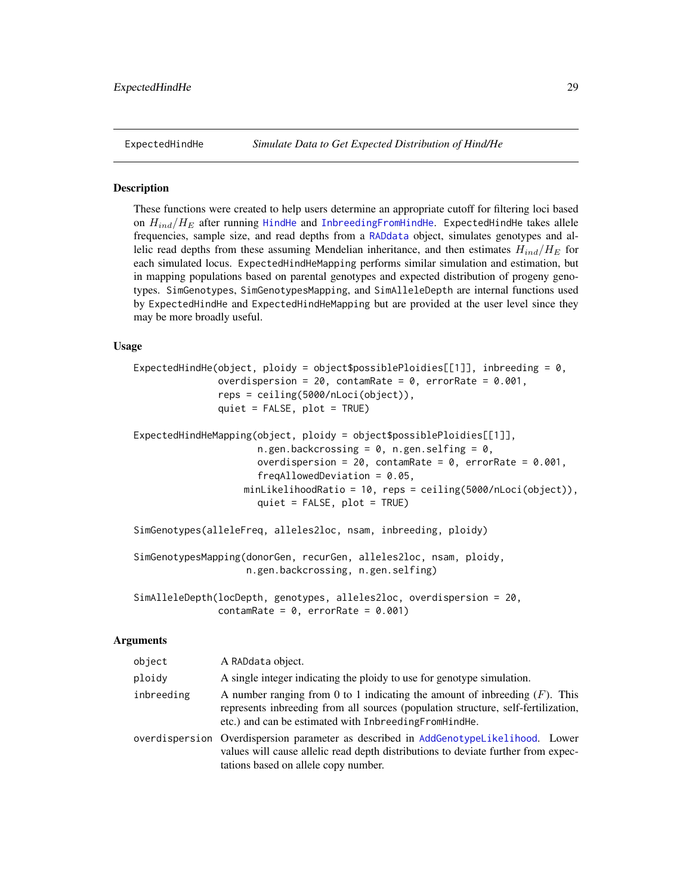ExpectedHindHe *Simulate Data to Get Expected Distribution of Hind/He*

## Description

These functions were created to help users determine an appropriate cutoff for filtering loci based on $H_{ind}/H_E$ after running HindHe and InbreedingFromHindHe. ExpectedHindHe takes allele frequencies, sample size, and read depths from a RADdata object, simulates genotypes and allelic read depths from these assuming Mendelian inheritance, and then estimates $H_{ind}/H_E$ for each simulated locus. ExpectedHindHeMapping performs similar simulation and estimation, but in mapping populations based on parental genotypes and expected distribution of progeny genotypes. SimGenotypes, SimGenotypesMapping, and SimAlleleDepth are internal functions used by ExpectedHindHe and ExpectedHindHeMapping but are provided at the user level since they may be more broadly useful.

## Usage

```
ExpectedHindHe(object, ploidy = object$possiblePloidies[[1]], inbreeding = 0,
               overdispersion = 20, contamRate = 0, errorRate = 0.001,
               reps = ceiling(5000/nLoci(object)),
               quiet = FALSE, plot = TRUE)

ExpectedHindHeMapping(object, ploidy = object$possiblePloidies[[1]],
                      n.gen.backcrossing = 0, n.gen.selfing = 0,
                      overdispersion = 20, contamRate = 0, errorRate = 0.001,
                      freqAllowedDeviation = 0.05,
                    minLikelihoodRatio = 10, reps = ceiling(5000/nLoci(object)),
                      quiet = FALSE, plot = TRUE)

SimGenotypes(alleleFreq, alleles2loc, nsam, inbreeding, ploidy)

SimGenotypesMapping(donorGen, recurGen, alleles2loc, nsam, ploidy,
                    n.gen.backcrossing, n.gen.selfing)

SimAlleleDepth(locDepth, genotypes, alleles2loc, overdispersion = 20,
               contamRate = 0, errorRate = 0.001)
```

## Arguments

| | |
|---|---|
| object | A RADdata object. |
| ploidy | A single integer indicating the ploidy to use for genotype simulation. |
| inbreeding | A number ranging from 0 to 1 indicating the amount of inbreeding ($F$). This represents inbreeding from all sources (population structure, self-fertilization, etc.) and can be estimated with InbreedingFromHindHe. |
| overdispersion | Overdispersion parameter as described in AddGenotypeLikelihood. Lower values will cause allelic read depth distributions to deviate further from expectations based on allele copy number. |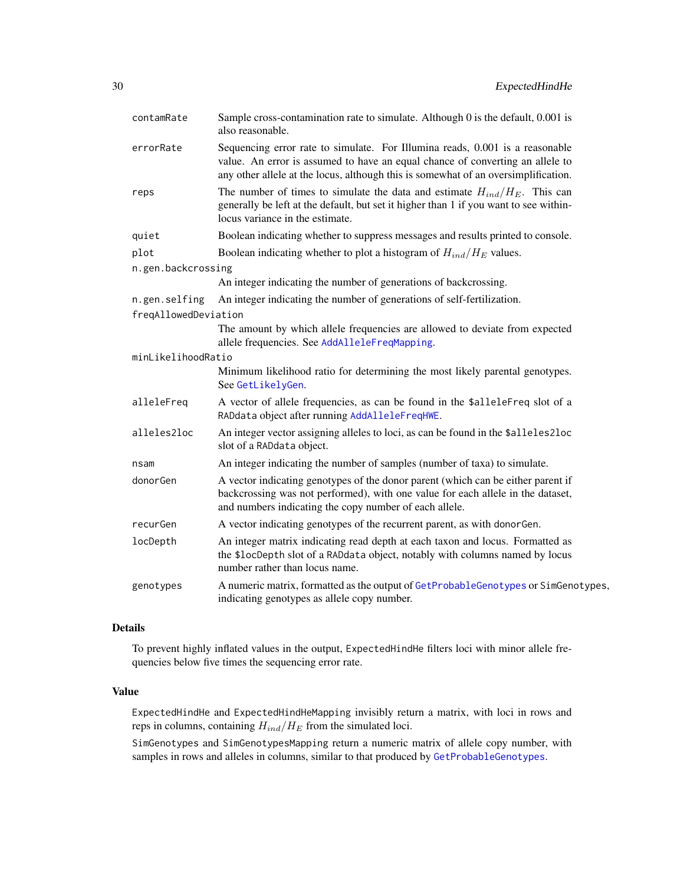| | |
|---|---|
| contamRate | Sample cross-contamination rate to simulate. Although 0 is the default, 0.001 is also reasonable. |
| errorRate | Sequencing error rate to simulate. For Illumina reads, 0.001 is a reasonable value. An error is assumed to have an equal chance of converting an allele to any other allele at the locus, although this is somewhat of an oversimplification. |
| reps | The number of times to simulate the data and estimate $H_{ind}/H_E$. This can generally be left at the default, but set it higher than 1 if you want to see within-locus variance in the estimate. |
| quiet | Boolean indicating whether to suppress messages and results printed to console. |
| plot | Boolean indicating whether to plot a histogram of $H_{ind}/H_E$ values. |
| n.gen.backcrossing | An integer indicating the number of generations of backcrossing. |
| n.gen.selfing | An integer indicating the number of generations of self-fertilization. |
| freqAllowedDeviation | The amount by which allele frequencies are allowed to deviate from expected allele frequencies. See `AddAlleleFreqMapping`. |
| minLikelihoodRatio | Minimum likelihood ratio for determining the most likely parental genotypes. See `GetLikelyGen`. |
| alleleFreq | A vector of allele frequencies, as can be found in the `$alleleFreq` slot of a `RADdata` object after running `AddAlleleFreqHWE`. |
| alleles2loc | An integer vector assigning alleles to loci, as can be found in the `$alleles2loc` slot of a `RADdata` object. |
| nsam | An integer indicating the number of samples (number of taxa) to simulate. |
| donorGen | A vector indicating genotypes of the donor parent (which can be either parent if backcrossing was not performed), with one value for each allele in the dataset, and numbers indicating the copy number of each allele. |
| recurGen | A vector indicating genotypes of the recurrent parent, as with `donorGen`. |
| locDepth | An integer matrix indicating read depth at each taxon and locus. Formatted as the `$locDepth` slot of a `RADdata` object, notably with columns named by locus number rather than locus name. |
| genotypes | A numeric matrix, formatted as the output of `GetProbableGenotypes` or `SimGenotypes`, indicating genotypes as allele copy number. |

## Details

To prevent highly inflated values in the output, `ExpectedHindHe` filters loci with minor allele frequencies below five times the sequencing error rate.

## Value

`ExpectedHindHe` and `ExpectedHindHeMapping` invisibly return a matrix, with loci in rows and reps in columns, containing $H_{ind}/H_E$ from the simulated loci.

`SimGenotypes` and `SimGenotypesMapping` return a numeric matrix of allele copy number, with samples in rows and alleles in columns, similar to that produced by `GetProbableGenotypes`.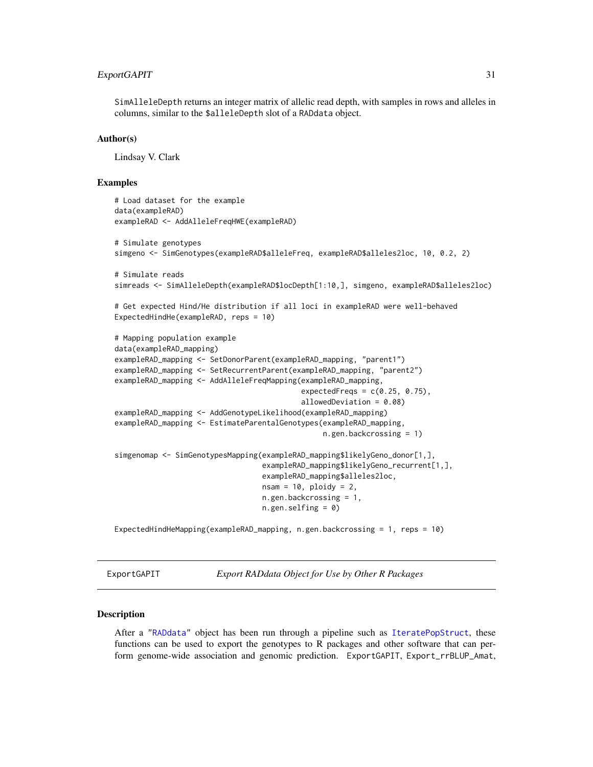SimAlleleDepth returns an integer matrix of allelic read depth, with samples in rows and alleles in columns, similar to the $alleleDepth slot of a RADdata object.

### Author(s)

Lindsay V. Clark

### Examples

```
# Load dataset for the example
data(exampleRAD)
exampleRAD <- AddAlleleFreqHWE(exampleRAD)

# Simulate genotypes
simgeno <- SimGenotypes(exampleRAD$alleleFreq, exampleRAD$alleles2loc, 10, 0.2, 2)

# Simulate reads
simreads <- SimAlleleDepth(exampleRAD$locDepth[1:10,], simgeno, exampleRAD$alleles2loc)

# Get expected Hind/He distribution if all loci in exampleRAD were well-behaved
ExpectedHindHe(exampleRAD, reps = 10)

# Mapping population example
data(exampleRAD_mapping)
exampleRAD_mapping <- SetDonorParent(exampleRAD_mapping, "parent1")
exampleRAD_mapping <- SetRecurrentParent(exampleRAD_mapping, "parent2")
exampleRAD_mapping <- AddAlleleFreqMapping(exampleRAD_mapping,
                                           expectedFreqs = c(0.25, 0.75),
                                           allowedDeviation = 0.08)
exampleRAD_mapping <- AddGenotypeLikelihood(exampleRAD_mapping)
exampleRAD_mapping <- EstimateParentalGenotypes(exampleRAD_mapping,
                                                n.gen.backcrossing = 1)

simgenomap <- SimGenotypesMapping(exampleRAD_mapping$likelyGeno_donor[1,],
                                  exampleRAD_mapping$likelyGeno_recurrent[1,],
                                  exampleRAD_mapping$alleles2loc,
                                  nsam = 10, ploidy = 2,
                                  n.gen.backcrossing = 1,
                                  n.gen.selfing = 0)

ExpectedHindHeMapping(exampleRAD_mapping, n.gen.backcrossing = 1, reps = 10)
```

## ExportGAPIT — *Export RADdata Object for Use by Other R Packages*

### Description

After a "RADdata" object has been run through a pipeline such as IteratePopStruct, these functions can be used to export the genotypes to R packages and other software that can perform genome-wide association and genomic prediction. ExportGAPIT, Export_rrBLUP_Amat,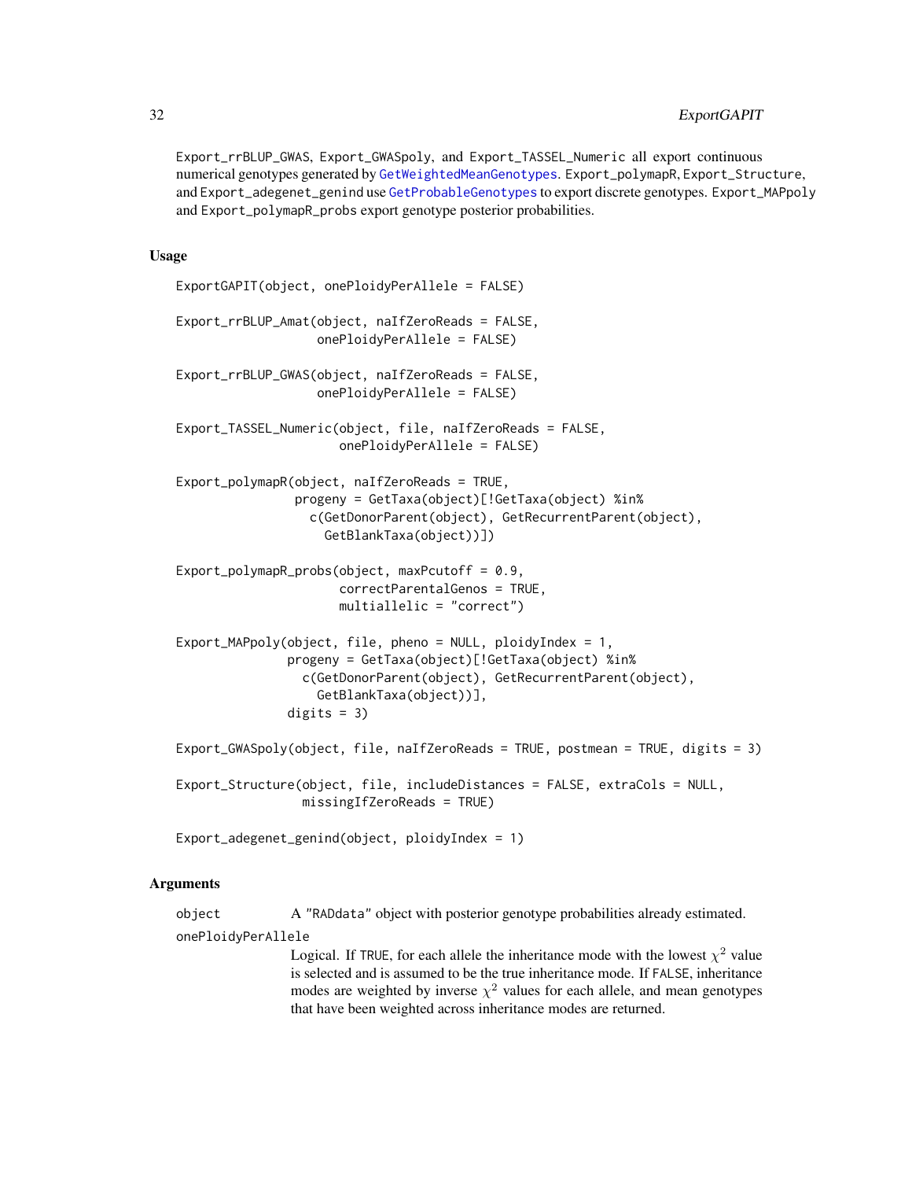Export_rrBLUP_GWAS, Export_GWASpoly, and Export_TASSEL_Numeric all export continuous numerical genotypes generated by GetWeightedMeanGenotypes. Export_polymapR, Export_Structure, and Export_adegenet_genind use GetProbableGenotypes to export discrete genotypes. Export_MAPpoly and Export_polymapR_probs export genotype posterior probabilities.

## Usage

```
ExportGAPIT(object, onePloidyPerAllele = FALSE)

Export_rrBLUP_Amat(object, naIfZeroReads = FALSE,
                   onePloidyPerAllele = FALSE)

Export_rrBLUP_GWAS(object, naIfZeroReads = FALSE,
                   onePloidyPerAllele = FALSE)

Export_TASSEL_Numeric(object, file, naIfZeroReads = FALSE,
                      onePloidyPerAllele = FALSE)

Export_polymapR(object, naIfZeroReads = TRUE,
                progeny = GetTaxa(object)[!GetTaxa(object) %in%
                  c(GetDonorParent(object), GetRecurrentParent(object),
                    GetBlankTaxa(object))])

Export_polymapR_probs(object, maxPcutoff = 0.9,
                      correctParentalGenos = TRUE,
                      multiallelic = "correct")

Export_MAPpoly(object, file, pheno = NULL, ploidyIndex = 1,
               progeny = GetTaxa(object)[!GetTaxa(object) %in%
                 c(GetDonorParent(object), GetRecurrentParent(object),
                   GetBlankTaxa(object))],
               digits = 3)

Export_GWASpoly(object, file, naIfZeroReads = TRUE, postmean = TRUE, digits = 3)

Export_Structure(object, file, includeDistances = FALSE, extraCols = NULL,
                 missingIfZeroReads = TRUE)

Export_adegenet_genind(object, ploidyIndex = 1)
```

## Arguments

object
: A "RADdata" object with posterior genotype probabilities already estimated.

onePloidyPerAllele
: Logical. If TRUE, for each allele the inheritance mode with the lowest $\chi^2$ value is selected and is assumed to be the true inheritance mode. If FALSE, inheritance modes are weighted by inverse $\chi^2$ values for each allele, and mean genotypes that have been weighted across inheritance modes are returned.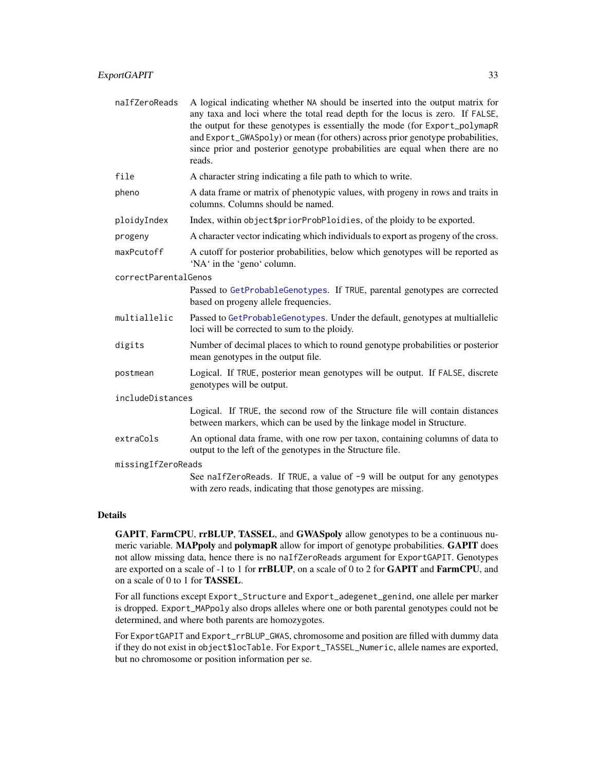| | |
|---|---|
| naIfZeroReads | A logical indicating whether NA should be inserted into the output matrix for any taxa and loci where the total read depth for the locus is zero. If FALSE, the output for these genotypes is essentially the mode (for Export_polymapR and Export_GWASpoly) or mean (for others) across prior genotype probabilities, since prior and posterior genotype probabilities are equal when there are no reads. |
| file | A character string indicating a file path to which to write. |
| pheno | A data frame or matrix of phenotypic values, with progeny in rows and traits in columns. Columns should be named. |
| ploidyIndex | Index, within object$priorProbPloidies, of the ploidy to be exported. |
| progeny | A character vector indicating which individuals to export as progeny of the cross. |
| maxPcutoff | A cutoff for posterior probabilities, below which genotypes will be reported as 'NA' in the 'geno' column. |
| correctParentalGenos | Passed to GetProbableGenotypes. If TRUE, parental genotypes are corrected based on progeny allele frequencies. |
| multiallelic | Passed to GetProbableGenotypes. Under the default, genotypes at multiallelic loci will be corrected to sum to the ploidy. |
| digits | Number of decimal places to which to round genotype probabilities or posterior mean genotypes in the output file. |
| postmean | Logical. If TRUE, posterior mean genotypes will be output. If FALSE, discrete genotypes will be output. |
| includeDistances | Logical. If TRUE, the second row of the Structure file will contain distances between markers, which can be used by the linkage model in Structure. |
| extraCols | An optional data frame, with one row per taxon, containing columns of data to output to the left of the genotypes in the Structure file. |
| missingIfZeroReads | See naIfZeroReads. If TRUE, a value of -9 will be output for any genotypes with zero reads, indicating that those genotypes are missing. |

## Details

**GAPIT**, **FarmCPU**, **rrBLUP**, **TASSEL**, and **GWASpoly** allow genotypes to be a continuous numeric variable. **MAPpoly** and **polymapR** allow for import of genotype probabilities. **GAPIT** does not allow missing data, hence there is no naIfZeroReads argument for ExportGAPIT. Genotypes are exported on a scale of -1 to 1 for **rrBLUP**, on a scale of 0 to 2 for **GAPIT** and **FarmCPU**, and on a scale of 0 to 1 for **TASSEL**.

For all functions except Export_Structure and Export_adegenet_genind, one allele per marker is dropped. Export_MAPpoly also drops alleles where one or both parental genotypes could not be determined, and where both parents are homozygotes.

For ExportGAPIT and Export_rrBLUP_GWAS, chromosome and position are filled with dummy data if they do not exist in object$locTable. For Export_TASSEL_Numeric, allele names are exported, but no chromosome or position information per se.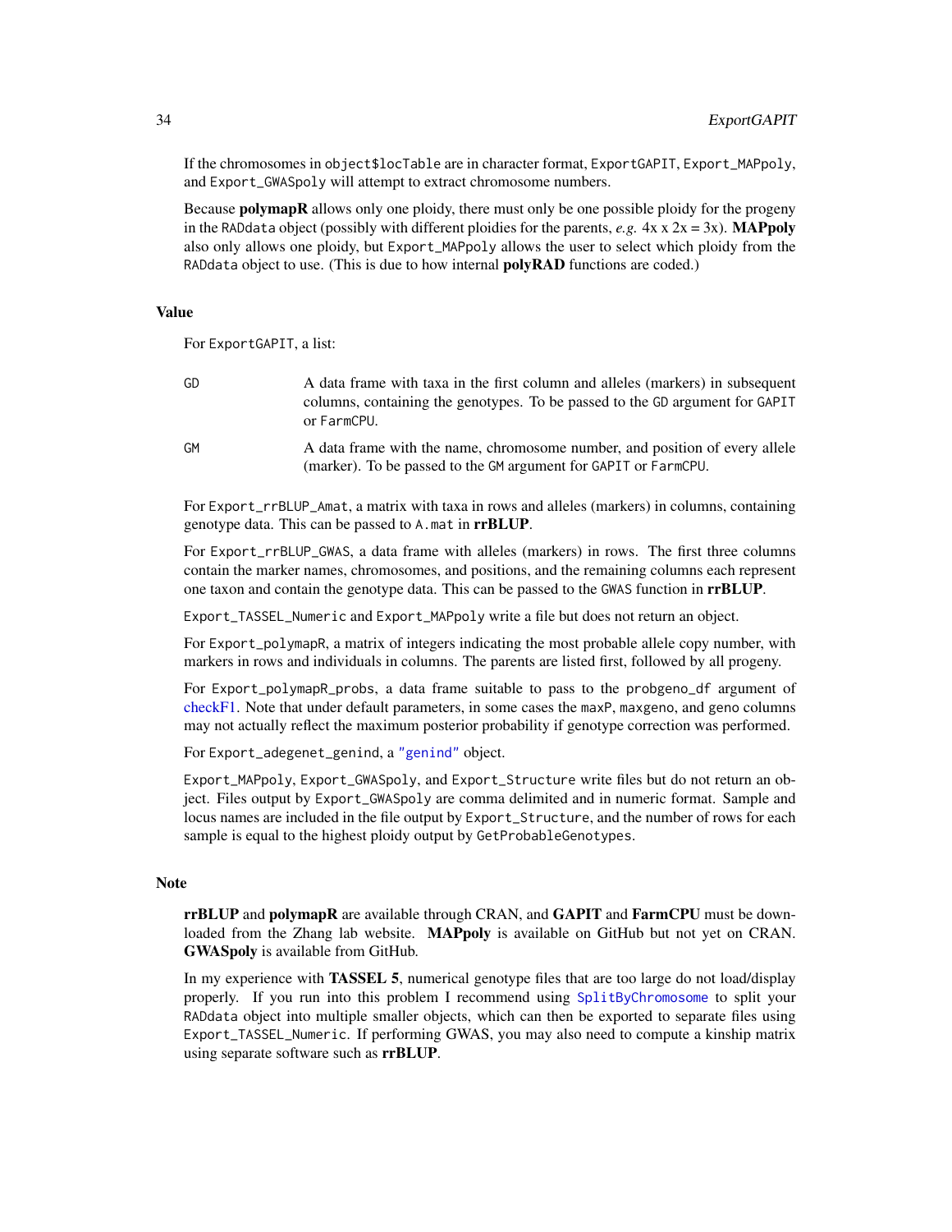If the chromosomes in `object$locTable` are in character format, `ExportGAPIT`, `Export_MAPpoly`, and `Export_GWASpoly` will attempt to extract chromosome numbers.

Because **polymapR** allows only one ploidy, there must only be one possible ploidy for the progeny in the `RADdata` object (possibly with different ploidies for the parents, *e.g.* 4x x 2x = 3x). **MAPpoly** also only allows one ploidy, but `Export_MAPpoly` allows the user to select which ploidy from the `RADdata` object to use. (This is due to how internal **polyRAD** functions are coded.)

### Value

For `ExportGAPIT`, a list:

- `GD` — A data frame with taxa in the first column and alleles (markers) in subsequent columns, containing the genotypes. To be passed to the `GD` argument for `GAPIT` or `FarmCPU`.
- `GM` — A data frame with the name, chromosome number, and position of every allele (marker). To be passed to the `GM` argument for `GAPIT` or `FarmCPU`.

For `Export_rrBLUP_Amat`, a matrix with taxa in rows and alleles (markers) in columns, containing genotype data. This can be passed to `A.mat` in **rrBLUP**.

For `Export_rrBLUP_GWAS`, a data frame with alleles (markers) in rows. The first three columns contain the marker names, chromosomes, and positions, and the remaining columns each represent one taxon and contain the genotype data. This can be passed to the `GWAS` function in **rrBLUP**.

`Export_TASSEL_Numeric` and `Export_MAPpoly` write a file but does not return an object.

For `Export_polymapR`, a matrix of integers indicating the most probable allele copy number, with markers in rows and individuals in columns. The parents are listed first, followed by all progeny.

For `Export_polymapR_probs`, a data frame suitable to pass to the `probgeno_df` argument of checkF1. Note that under default parameters, in some cases the `maxP`, `maxgeno`, and `geno` columns may not actually reflect the maximum posterior probability if genotype correction was performed.

For `Export_adegenet_genind`, a `"genind"` object.

`Export_MAPpoly`, `Export_GWASpoly`, and `Export_Structure` write files but do not return an object. Files output by `Export_GWASpoly` are comma delimited and in numeric format. Sample and locus names are included in the file output by `Export_Structure`, and the number of rows for each sample is equal to the highest ploidy output by `GetProbableGenotypes`.

### Note

**rrBLUP** and **polymapR** are available through CRAN, and **GAPIT** and **FarmCPU** must be downloaded from the Zhang lab website. **MAPpoly** is available on GitHub but not yet on CRAN. **GWASpoly** is available from GitHub.

In my experience with **TASSEL 5**, numerical genotype files that are too large do not load/display properly. If you run into this problem I recommend using `SplitByChromosome` to split your `RADdata` object into multiple smaller objects, which can then be exported to separate files using `Export_TASSEL_Numeric`. If performing GWAS, you may also need to compute a kinship matrix using separate software such as **rrBLUP**.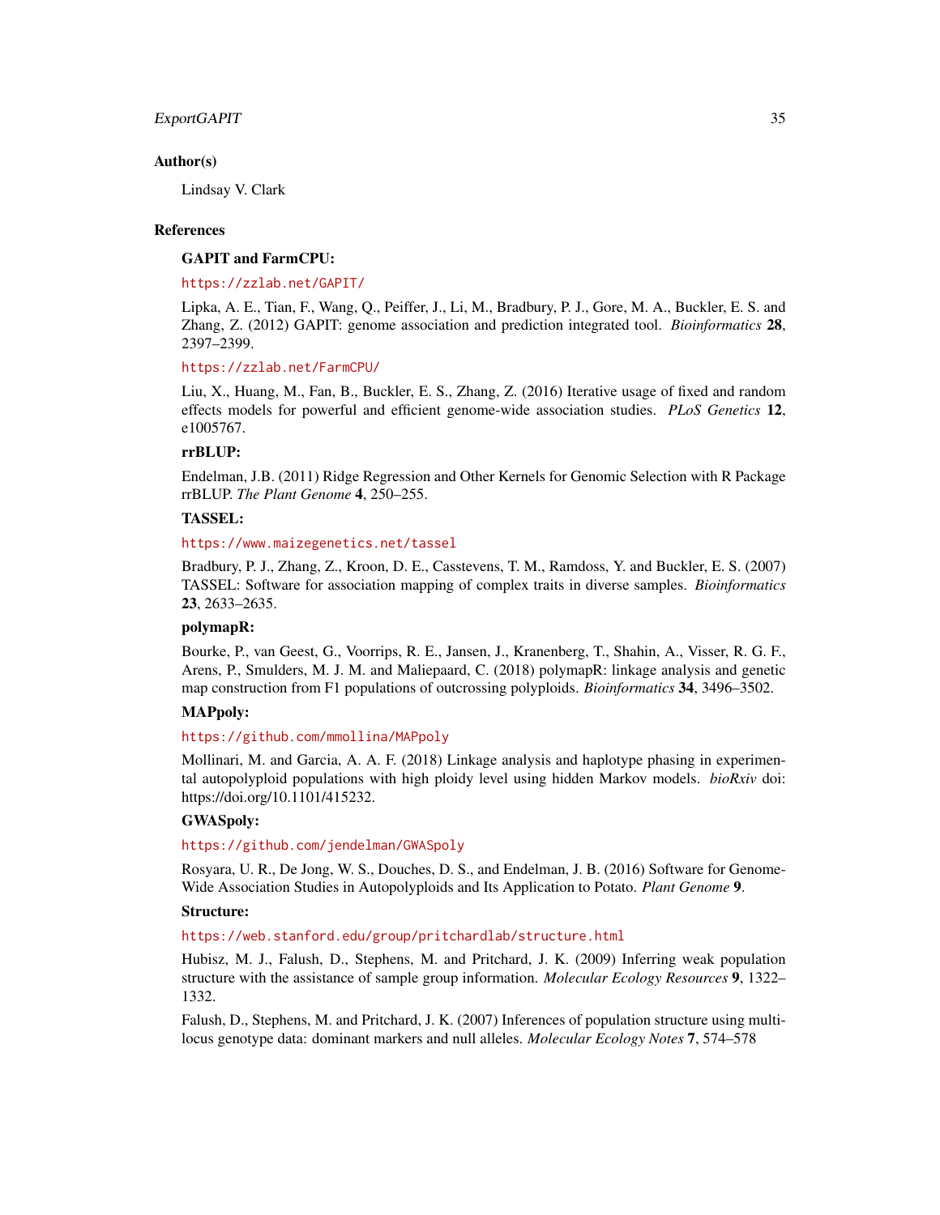### Author(s)

Lindsay V. Clark

### References

**GAPIT and FarmCPU:**

https://zzlab.net/GAPIT/

Lipka, A. E., Tian, F., Wang, Q., Peiffer, J., Li, M., Bradbury, P. J., Gore, M. A., Buckler, E. S. and Zhang, Z. (2012) GAPIT: genome association and prediction integrated tool. *Bioinformatics* **28**, 2397–2399.

https://zzlab.net/FarmCPU/

Liu, X., Huang, M., Fan, B., Buckler, E. S., Zhang, Z. (2016) Iterative usage of fixed and random effects models for powerful and efficient genome-wide association studies. *PLoS Genetics* **12**, e1005767.

**rrBLUP:**

Endelman, J.B. (2011) Ridge Regression and Other Kernels for Genomic Selection with R Package rrBLUP. *The Plant Genome* **4**, 250–255.

**TASSEL:**

https://www.maizegenetics.net/tassel

Bradbury, P. J., Zhang, Z., Kroon, D. E., Casstevens, T. M., Ramdoss, Y. and Buckler, E. S. (2007) TASSEL: Software for association mapping of complex traits in diverse samples. *Bioinformatics* **23**, 2633–2635.

**polymapR:**

Bourke, P., van Geest, G., Voorrips, R. E., Jansen, J., Kranenberg, T., Shahin, A., Visser, R. G. F., Arens, P., Smulders, M. J. M. and Maliepaard, C. (2018) polymapR: linkage analysis and genetic map construction from F1 populations of outcrossing polyploids. *Bioinformatics* **34**, 3496–3502.

**MAPpoly:**

https://github.com/mmollina/MAPpoly

Mollinari, M. and Garcia, A. A. F. (2018) Linkage analysis and haplotype phasing in experimental autopolyploid populations with high ploidy level using hidden Markov models. *bioRxiv* doi: https://doi.org/10.1101/415232.

**GWASpoly:**

https://github.com/jendelman/GWASpoly

Rosyara, U. R., De Jong, W. S., Douches, D. S., and Endelman, J. B. (2016) Software for Genome-Wide Association Studies in Autopolyploids and Its Application to Potato. *Plant Genome* **9**.

**Structure:**

https://web.stanford.edu/group/pritchardlab/structure.html

Hubisz, M. J., Falush, D., Stephens, M. and Pritchard, J. K. (2009) Inferring weak population structure with the assistance of sample group information. *Molecular Ecology Resources* **9**, 1322–1332.

Falush, D., Stephens, M. and Pritchard, J. K. (2007) Inferences of population structure using multilocus genotype data: dominant markers and null alleles. *Molecular Ecology Notes* **7**, 574–578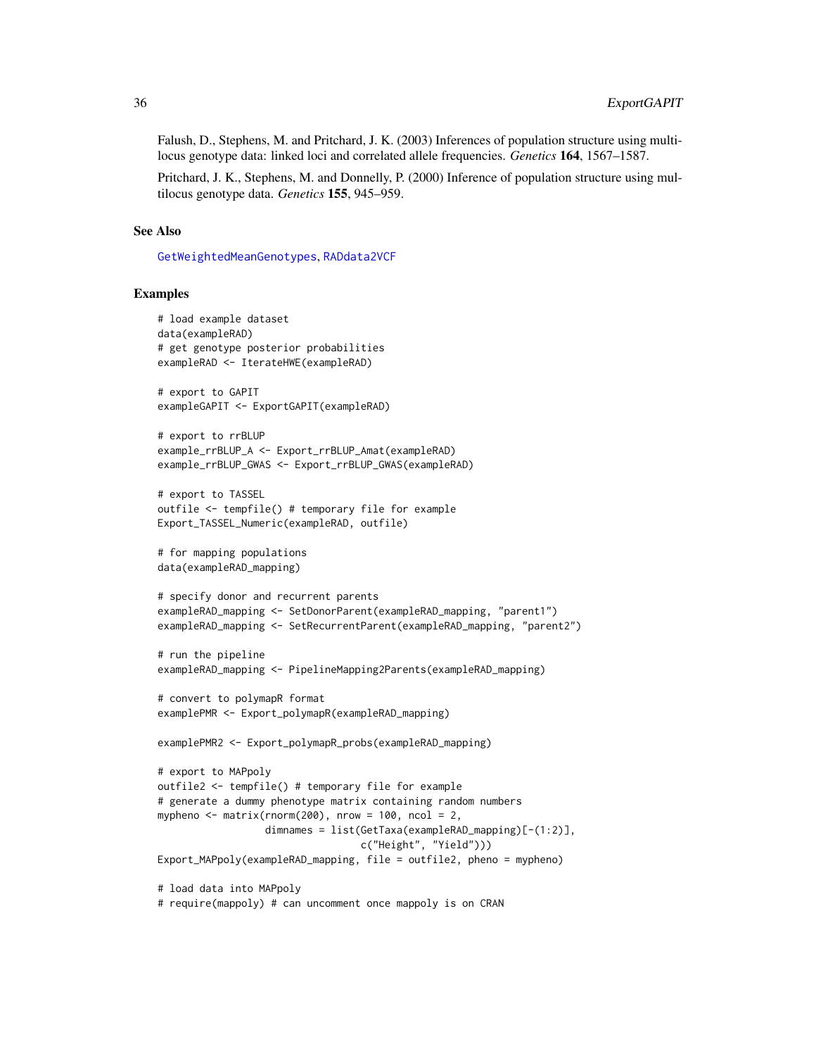Falush, D., Stephens, M. and Pritchard, J. K. (2003) Inferences of population structure using multilocus genotype data: linked loci and correlated allele frequencies. *Genetics* **164**, 1567–1587.

Pritchard, J. K., Stephens, M. and Donnelly, P. (2000) Inference of population structure using multilocus genotype data. *Genetics* **155**, 945–959.

### See Also

GetWeightedMeanGenotypes, RADdata2VCF

### Examples

```
# load example dataset
data(exampleRAD)
# get genotype posterior probabilities
exampleRAD <- IterateHWE(exampleRAD)

# export to GAPIT
exampleGAPIT <- ExportGAPIT(exampleRAD)

# export to rrBLUP
example_rrBLUP_A <- Export_rrBLUP_Amat(exampleRAD)
example_rrBLUP_GWAS <- Export_rrBLUP_GWAS(exampleRAD)

# export to TASSEL
outfile <- tempfile() # temporary file for example
Export_TASSEL_Numeric(exampleRAD, outfile)

# for mapping populations
data(exampleRAD_mapping)

# specify donor and recurrent parents
exampleRAD_mapping <- SetDonorParent(exampleRAD_mapping, "parent1")
exampleRAD_mapping <- SetRecurrentParent(exampleRAD_mapping, "parent2")

# run the pipeline
exampleRAD_mapping <- PipelineMapping2Parents(exampleRAD_mapping)

# convert to polymapR format
examplePMR <- Export_polymapR(exampleRAD_mapping)

examplePMR2 <- Export_polymapR_probs(exampleRAD_mapping)

# export to MAPpoly
outfile2 <- tempfile() # temporary file for example
# generate a dummy phenotype matrix containing random numbers
mypheno <- matrix(rnorm(200), nrow = 100, ncol = 2,
                  dimnames = list(GetTaxa(exampleRAD_mapping)[-(1:2)],
                                  c("Height", "Yield")))
Export_MAPpoly(exampleRAD_mapping, file = outfile2, pheno = mypheno)

# load data into MAPpoly
# require(mappoly) # can uncomment once mappoly is on CRAN
```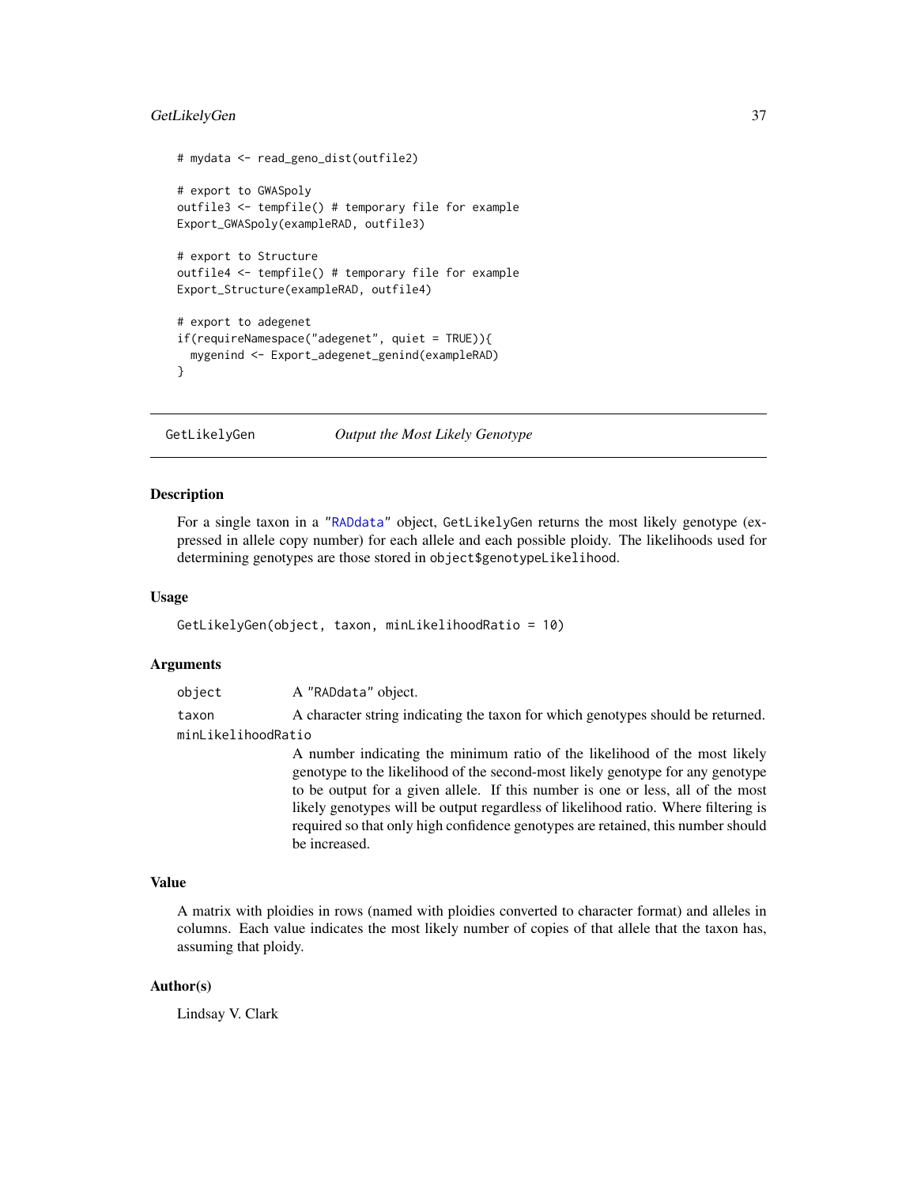```
# mydata <- read_geno_dist(outfile2)

# export to GWASpoly
outfile3 <- tempfile() # temporary file for example
Export_GWASpoly(exampleRAD, outfile3)

# export to Structure
outfile4 <- tempfile() # temporary file for example
Export_Structure(exampleRAD, outfile4)

# export to adegenet
if(requireNamespace("adegenet", quiet = TRUE)){
  mygenind <- Export_adegenet_genind(exampleRAD)
}
```

---

## GetLikelyGen — *Output the Most Likely Genotype*

### Description

For a single taxon in a "RADdata" object, GetLikelyGen returns the most likely genotype (expressed in allele copy number) for each allele and each possible ploidy. The likelihoods used for determining genotypes are those stored in object$genotypeLikelihood.

### Usage

```
GetLikelyGen(object, taxon, minLikelihoodRatio = 10)
```

### Arguments

| | |
|---|---|
| object | A "RADdata" object. |
| taxon | A character string indicating the taxon for which genotypes should be returned. |
| minLikelihoodRatio | A number indicating the minimum ratio of the likelihood of the most likely genotype to the likelihood of the second-most likely genotype for any genotype to be output for a given allele. If this number is one or less, all of the most likely genotypes will be output regardless of likelihood ratio. Where filtering is required so that only high confidence genotypes are retained, this number should be increased. |

### Value

A matrix with ploidies in rows (named with ploidies converted to character format) and alleles in columns. Each value indicates the most likely number of copies of that allele that the taxon has, assuming that ploidy.

### Author(s)

Lindsay V. Clark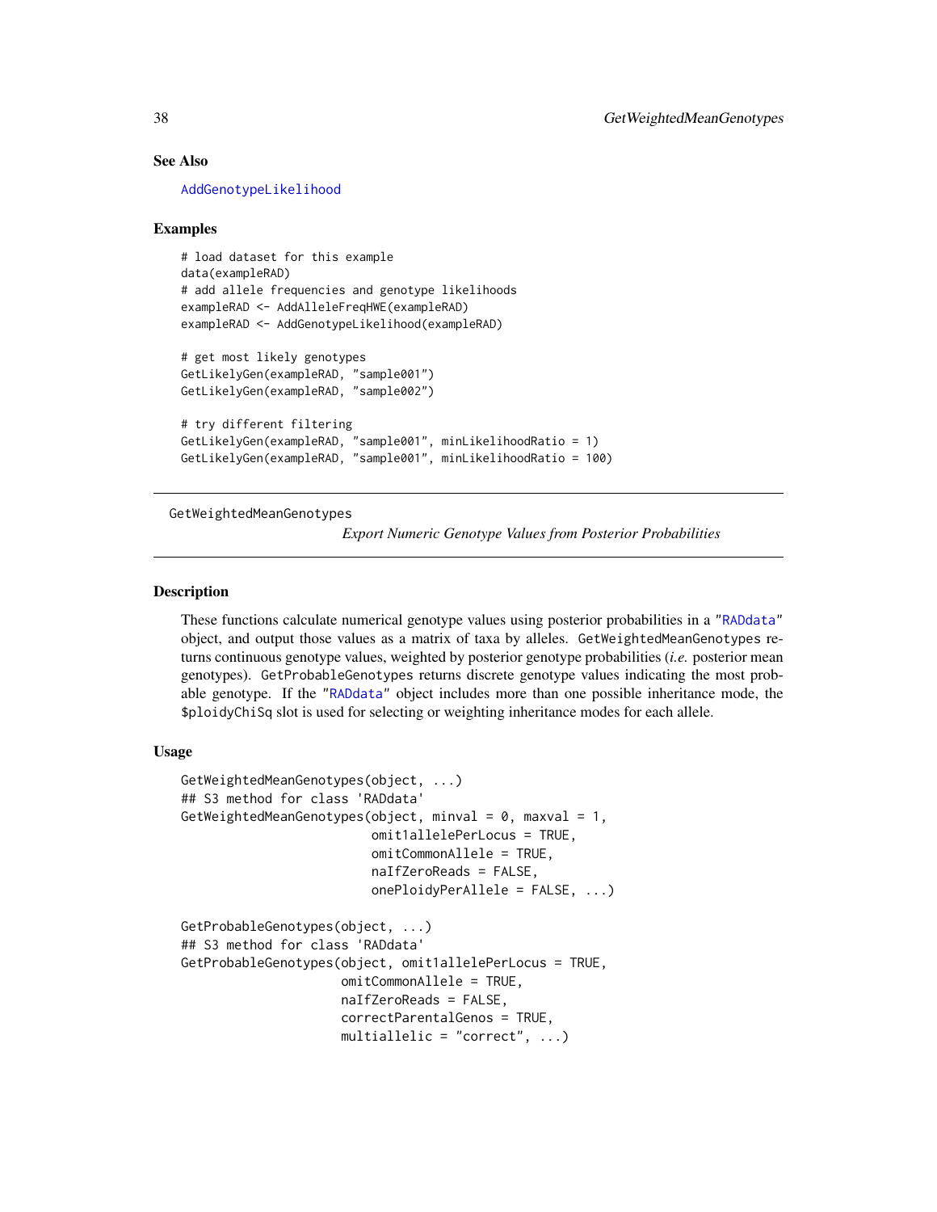## See Also

AddGenotypeLikelihood

## Examples

```
# load dataset for this example
data(exampleRAD)
# add allele frequencies and genotype likelihoods
exampleRAD <- AddAlleleFreqHWE(exampleRAD)
exampleRAD <- AddGenotypeLikelihood(exampleRAD)

# get most likely genotypes
GetLikelyGen(exampleRAD, "sample001")
GetLikelyGen(exampleRAD, "sample002")

# try different filtering
GetLikelyGen(exampleRAD, "sample001", minLikelihoodRatio = 1)
GetLikelyGen(exampleRAD, "sample001", minLikelihoodRatio = 100)
```

---

# GetWeightedMeanGenotypes

*Export Numeric Genotype Values from Posterior Probabilities*

---

## Description

These functions calculate numerical genotype values using posterior probabilities in a "RADdata" object, and output those values as a matrix of taxa by alleles. GetWeightedMeanGenotypes returns continuous genotype values, weighted by posterior genotype probabilities (*i.e.* posterior mean genotypes). GetProbableGenotypes returns discrete genotype values indicating the most probable genotype. If the "RADdata" object includes more than one possible inheritance mode, the $ploidyChiSq slot is used for selecting or weighting inheritance modes for each allele.

## Usage

```
GetWeightedMeanGenotypes(object, ...)
## S3 method for class 'RADdata'
GetWeightedMeanGenotypes(object, minval = 0, maxval = 1,
                         omit1allelePerLocus = TRUE,
                         omitCommonAllele = TRUE,
                         naIfZeroReads = FALSE,
                         onePloidyPerAllele = FALSE, ...)

GetProbableGenotypes(object, ...)
## S3 method for class 'RADdata'
GetProbableGenotypes(object, omit1allelePerLocus = TRUE,
                     omitCommonAllele = TRUE,
                     naIfZeroReads = FALSE,
                     correctParentalGenos = TRUE,
                     multiallelic = "correct", ...)
```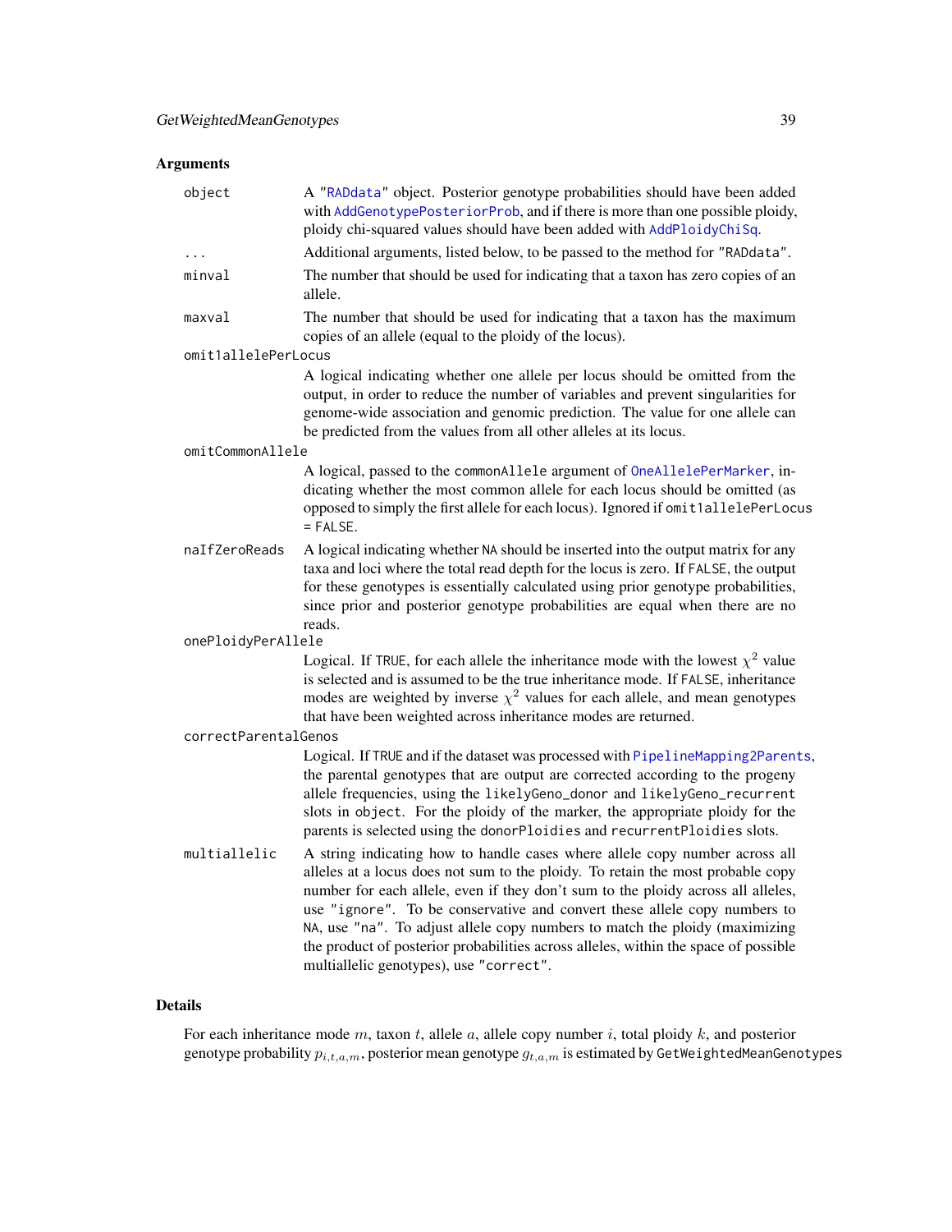## Arguments

**object** A "RADdata" object. Posterior genotype probabilities should have been added with AddGenotypePosteriorProb, and if there is more than one possible ploidy, ploidy chi-squared values should have been added with AddPloidyChiSq.

**...** Additional arguments, listed below, to be passed to the method for "RADdata".

**minval** The number that should be used for indicating that a taxon has zero copies of an allele.

**maxval** The number that should be used for indicating that a taxon has the maximum copies of an allele (equal to the ploidy of the locus).

**omit1allelePerLocus** A logical indicating whether one allele per locus should be omitted from the output, in order to reduce the number of variables and prevent singularities for genome-wide association and genomic prediction. The value for one allele can be predicted from the values from all other alleles at its locus.

**omitCommonAllele** A logical, passed to the `commonAllele` argument of OneAllelePerMarker, indicating whether the most common allele for each locus should be omitted (as opposed to simply the first allele for each locus). Ignored if `omit1allelePerLocus = FALSE`.

**naIfZeroReads** A logical indicating whether `NA` should be inserted into the output matrix for any taxa and loci where the total read depth for the locus is zero. If `FALSE`, the output for these genotypes is essentially calculated using prior genotype probabilities, since prior and posterior genotype probabilities are equal when there are no reads.

**onePloidyPerAllele** Logical. If `TRUE`, for each allele the inheritance mode with the lowest $\chi^2$ value is selected and is assumed to be the true inheritance mode. If `FALSE`, inheritance modes are weighted by inverse $\chi^2$ values for each allele, and mean genotypes that have been weighted across inheritance modes are returned.

**correctParentalGenos** Logical. If `TRUE` and if the dataset was processed with PipelineMapping2Parents, the parental genotypes that are output are corrected according to the progeny allele frequencies, using the `likelyGeno_donor` and `likelyGeno_recurrent` slots in `object`. For the ploidy of the marker, the appropriate ploidy for the parents is selected using the `donorPloidies` and `recurrentPloidies` slots.

**multiallelic** A string indicating how to handle cases where allele copy number across all alleles at a locus does not sum to the ploidy. To retain the most probable copy number for each allele, even if they don't sum to the ploidy across all alleles, use "ignore". To be conservative and convert these allele copy numbers to `NA`, use "na". To adjust allele copy numbers to match the ploidy (maximizing the product of posterior probabilities across alleles, within the space of possible multiallelic genotypes), use "correct".

## Details

For each inheritance mode $m$, taxon $t$, allele $a$, allele copy number $i$, total ploidy $k$, and posterior genotype probability $p_{i,t,a,m}$, posterior mean genotype $g_{t,a,m}$ is estimated by `GetWeightedMeanGenotypes`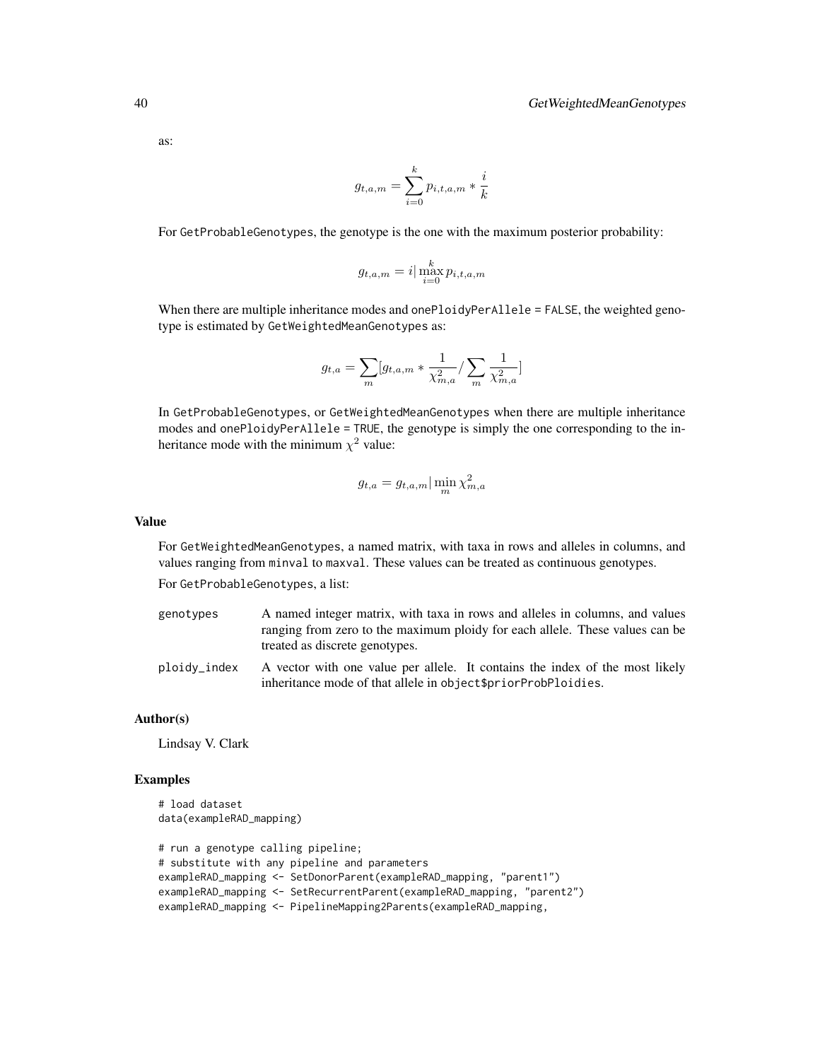as:

$$g_{t,a,m} = \sum_{i=0}^{k} p_{i,t,a,m} * \frac{i}{k}$$

For `GetProbableGenotypes`, the genotype is the one with the maximum posterior probability:

$$g_{t,a,m} = i | \max_{i=0}^{k} p_{i,t,a,m}$$

When there are multiple inheritance modes and `onePloidyPerAllele = FALSE`, the weighted genotype is estimated by `GetWeightedMeanGenotypes` as:

$$g_{t,a} = \sum_{m} [g_{t,a,m} * \frac{1}{\chi^2_{m,a}} / \sum_{m} \frac{1}{\chi^2_{m,a}}]$$

In `GetProbableGenotypes`, or `GetWeightedMeanGenotypes` when there are multiple inheritance modes and `onePloidyPerAllele = TRUE`, the genotype is simply the one corresponding to the inheritance mode with the minimum $\chi^2$ value:

$$g_{t,a} = g_{t,a,m} | \min_{m} \chi^2_{m,a}$$

## Value

For `GetWeightedMeanGenotypes`, a named matrix, with taxa in rows and alleles in columns, and values ranging from `minval` to `maxval`. These values can be treated as continuous genotypes.

For `GetProbableGenotypes`, a list:

- `genotypes` — A named integer matrix, with taxa in rows and alleles in columns, and values ranging from zero to the maximum ploidy for each allele. These values can be treated as discrete genotypes.
- `ploidy_index` — A vector with one value per allele. It contains the index of the most likely inheritance mode of that allele in `object$priorProbPloidies`.

## Author(s)

Lindsay V. Clark

## Examples

```
# load dataset
data(exampleRAD_mapping)

# run a genotype calling pipeline;
# substitute with any pipeline and parameters
exampleRAD_mapping <- SetDonorParent(exampleRAD_mapping, "parent1")
exampleRAD_mapping <- SetRecurrentParent(exampleRAD_mapping, "parent2")
exampleRAD_mapping <- PipelineMapping2Parents(exampleRAD_mapping,
```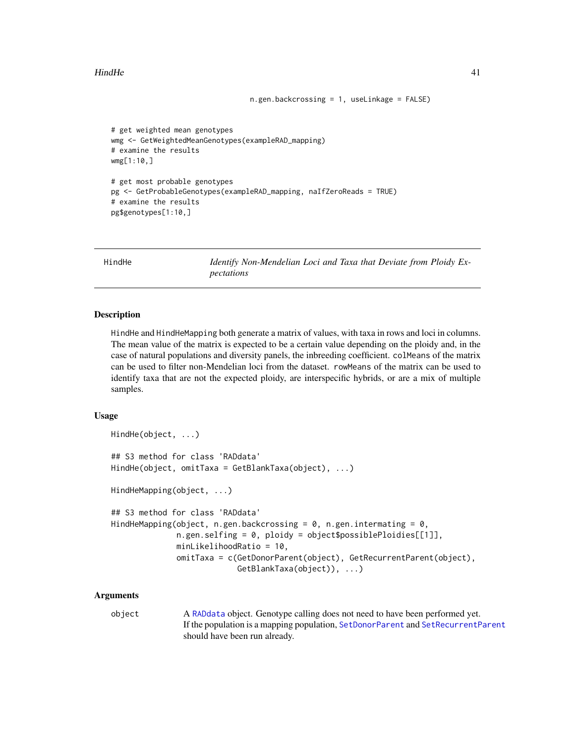```
                                    n.gen.backcrossing = 1, useLinkage = FALSE)

# get weighted mean genotypes
wmg <- GetWeightedMeanGenotypes(exampleRAD_mapping)
# examine the results
wmg[1:10,]

# get most probable genotypes
pg <- GetProbableGenotypes(exampleRAD_mapping, naIfZeroReads = TRUE)
# examine the results
pg$genotypes[1:10,]
```

---

## HindHe — *Identify Non-Mendelian Loci and Taxa that Deviate from Ploidy Expectations*

### Description

HindHe and HindHeMapping both generate a matrix of values, with taxa in rows and loci in columns. The mean value of the matrix is expected to be a certain value depending on the ploidy and, in the case of natural populations and diversity panels, the inbreeding coefficient. colMeans of the matrix can be used to filter non-Mendelian loci from the dataset. rowMeans of the matrix can be used to identify taxa that are not the expected ploidy, are interspecific hybrids, or are a mix of multiple samples.

### Usage

```
HindHe(object, ...)

## S3 method for class 'RADdata'
HindHe(object, omitTaxa = GetBlankTaxa(object), ...)

HindHeMapping(object, ...)

## S3 method for class 'RADdata'
HindHeMapping(object, n.gen.backcrossing = 0, n.gen.intermating = 0,
              n.gen.selfing = 0, ploidy = object$possiblePloidies[[1]],
              minLikelihoodRatio = 10,
              omitTaxa = c(GetDonorParent(object), GetRecurrentParent(object),
                           GetBlankTaxa(object)), ...)
```

### Arguments

object — A RADdata object. Genotype calling does not need to have been performed yet. If the population is a mapping population, SetDonorParent and SetRecurrentParent should have been run already.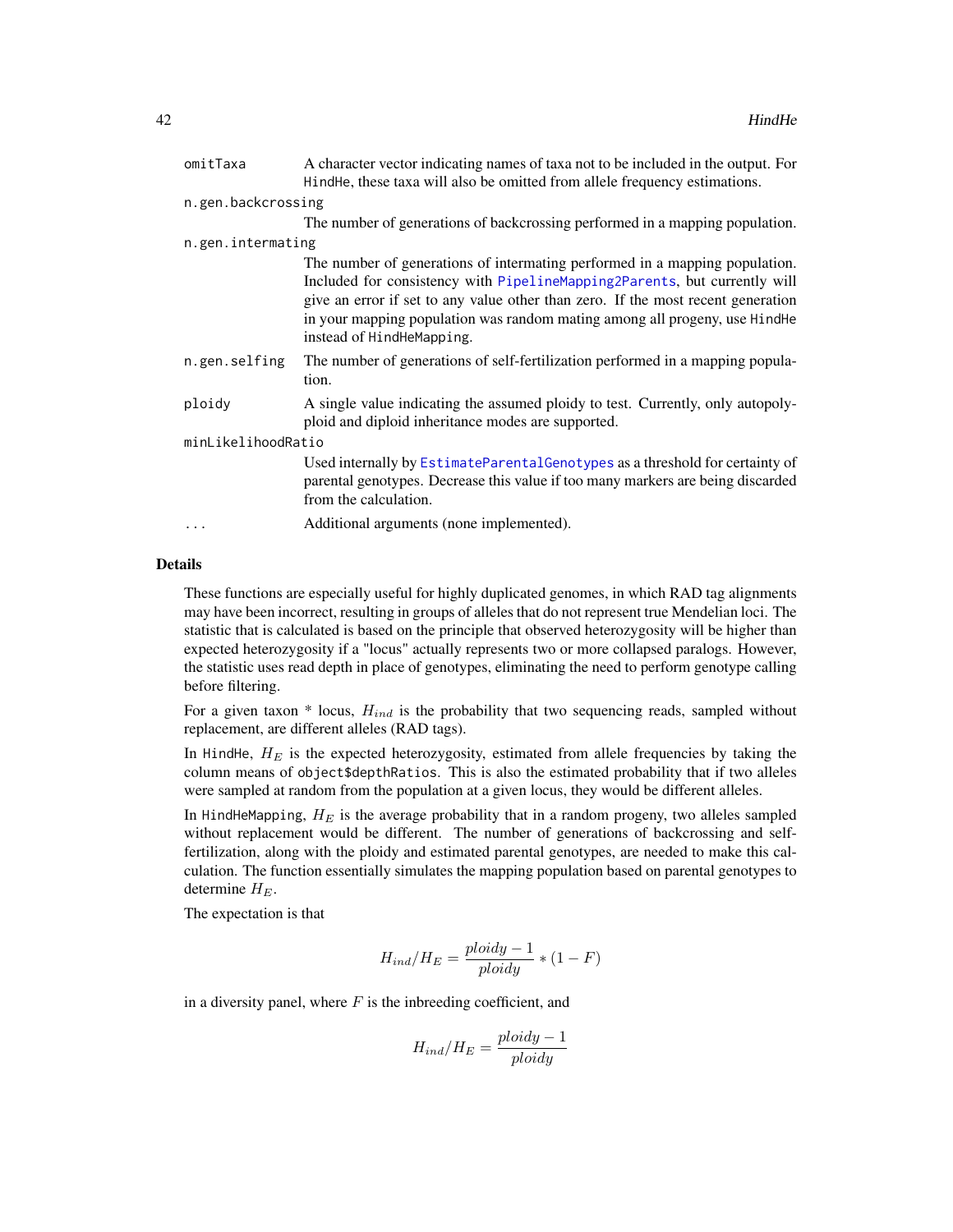omitTaxa
: A character vector indicating names of taxa not to be included in the output. For HindHe, these taxa will also be omitted from allele frequency estimations.

n.gen.backcrossing
: The number of generations of backcrossing performed in a mapping population.

n.gen.intermating
: The number of generations of intermating performed in a mapping population. Included for consistency with PipelineMapping2Parents, but currently will give an error if set to any value other than zero. If the most recent generation in your mapping population was random mating among all progeny, use HindHe instead of HindHeMapping.

n.gen.selfing
: The number of generations of self-fertilization performed in a mapping population.

ploidy
: A single value indicating the assumed ploidy to test. Currently, only autopolyploid and diploid inheritance modes are supported.

minLikelihoodRatio
: Used internally by EstimateParentalGenotypes as a threshold for certainty of parental genotypes. Decrease this value if too many markers are being discarded from the calculation.

...
: Additional arguments (none implemented).

## Details

These functions are especially useful for highly duplicated genomes, in which RAD tag alignments may have been incorrect, resulting in groups of alleles that do not represent true Mendelian loci. The statistic that is calculated is based on the principle that observed heterozygosity will be higher than expected heterozygosity if a "locus" actually represents two or more collapsed paralogs. However, the statistic uses read depth in place of genotypes, eliminating the need to perform genotype calling before filtering.

For a given taxon * locus, $H_{ind}$ is the probability that two sequencing reads, sampled without replacement, are different alleles (RAD tags).

In HindHe, $H_E$ is the expected heterozygosity, estimated from allele frequencies by taking the column means of object$depthRatios. This is also the estimated probability that if two alleles were sampled at random from the population at a given locus, they would be different alleles.

In HindHeMapping, $H_E$ is the average probability that in a random progeny, two alleles sampled without replacement would be different. The number of generations of backcrossing and self-fertilization, along with the ploidy and estimated parental genotypes, are needed to make this calculation. The function essentially simulates the mapping population based on parental genotypes to determine $H_E$.

The expectation is that

$$H_{ind}/H_E = \frac{ploidy - 1}{ploidy} * (1 - F)$$

in a diversity panel, where $F$ is the inbreeding coefficient, and

$$H_{ind}/H_E = \frac{ploidy - 1}{ploidy}$$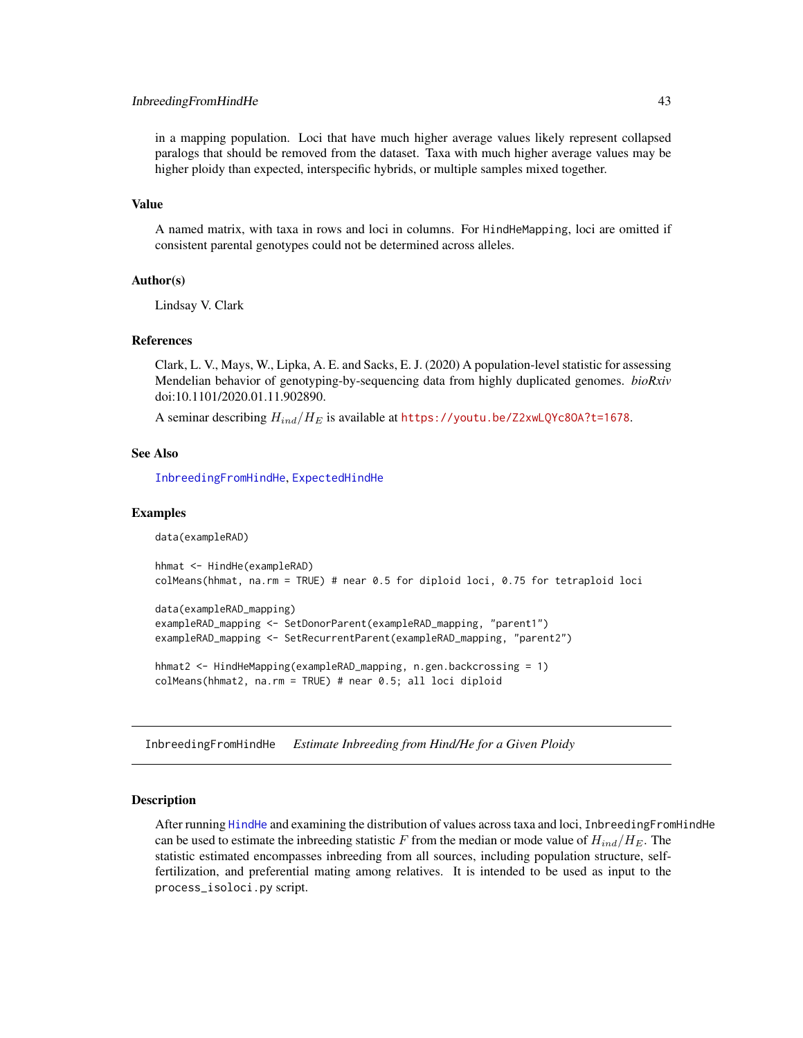in a mapping population. Loci that have much higher average values likely represent collapsed paralogs that should be removed from the dataset. Taxa with much higher average values may be higher ploidy than expected, interspecific hybrids, or multiple samples mixed together.

### Value

A named matrix, with taxa in rows and loci in columns. For HindHeMapping, loci are omitted if consistent parental genotypes could not be determined across alleles.

### Author(s)

Lindsay V. Clark

### References

Clark, L. V., Mays, W., Lipka, A. E. and Sacks, E. J. (2020) A population-level statistic for assessing Mendelian behavior of genotyping-by-sequencing data from highly duplicated genomes. *bioRxiv* doi:10.1101/2020.01.11.902890.

A seminar describing $H_{ind}/H_E$ is available at https://youtu.be/Z2xwLQYc8OA?t=1678.

### See Also

InbreedingFromHindHe, ExpectedHindHe

### Examples

```
data(exampleRAD)

hhmat <- HindHe(exampleRAD)
colMeans(hhmat, na.rm = TRUE) # near 0.5 for diploid loci, 0.75 for tetraploid loci

data(exampleRAD_mapping)
exampleRAD_mapping <- SetDonorParent(exampleRAD_mapping, "parent1")
exampleRAD_mapping <- SetRecurrentParent(exampleRAD_mapping, "parent2")

hhmat2 <- HindHeMapping(exampleRAD_mapping, n.gen.backcrossing = 1)
colMeans(hhmat2, na.rm = TRUE) # near 0.5; all loci diploid
```

---

## InbreedingFromHindHe — *Estimate Inbreeding from Hind/He for a Given Ploidy*

### Description

After running HindHe and examining the distribution of values across taxa and loci, InbreedingFromHindHe can be used to estimate the inbreeding statistic $F$ from the median or mode value of $H_{ind}/H_E$. The statistic estimated encompasses inbreeding from all sources, including population structure, self-fertilization, and preferential mating among relatives. It is intended to be used as input to the process_isoloci.py script.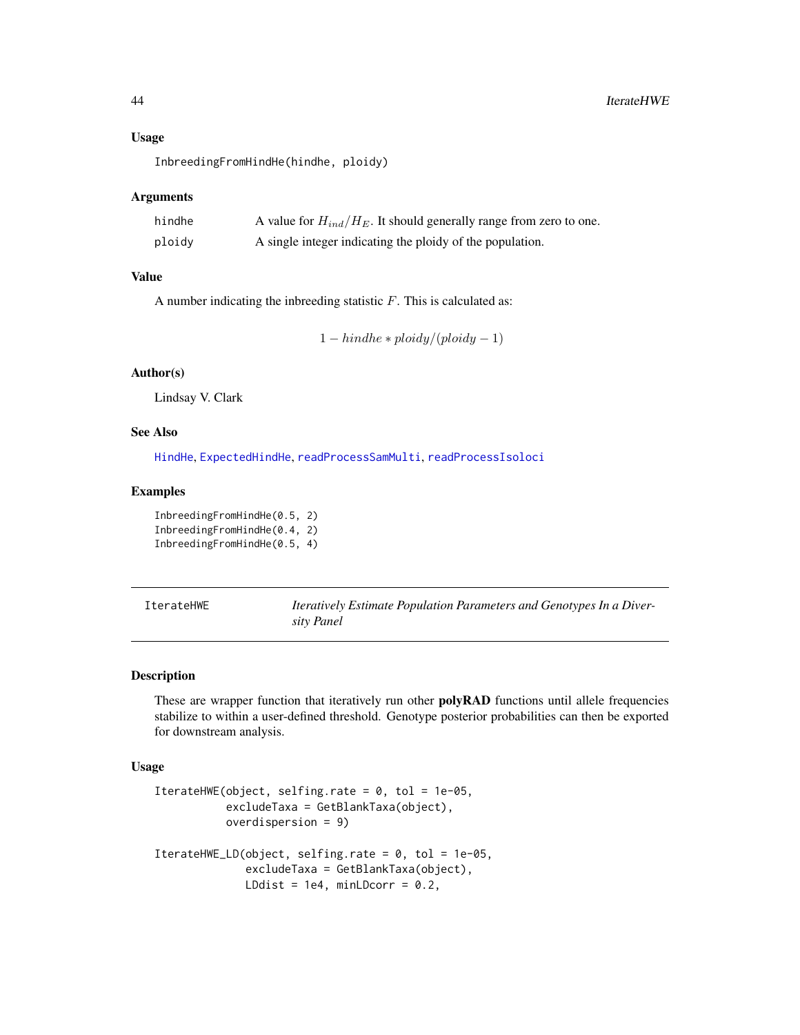### Usage

```
InbreedingFromHindHe(hindhe, ploidy)
```

### Arguments

| | |
|---|---|
| hindhe | A value for $H_{ind}/H_E$. It should generally range from zero to one. |
| ploidy | A single integer indicating the ploidy of the population. |

### Value

A number indicating the inbreeding statistic $F$. This is calculated as:

$$1 - hindhe * ploidy/(ploidy - 1)$$

### Author(s)

Lindsay V. Clark

### See Also

HindHe, ExpectedHindHe, readProcessSamMulti, readProcessIsoloci

### Examples

```
InbreedingFromHindHe(0.5, 2)
InbreedingFromHindHe(0.4, 2)
InbreedingFromHindHe(0.5, 4)
```

---

## IterateHWE — *Iteratively Estimate Population Parameters and Genotypes In a Diversity Panel*

---

### Description

These are wrapper function that iteratively run other **polyRAD** functions until allele frequencies stabilize to within a user-defined threshold. Genotype posterior probabilities can then be exported for downstream analysis.

### Usage

```
IterateHWE(object, selfing.rate = 0, tol = 1e-05,
           excludeTaxa = GetBlankTaxa(object),
           overdispersion = 9)

IterateHWE_LD(object, selfing.rate = 0, tol = 1e-05,
              excludeTaxa = GetBlankTaxa(object),
              LDdist = 1e4, minLDcorr = 0.2,
```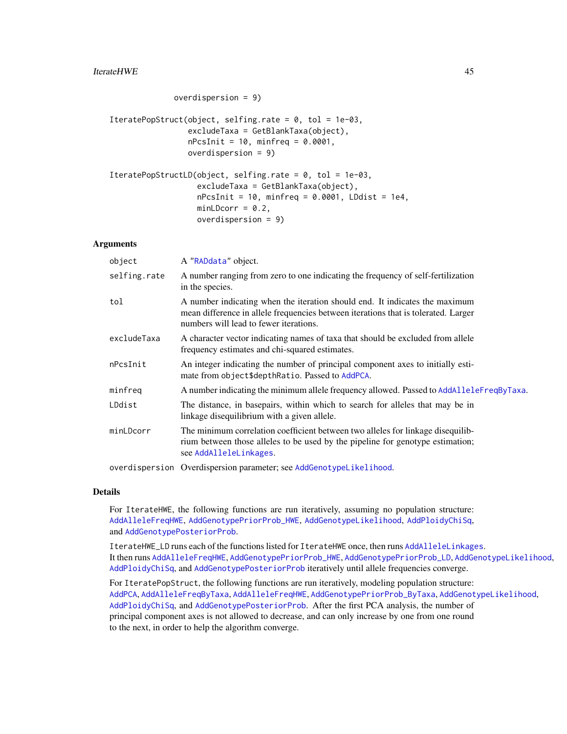```
                overdispersion = 9)

IteratePopStruct(object, selfing.rate = 0, tol = 1e-03,
                 excludeTaxa = GetBlankTaxa(object),
                 nPcsInit = 10, minfreq = 0.0001,
                 overdispersion = 9)

IteratePopStructLD(object, selfing.rate = 0, tol = 1e-03,
                   excludeTaxa = GetBlankTaxa(object),
                   nPcsInit = 10, minfreq = 0.0001, LDdist = 1e4,
                   minLDcorr = 0.2,
                   overdispersion = 9)
```

## Arguments

| | |
|---|---|
| `object` | A "RADdata" object. |
| `selfing.rate` | A number ranging from zero to one indicating the frequency of self-fertilization in the species. |
| `tol` | A number indicating when the iteration should end. It indicates the maximum mean difference in allele frequencies between iterations that is tolerated. Larger numbers will lead to fewer iterations. |
| `excludeTaxa` | A character vector indicating names of taxa that should be excluded from allele frequency estimates and chi-squared estimates. |
| `nPcsInit` | An integer indicating the number of principal component axes to initially estimate from `object$depthRatio`. Passed to `AddPCA`. |
| `minfreq` | A number indicating the minimum allele frequency allowed. Passed to `AddAlleleFreqByTaxa`. |
| `LDdist` | The distance, in basepairs, within which to search for alleles that may be in linkage disequilibrium with a given allele. |
| `minLDcorr` | The minimum correlation coefficient between two alleles for linkage disequilibrium between those alleles to be used by the pipeline for genotype estimation; see `AddAlleleLinkages`. |
| `overdispersion` | Overdispersion parameter; see `AddGenotypeLikelihood`. |

## Details

For `IterateHWE`, the following functions are run iteratively, assuming no population structure: `AddAlleleFreqHWE`, `AddGenotypePriorProb_HWE`, `AddGenotypeLikelihood`, `AddPloidyChiSq`, and `AddGenotypePosteriorProb`.

`IterateHWE_LD` runs each of the functions listed for `IterateHWE` once, then runs `AddAlleleLinkages`. It then runs `AddAlleleFreqHWE`, `AddGenotypePriorProb_HWE`, `AddGenotypePriorProb_LD`, `AddGenotypeLikelihood`, `AddPloidyChiSq`, and `AddGenotypePosteriorProb` iteratively until allele frequencies converge.

For `IteratePopStruct`, the following functions are run iteratively, modeling population structure: `AddPCA`, `AddAlleleFreqByTaxa`, `AddAlleleFreqHWE`, `AddGenotypePriorProb_ByTaxa`, `AddGenotypeLikelihood`, `AddPloidyChiSq`, and `AddGenotypePosteriorProb`. After the first PCA analysis, the number of principal component axes is not allowed to decrease, and can only increase by one from one round to the next, in order to help the algorithm converge.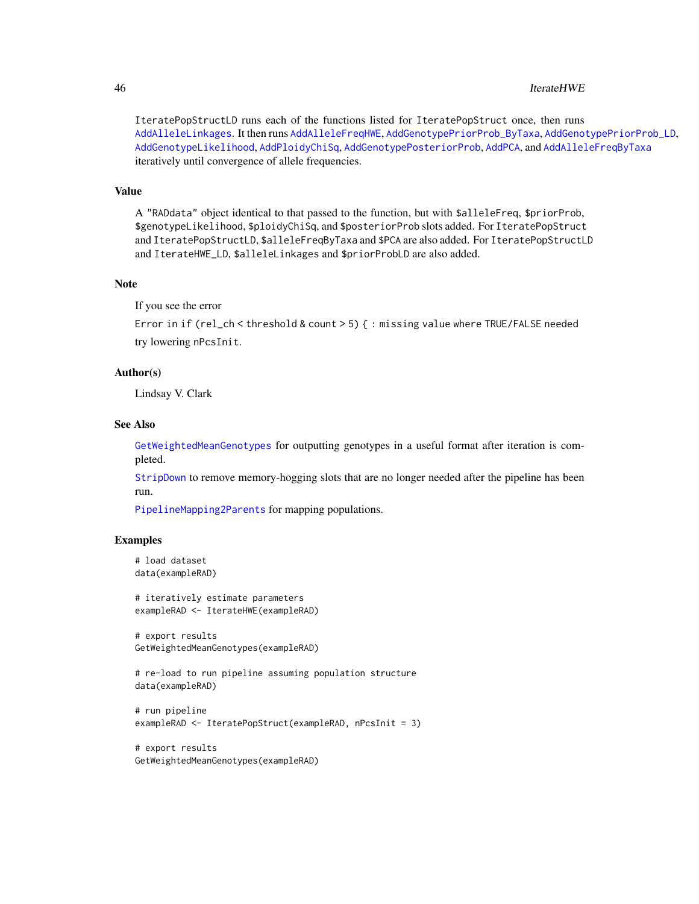IteratePopStructLD runs each of the functions listed for IteratePopStruct once, then runs AddAlleleLinkages. It then runs AddAlleleFreqHWE, AddGenotypePriorProb_ByTaxa, AddGenotypePriorProb_LD, AddGenotypeLikelihood, AddPloidyChiSq, AddGenotypePosteriorProb, AddPCA, and AddAlleleFreqByTaxa iteratively until convergence of allele frequencies.

## Value

A "RADdata" object identical to that passed to the function, but with $alleleFreq, $priorProb, $genotypeLikelihood, $ploidyChiSq, and $posteriorProb slots added. For IteratePopStruct and IteratePopStructLD, $alleleFreqByTaxa and $PCA are also added. For IteratePopStructLD and IterateHWE_LD, $alleleLinkages and $priorProbLD are also added.

## Note

If you see the error

Error in if (rel_ch < threshold & count > 5) { : missing value where TRUE/FALSE needed

try lowering nPcsInit.

## Author(s)

Lindsay V. Clark

## See Also

GetWeightedMeanGenotypes for outputting genotypes in a useful format after iteration is completed.

StripDown to remove memory-hogging slots that are no longer needed after the pipeline has been run.

PipelineMapping2Parents for mapping populations.

## Examples

```
# load dataset
data(exampleRAD)

# iteratively estimate parameters
exampleRAD <- IterateHWE(exampleRAD)

# export results
GetWeightedMeanGenotypes(exampleRAD)

# re-load to run pipeline assuming population structure
data(exampleRAD)

# run pipeline
exampleRAD <- IteratePopStruct(exampleRAD, nPcsInit = 3)

# export results
GetWeightedMeanGenotypes(exampleRAD)
```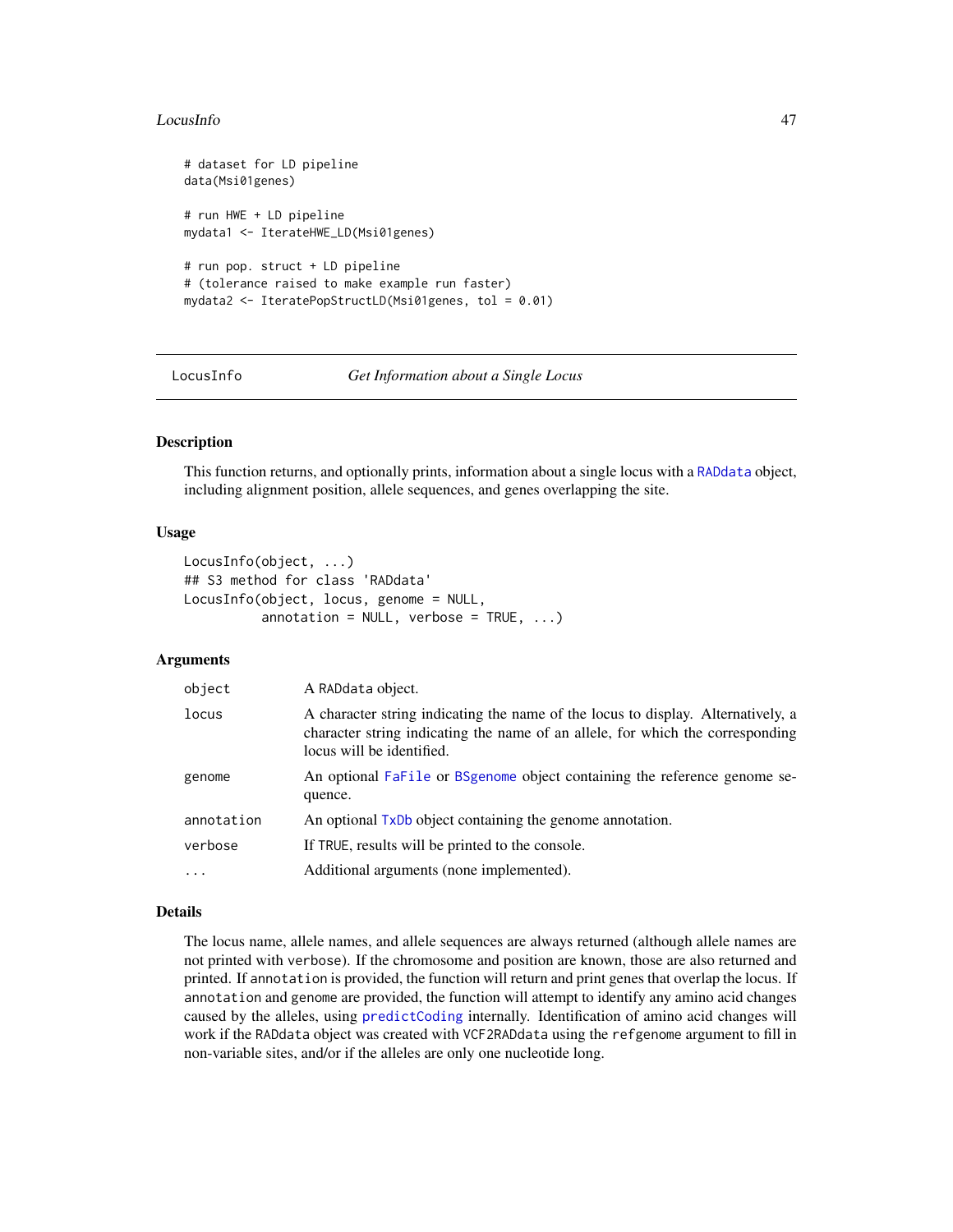```
# dataset for LD pipeline
data(Msi01genes)

# run HWE + LD pipeline
mydata1 <- IterateHWE_LD(Msi01genes)

# run pop. struct + LD pipeline
# (tolerance raised to make example run faster)
mydata2 <- IteratePopStructLD(Msi01genes, tol = 0.01)
```

---

## LocusInfo — *Get Information about a Single Locus*

---

### Description

This function returns, and optionally prints, information about a single locus with a RADdata object, including alignment position, allele sequences, and genes overlapping the site.

### Usage

```
LocusInfo(object, ...)
## S3 method for class 'RADdata'
LocusInfo(object, locus, genome = NULL,
          annotation = NULL, verbose = TRUE, ...)
```

### Arguments

| | |
|---|---|
| `object` | A RADdata object. |
| `locus` | A character string indicating the name of the locus to display. Alternatively, a character string indicating the name of an allele, for which the corresponding locus will be identified. |
| `genome` | An optional FaFile or BSgenome object containing the reference genome sequence. |
| `annotation` | An optional TxDb object containing the genome annotation. |
| `verbose` | If TRUE, results will be printed to the console. |
| `...` | Additional arguments (none implemented). |

### Details

The locus name, allele names, and allele sequences are always returned (although allele names are not printed with `verbose`). If the chromosome and position are known, those are also returned and printed. If `annotation` is provided, the function will return and print genes that overlap the locus. If `annotation` and `genome` are provided, the function will attempt to identify any amino acid changes caused by the alleles, using predictCoding internally. Identification of amino acid changes will work if the RADdata object was created with VCF2RADdata using the `refgenome` argument to fill in non-variable sites, and/or if the alleles are only one nucleotide long.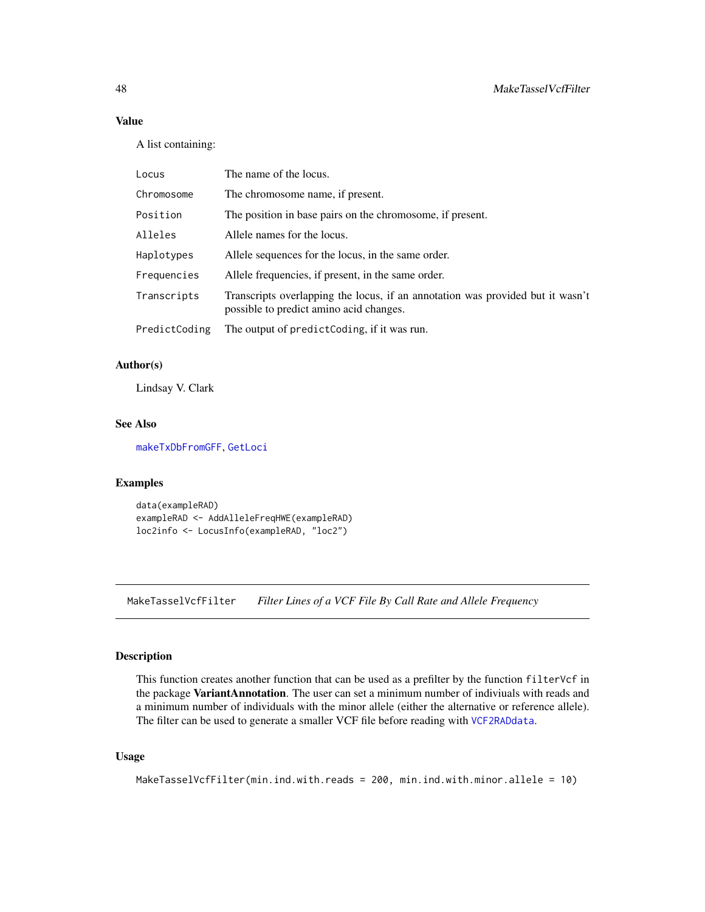### Value

A list containing:

| | |
|---|---|
| `Locus` | The name of the locus. |
| `Chromosome` | The chromosome name, if present. |
| `Position` | The position in base pairs on the chromosome, if present. |
| `Alleles` | Allele names for the locus. |
| `Haplotypes` | Allele sequences for the locus, in the same order. |
| `Frequencies` | Allele frequencies, if present, in the same order. |
| `Transcripts` | Transcripts overlapping the locus, if an annotation was provided but it wasn't possible to predict amino acid changes. |
| `PredictCoding` | The output of `predictCoding`, if it was run. |

### Author(s)

Lindsay V. Clark

### See Also

makeTxDbFromGFF, GetLoci

### Examples

```
data(exampleRAD)
exampleRAD <- AddAlleleFreqHWE(exampleRAD)
loc2info <- LocusInfo(exampleRAD, "loc2")
```

---

## MakeTasselVcfFilter *Filter Lines of a VCF File By Call Rate and Allele Frequency*

---

### Description

This function creates another function that can be used as a prefilter by the function `filterVcf` in the package **VariantAnnotation**. The user can set a minimum number of indiviuals with reads and a minimum number of individuals with the minor allele (either the alternative or reference allele). The filter can be used to generate a smaller VCF file before reading with VCF2RADdata.

### Usage

```
MakeTasselVcfFilter(min.ind.with.reads = 200, min.ind.with.minor.allele = 10)
```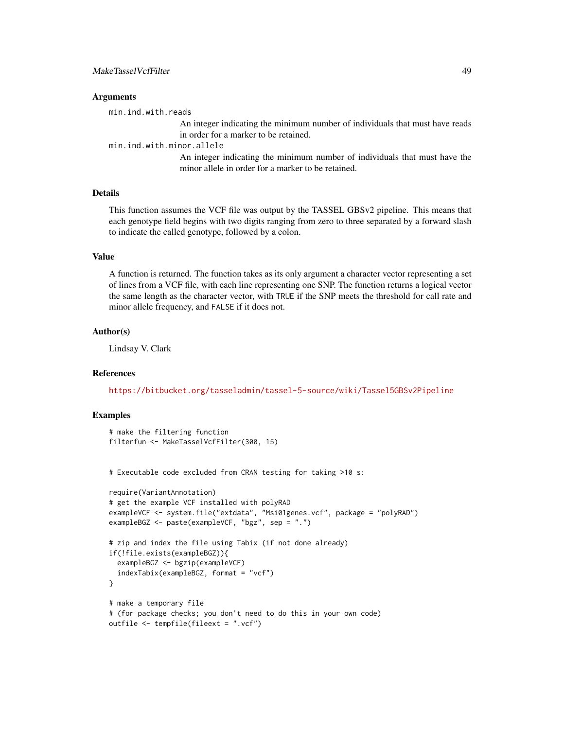## Arguments

`min.ind.with.reads`
: An integer indicating the minimum number of individuals that must have reads in order for a marker to be retained.

`min.ind.with.minor.allele`
: An integer indicating the minimum number of individuals that must have the minor allele in order for a marker to be retained.

## Details

This function assumes the VCF file was output by the TASSEL GBSv2 pipeline. This means that each genotype field begins with two digits ranging from zero to three separated by a forward slash to indicate the called genotype, followed by a colon.

## Value

A function is returned. The function takes as its only argument a character vector representing a set of lines from a VCF file, with each line representing one SNP. The function returns a logical vector the same length as the character vector, with `TRUE` if the SNP meets the threshold for call rate and minor allele frequency, and `FALSE` if it does not.

## Author(s)

Lindsay V. Clark

## References

https://bitbucket.org/tasseladmin/tassel-5-source/wiki/Tassel5GBSv2Pipeline

## Examples

```
# make the filtering function
filterfun <- MakeTasselVcfFilter(300, 15)


# Executable code excluded from CRAN testing for taking >10 s:

require(VariantAnnotation)
# get the example VCF installed with polyRAD
exampleVCF <- system.file("extdata", "Msi01genes.vcf", package = "polyRAD")
exampleBGZ <- paste(exampleVCF, "bgz", sep = ".")

# zip and index the file using Tabix (if not done already)
if(!file.exists(exampleBGZ)){
  exampleBGZ <- bgzip(exampleVCF)
  indexTabix(exampleBGZ, format = "vcf")
}

# make a temporary file
# (for package checks; you don't need to do this in your own code)
outfile <- tempfile(fileext = ".vcf")
```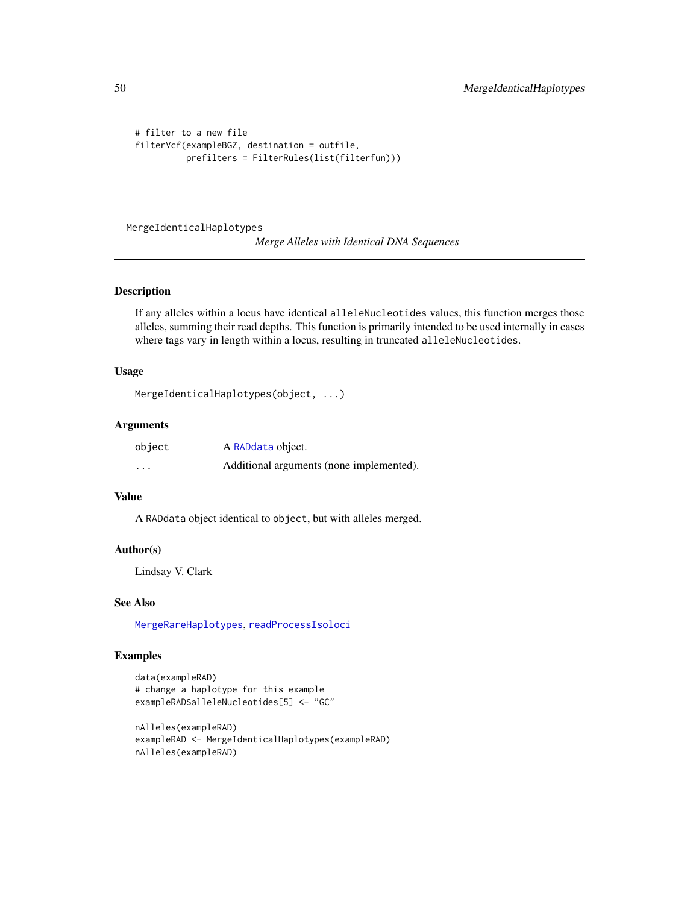```
# filter to a new file
filterVcf(exampleBGZ, destination = outfile,
          prefilters = FilterRules(list(filterfun)))
```

---

## MergeIdenticalHaplotypes

*Merge Alleles with Identical DNA Sequences*

---

### Description

If any alleles within a locus have identical `alleleNucleotides` values, this function merges those alleles, summing their read depths. This function is primarily intended to be used internally in cases where tags vary in length within a locus, resulting in truncated `alleleNucleotides`.

### Usage

```
MergeIdenticalHaplotypes(object, ...)
```

### Arguments

| | |
|---|---|
| `object` | A `RADdata` object. |
| `...` | Additional arguments (none implemented). |

### Value

A `RADdata` object identical to `object`, but with alleles merged.

### Author(s)

Lindsay V. Clark

### See Also

`MergeRareHaplotypes`, `readProcessIsoloci`

### Examples

```
data(exampleRAD)
# change a haplotype for this example
exampleRAD$alleleNucleotides[5] <- "GC"

nAlleles(exampleRAD)
exampleRAD <- MergeIdenticalHaplotypes(exampleRAD)
nAlleles(exampleRAD)
```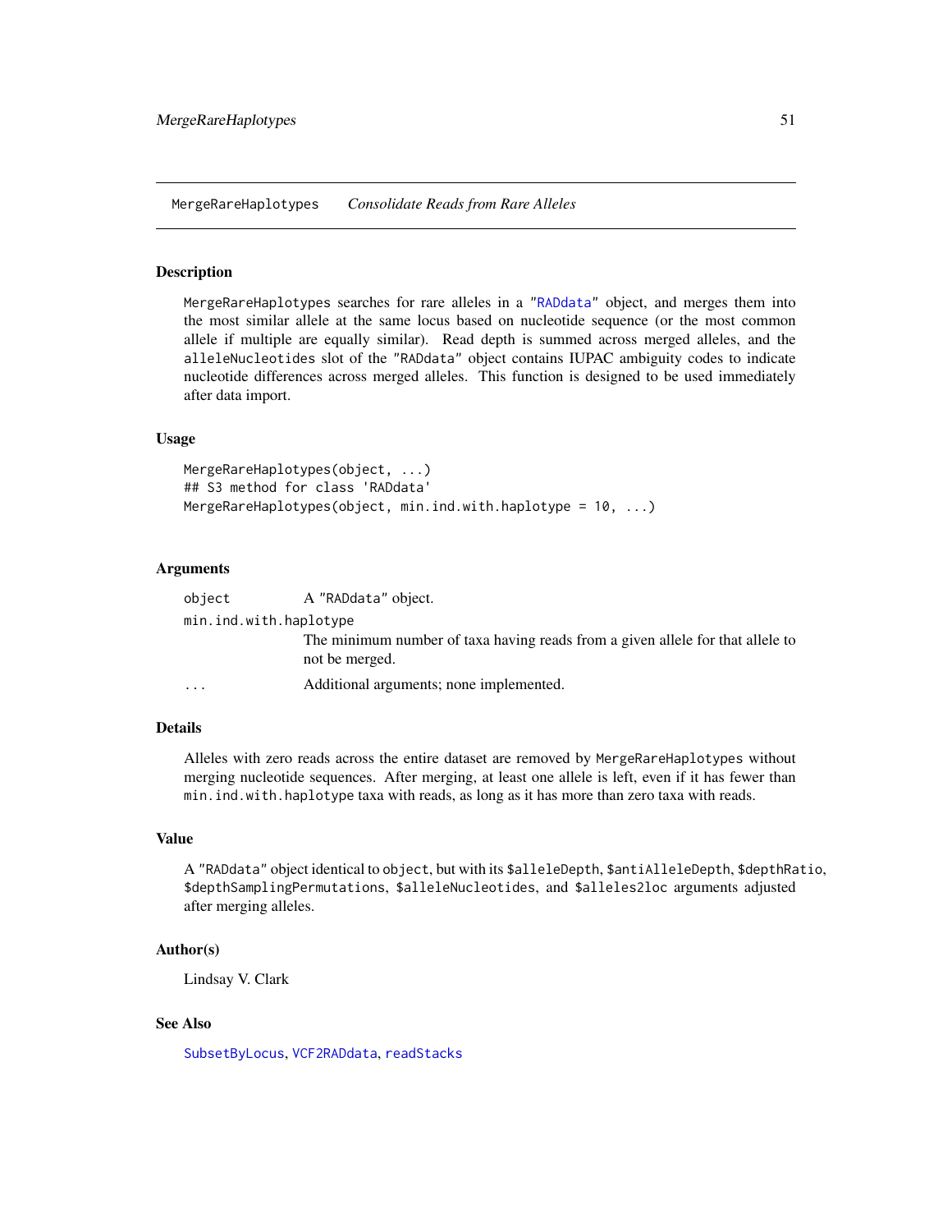MergeRareHaplotypes *Consolidate Reads from Rare Alleles*

## Description

MergeRareHaplotypes searches for rare alleles in a "RADdata" object, and merges them into the most similar allele at the same locus based on nucleotide sequence (or the most common allele if multiple are equally similar). Read depth is summed across merged alleles, and the alleleNucleotides slot of the "RADdata" object contains IUPAC ambiguity codes to indicate nucleotide differences across merged alleles. This function is designed to be used immediately after data import.

## Usage

```
MergeRareHaplotypes(object, ...)
## S3 method for class 'RADdata'
MergeRareHaplotypes(object, min.ind.with.haplotype = 10, ...)
```

## Arguments

- `object` A "RADdata" object.
- `min.ind.with.haplotype` The minimum number of taxa having reads from a given allele for that allele to not be merged.
- `...` Additional arguments; none implemented.

## Details

Alleles with zero reads across the entire dataset are removed by MergeRareHaplotypes without merging nucleotide sequences. After merging, at least one allele is left, even if it has fewer than min.ind.with.haplotype taxa with reads, as long as it has more than zero taxa with reads.

## Value

A "RADdata" object identical to object, but with its $alleleDepth, $antiAlleleDepth, $depthRatio, $depthSamplingPermutations, $alleleNucleotides, and $alleles2loc arguments adjusted after merging alleles.

## Author(s)

Lindsay V. Clark

## See Also

SubsetByLocus, VCF2RADdata, readStacks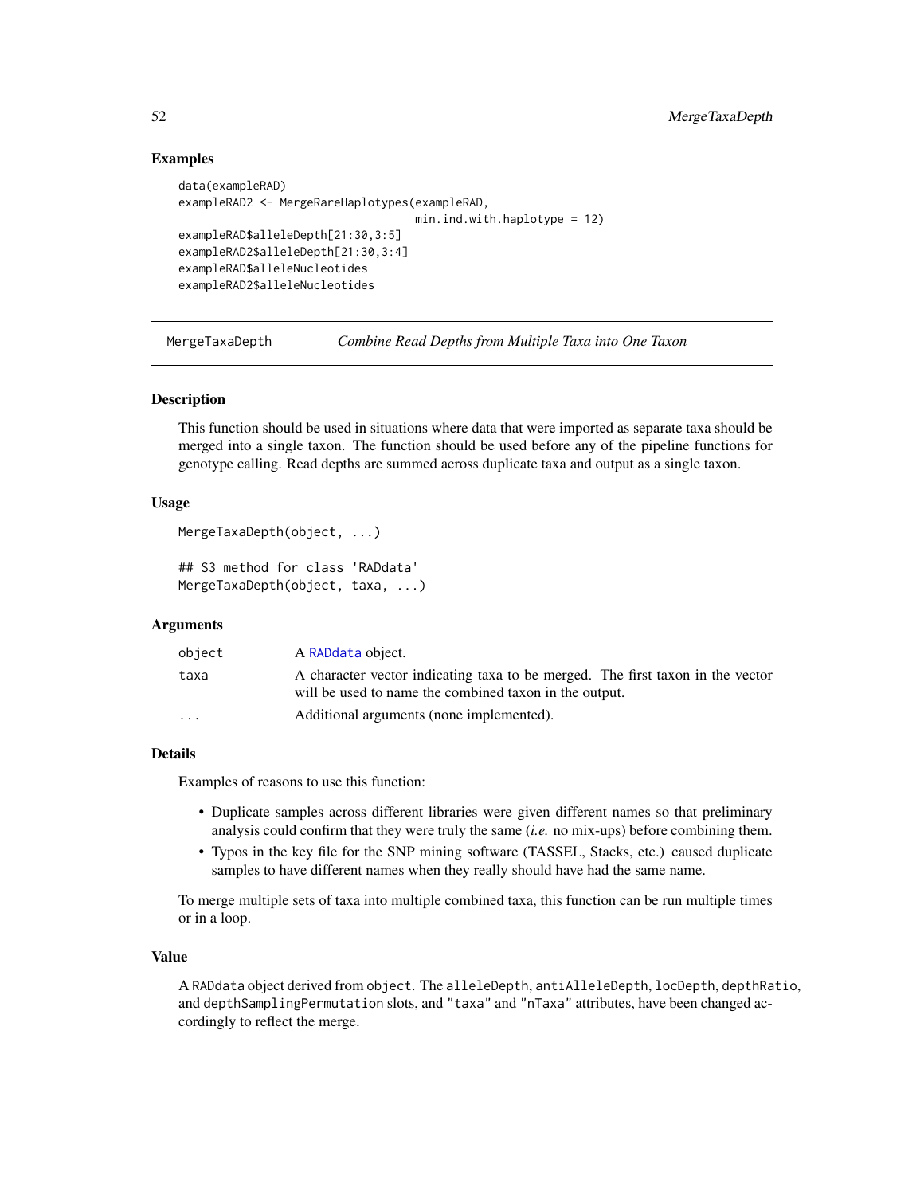## Examples

```
data(exampleRAD)
exampleRAD2 <- MergeRareHaplotypes(exampleRAD,
                                   min.ind.with.haplotype = 12)
exampleRAD$alleleDepth[21:30,3:5]
exampleRAD2$alleleDepth[21:30,3:4]
exampleRAD$alleleNucleotides
exampleRAD2$alleleNucleotides
```

---

# MergeTaxaDepth    *Combine Read Depths from Multiple Taxa into One Taxon*

---

## Description

This function should be used in situations where data that were imported as separate taxa should be merged into a single taxon. The function should be used before any of the pipeline functions for genotype calling. Read depths are summed across duplicate taxa and output as a single taxon.

## Usage

```
MergeTaxaDepth(object, ...)

## S3 method for class 'RADdata'
MergeTaxaDepth(object, taxa, ...)
```

## Arguments

| | |
|---|---|
| object | A RADdata object. |
| taxa | A character vector indicating taxa to be merged. The first taxon in the vector will be used to name the combined taxon in the output. |
| ... | Additional arguments (none implemented). |

## Details

Examples of reasons to use this function:

- Duplicate samples across different libraries were given different names so that preliminary analysis could confirm that they were truly the same (*i.e.* no mix-ups) before combining them.
- Typos in the key file for the SNP mining software (TASSEL, Stacks, etc.) caused duplicate samples to have different names when they really should have had the same name.

To merge multiple sets of taxa into multiple combined taxa, this function can be run multiple times or in a loop.

## Value

A RADdata object derived from `object`. The `alleleDepth`, `antiAlleleDepth`, `locDepth`, `depthRatio`, and `depthSamplingPermutation` slots, and `"taxa"` and `"nTaxa"` attributes, have been changed accordingly to reflect the merge.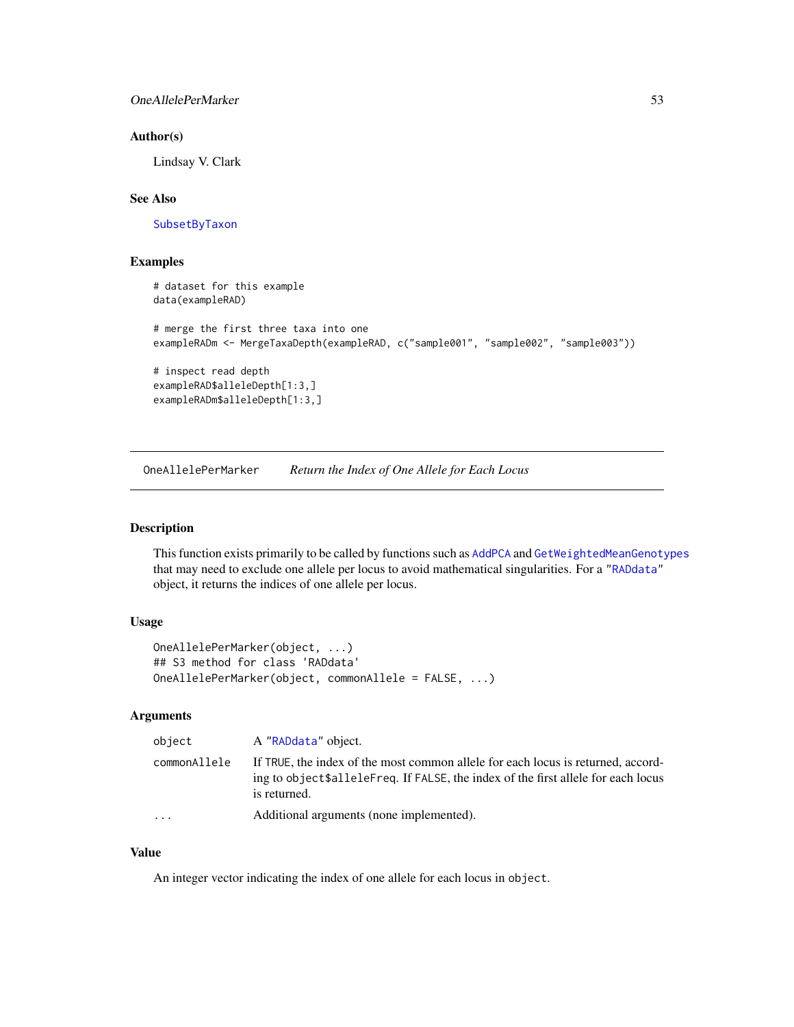### Author(s)

Lindsay V. Clark

### See Also

SubsetByTaxon

### Examples

```
# dataset for this example
data(exampleRAD)

# merge the first three taxa into one
exampleRADm <- MergeTaxaDepth(exampleRAD, c("sample001", "sample002", "sample003"))

# inspect read depth
exampleRAD$alleleDepth[1:3,]
exampleRADm$alleleDepth[1:3,]
```

---

## OneAllelePerMarker    *Return the Index of One Allele for Each Locus*

---

### Description

This function exists primarily to be called by functions such as AddPCA and GetWeightedMeanGenotypes that may need to exclude one allele per locus to avoid mathematical singularities. For a "RADdata" object, it returns the indices of one allele per locus.

### Usage

```
OneAllelePerMarker(object, ...)
## S3 method for class 'RADdata'
OneAllelePerMarker(object, commonAllele = FALSE, ...)
```

### Arguments

| | |
|---|---|
| object | A "RADdata" object. |
| commonAllele | If TRUE, the index of the most common allele for each locus is returned, according to object$alleleFreq. If FALSE, the index of the first allele for each locus is returned. |
| ... | Additional arguments (none implemented). |

### Value

An integer vector indicating the index of one allele for each locus in object.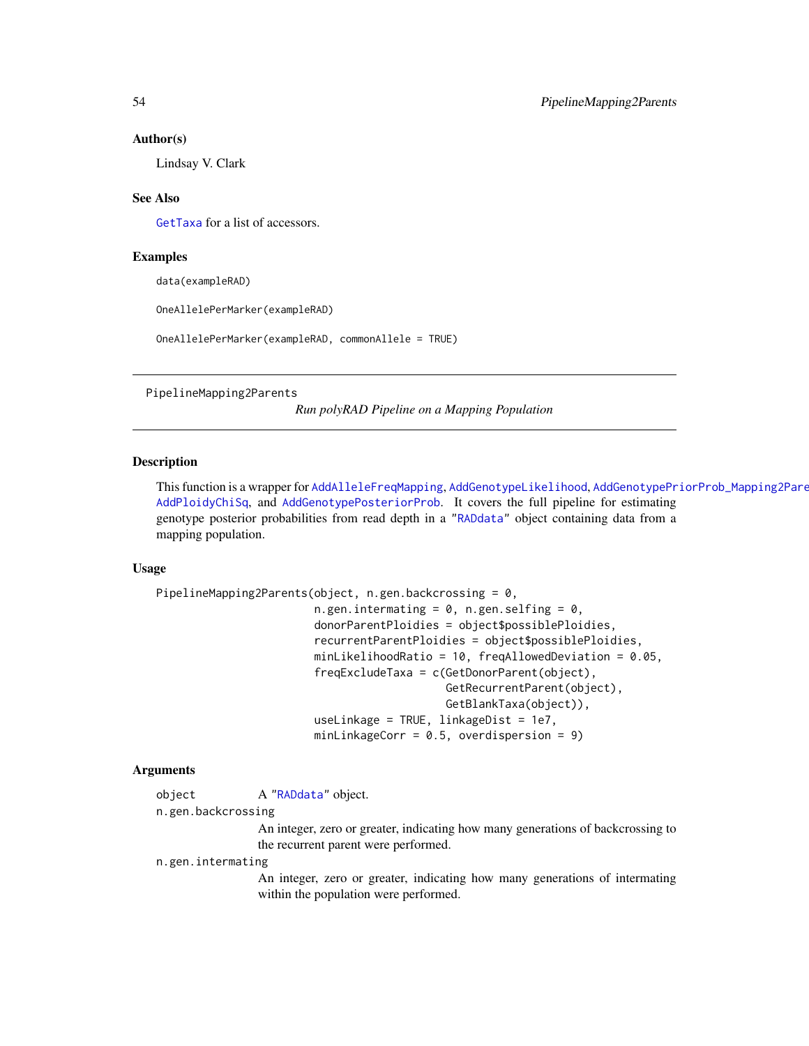## Author(s)

Lindsay V. Clark

## See Also

GetTaxa for a list of accessors.

## Examples

```
data(exampleRAD)

OneAllelePerMarker(exampleRAD)

OneAllelePerMarker(exampleRAD, commonAllele = TRUE)
```

---

PipelineMapping2Parents &nbsp;&nbsp;&nbsp;&nbsp; *Run polyRAD Pipeline on a Mapping Population*

---

## Description

This function is a wrapper for AddAlleleFreqMapping, AddGenotypeLikelihood, AddGenotypePriorProb_Mapping2Parents, AddPloidyChiSq, and AddGenotypePosteriorProb. It covers the full pipeline for estimating genotype posterior probabilities from read depth in a "RADdata" object containing data from a mapping population.

## Usage

```
PipelineMapping2Parents(object, n.gen.backcrossing = 0,
                        n.gen.intermating = 0, n.gen.selfing = 0,
                        donorParentPloidies = object$possiblePloidies,
                        recurrentParentPloidies = object$possiblePloidies,
                        minLikelihoodRatio = 10, freqAllowedDeviation = 0.05,
                        freqExcludeTaxa = c(GetDonorParent(object),
                                            GetRecurrentParent(object),
                                            GetBlankTaxa(object)),
                        useLinkage = TRUE, linkageDist = 1e7,
                        minLinkageCorr = 0.5, overdispersion = 9)
```

## Arguments

`object` &nbsp;&nbsp; A "RADdata" object.

`n.gen.backcrossing`
: An integer, zero or greater, indicating how many generations of backcrossing to the recurrent parent were performed.

`n.gen.intermating`
: An integer, zero or greater, indicating how many generations of intermating within the population were performed.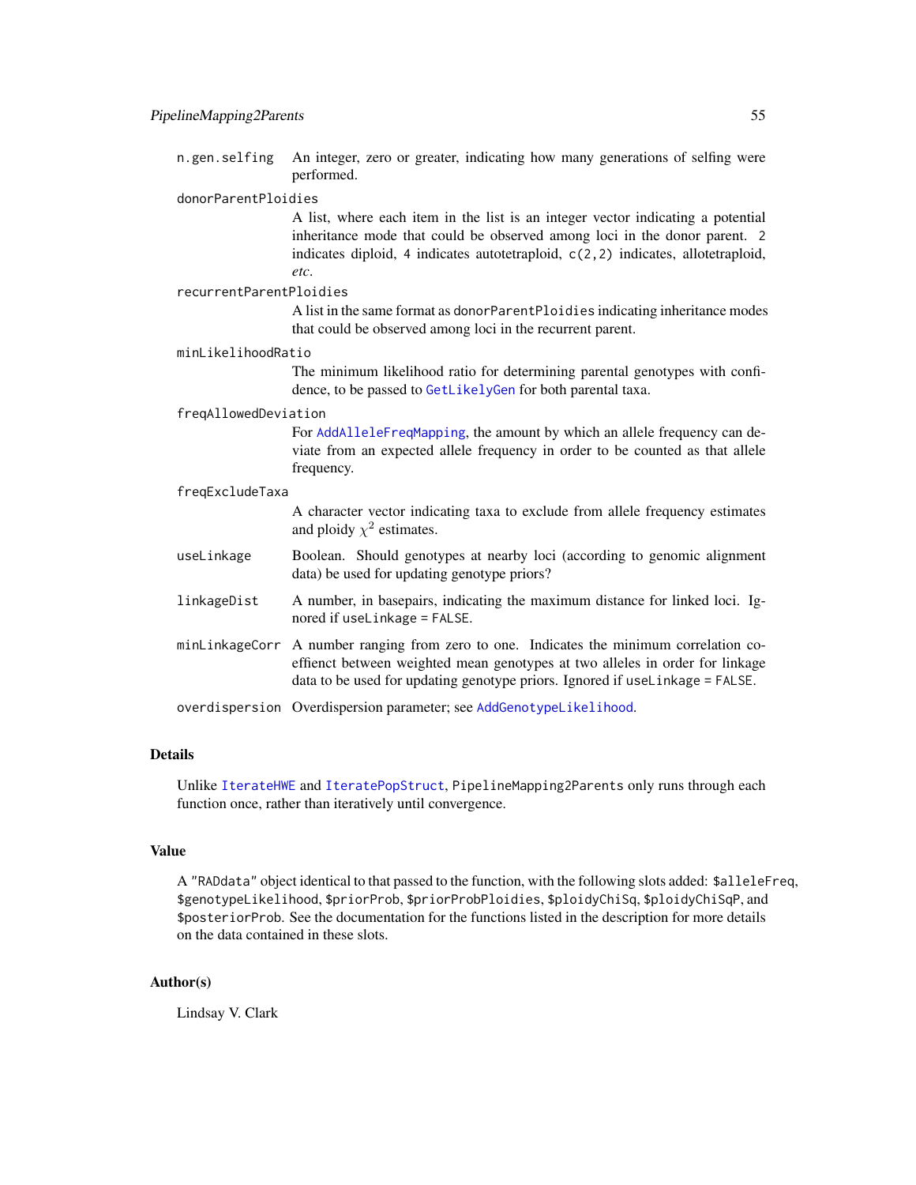`n.gen.selfing`
: An integer, zero or greater, indicating how many generations of selfing were performed.

`donorParentPloidies`
: A list, where each item in the list is an integer vector indicating a potential inheritance mode that could be observed among loci in the donor parent. `2` indicates diploid, `4` indicates autotetraploid, `c(2,2)` indicates, allotetraploid, *etc*.

`recurrentParentPloidies`
: A list in the same format as `donorParentPloidies` indicating inheritance modes that could be observed among loci in the recurrent parent.

`minLikelihoodRatio`
: The minimum likelihood ratio for determining parental genotypes with confidence, to be passed to `GetLikelyGen` for both parental taxa.

`freqAllowedDeviation`
: For `AddAlleleFreqMapping`, the amount by which an allele frequency can deviate from an expected allele frequency in order to be counted as that allele frequency.

`freqExcludeTaxa`
: A character vector indicating taxa to exclude from allele frequency estimates and ploidy $\chi^2$ estimates.

`useLinkage`
: Boolean. Should genotypes at nearby loci (according to genomic alignment data) be used for updating genotype priors?

`linkageDist`
: A number, in basepairs, indicating the maximum distance for linked loci. Ignored if `useLinkage = FALSE`.

`minLinkageCorr`
: A number ranging from zero to one. Indicates the minimum correlation coeffienct between weighted mean genotypes at two alleles in order for linkage data to be used for updating genotype priors. Ignored if `useLinkage = FALSE`.

`overdispersion`
: Overdispersion parameter; see `AddGenotypeLikelihood`.

## Details

Unlike `IterateHWE` and `IteratePopStruct`, `PipelineMapping2Parents` only runs through each function once, rather than iteratively until convergence.

## Value

A `"RADdata"` object identical to that passed to the function, with the following slots added: `$alleleFreq`, `$genotypeLikelihood`, `$priorProb`, `$priorProbPloidies`, `$ploidyChiSq`, `$ploidyChiSqP`, and `$posteriorProb`. See the documentation for the functions listed in the description for more details on the data contained in these slots.

## Author(s)

Lindsay V. Clark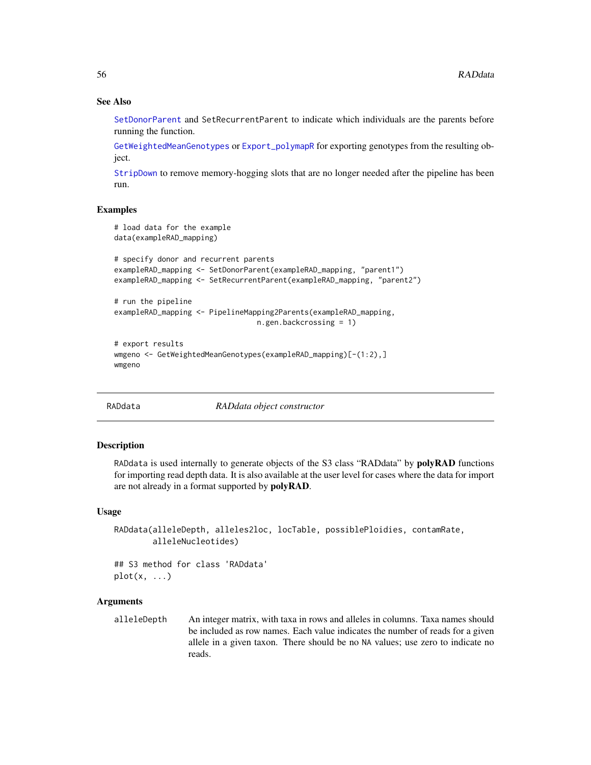## See Also

SetDonorParent and SetRecurrentParent to indicate which individuals are the parents before running the function.

GetWeightedMeanGenotypes or Export_polymapR for exporting genotypes from the resulting object.

StripDown to remove memory-hogging slots that are no longer needed after the pipeline has been run.

## Examples

```
# load data for the example
data(exampleRAD_mapping)

# specify donor and recurrent parents
exampleRAD_mapping <- SetDonorParent(exampleRAD_mapping, "parent1")
exampleRAD_mapping <- SetRecurrentParent(exampleRAD_mapping, "parent2")

# run the pipeline
exampleRAD_mapping <- PipelineMapping2Parents(exampleRAD_mapping,
                                 n.gen.backcrossing = 1)

# export results
wmgeno <- GetWeightedMeanGenotypes(exampleRAD_mapping)[-(1:2),]
wmgeno
```

---

# RADdata — *RADdata object constructor*

## Description

RADdata is used internally to generate objects of the S3 class "RADdata" by **polyRAD** functions for importing read depth data. It is also available at the user level for cases where the data for import are not already in a format supported by **polyRAD**.

## Usage

```
RADdata(alleleDepth, alleles2loc, locTable, possiblePloidies, contamRate,
        alleleNucleotides)

## S3 method for class 'RADdata'
plot(x, ...)
```

## Arguments

alleleDepth — An integer matrix, with taxa in rows and alleles in columns. Taxa names should be included as row names. Each value indicates the number of reads for a given allele in a given taxon. There should be no NA values; use zero to indicate no reads.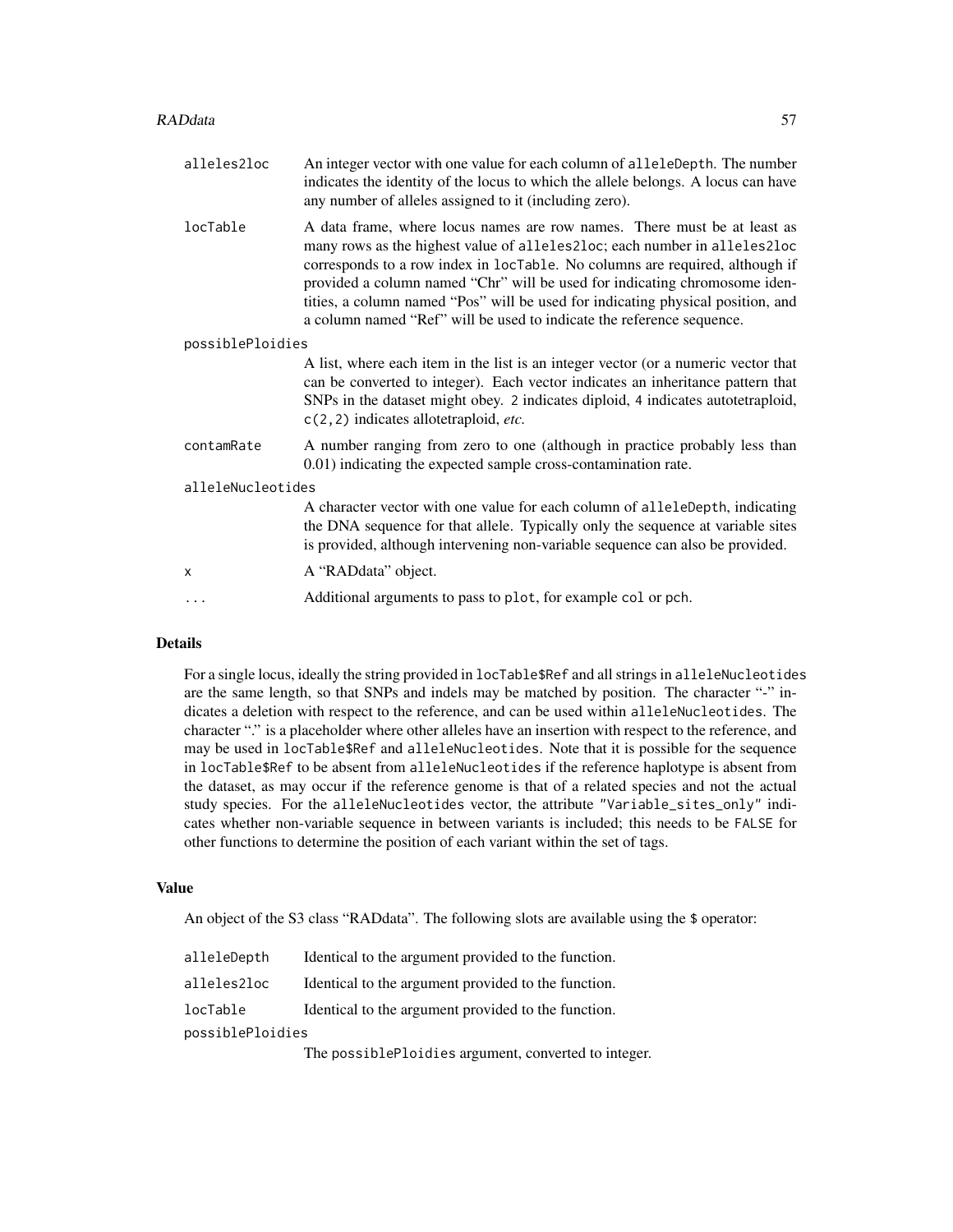| | |
|---|---|
| `alleles2loc` | An integer vector with one value for each column of `alleleDepth`. The number indicates the identity of the locus to which the allele belongs. A locus can have any number of alleles assigned to it (including zero). |
| `locTable` | A data frame, where locus names are row names. There must be at least as many rows as the highest value of `alleles2loc`; each number in `alleles2loc` corresponds to a row index in `locTable`. No columns are required, although if provided a column named "Chr" will be used for indicating chromosome identities, a column named "Pos" will be used for indicating physical position, and a column named "Ref" will be used to indicate the reference sequence. |
| `possiblePloidies` | A list, where each item in the list is an integer vector (or a numeric vector that can be converted to integer). Each vector indicates an inheritance pattern that SNPs in the dataset might obey. `2` indicates diploid, `4` indicates autotetraploid, `c(2,2)` indicates allotetraploid, *etc.* |
| `contamRate` | A number ranging from zero to one (although in practice probably less than 0.01) indicating the expected sample cross-contamination rate. |
| `alleleNucleotides` | A character vector with one value for each column of `alleleDepth`, indicating the DNA sequence for that allele. Typically only the sequence at variable sites is provided, although intervening non-variable sequence can also be provided. |
| `x` | A "RADdata" object. |
| `...` | Additional arguments to pass to `plot`, for example `col` or `pch`. |

## Details

For a single locus, ideally the string provided in `locTable$Ref` and all strings in `alleleNucleotides` are the same length, so that SNPs and indels may be matched by position. The character "-" indicates a deletion with respect to the reference, and can be used within `alleleNucleotides`. The character "." is a placeholder where other alleles have an insertion with respect to the reference, and may be used in `locTable$Ref` and `alleleNucleotides`. Note that it is possible for the sequence in `locTable$Ref` to be absent from `alleleNucleotides` if the reference haplotype is absent from the dataset, as may occur if the reference genome is that of a related species and not the actual study species. For the `alleleNucleotides` vector, the attribute `"Variable_sites_only"` indicates whether non-variable sequence in between variants is included; this needs to be `FALSE` for other functions to determine the position of each variant within the set of tags.

## Value

An object of the S3 class "RADdata". The following slots are available using the `$` operator:

| | |
|---|---|
| `alleleDepth` | Identical to the argument provided to the function. |
| `alleles2loc` | Identical to the argument provided to the function. |
| `locTable` | Identical to the argument provided to the function. |
| `possiblePloidies` | The `possiblePloidies` argument, converted to integer. |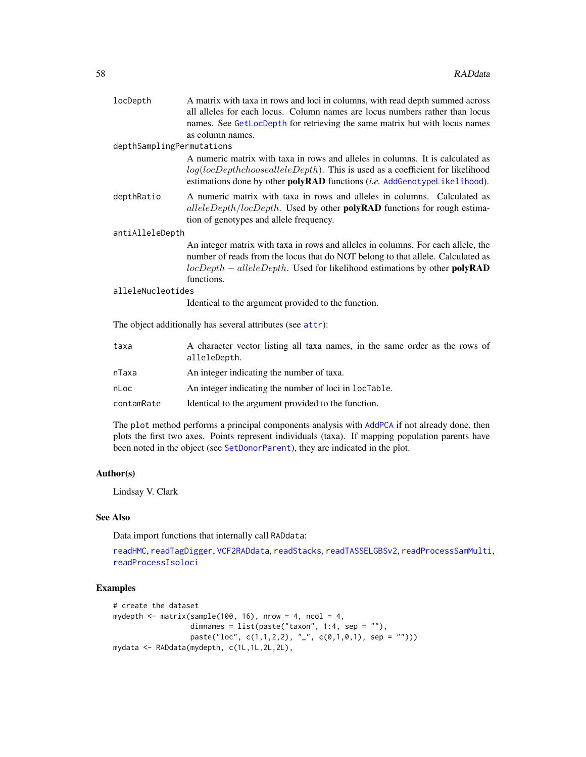locDepth
: A matrix with taxa in rows and loci in columns, with read depth summed across all alleles for each locus. Column names are locus numbers rather than locus names. See GetLocDepth for retrieving the same matrix but with locus names as column names.

depthSamplingPermutations
: A numeric matrix with taxa in rows and alleles in columns. It is calculated as $log(locDepth choose alleleDepth)$. This is used as a coefficient for likelihood estimations done by other **polyRAD** functions (*i.e.* AddGenotypeLikelihood).

depthRatio
: A numeric matrix with taxa in rows and alleles in columns. Calculated as $alleleDepth/locDepth$. Used by other **polyRAD** functions for rough estimation of genotypes and allele frequency.

antiAlleleDepth
: An integer matrix with taxa in rows and alleles in columns. For each allele, the number of reads from the locus that do NOT belong to that allele. Calculated as $locDepth - alleleDepth$. Used for likelihood estimations by other **polyRAD** functions.

alleleNucleotides
: Identical to the argument provided to the function.

The object additionally has several attributes (see attr):

taxa
: A character vector listing all taxa names, in the same order as the rows of `alleleDepth`.

nTaxa
: An integer indicating the number of taxa.

nLoc
: An integer indicating the number of loci in `locTable`.

contamRate
: Identical to the argument provided to the function.

The `plot` method performs a principal components analysis with AddPCA if not already done, then plots the first two axes. Points represent individuals (taxa). If mapping population parents have been noted in the object (see SetDonorParent), they are indicated in the plot.

## Author(s)

Lindsay V. Clark

## See Also

Data import functions that internally call `RADdata`:

readHMC, readTagDigger, VCF2RADdata, readStacks, readTASSELGBSv2, readProcessSamMulti, readProcessIsoloci

## Examples

```
# create the dataset
mydepth <- matrix(sample(100, 16), nrow = 4, ncol = 4,
                  dimnames = list(paste("taxon", 1:4, sep = ""),
                  paste("loc", c(1,1,2,2), "_", c(0,1,0,1), sep = "")))
mydata <- RADdata(mydepth, c(1L,1L,2L,2L),
```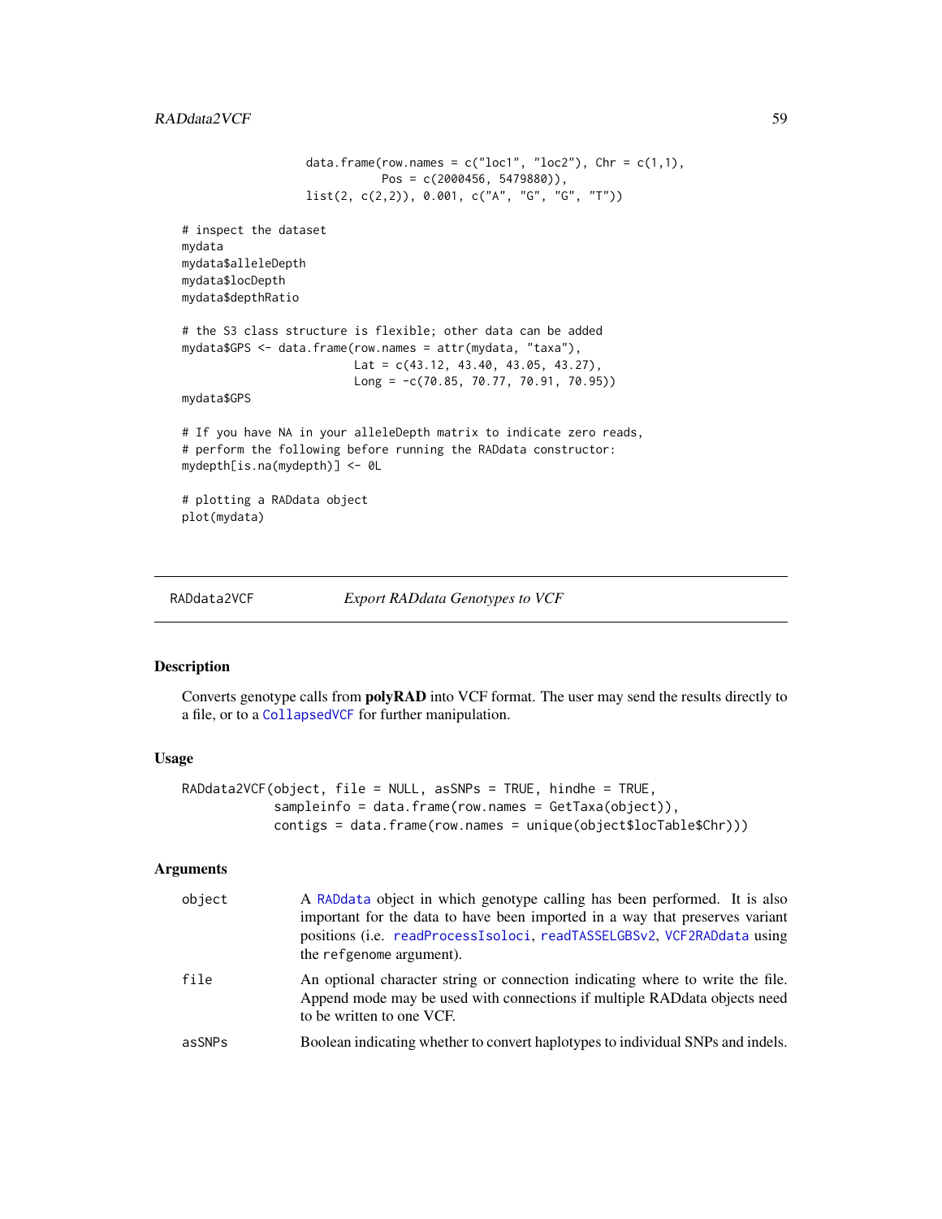```
                  data.frame(row.names = c("loc1", "loc2"), Chr = c(1,1),
                             Pos = c(2000456, 5479880)),
                  list(2, c(2,2)), 0.001, c("A", "G", "G", "T"))

# inspect the dataset
mydata
mydata$alleleDepth
mydata$locDepth
mydata$depthRatio

# the S3 class structure is flexible; other data can be added
mydata$GPS <- data.frame(row.names = attr(mydata, "taxa"),
                         Lat = c(43.12, 43.40, 43.05, 43.27),
                         Long = -c(70.85, 70.77, 70.91, 70.95))
mydata$GPS

# If you have NA in your alleleDepth matrix to indicate zero reads,
# perform the following before running the RADdata constructor:
mydepth[is.na(mydepth)] <- 0L

# plotting a RADdata object
plot(mydata)
```

## RADdata2VCF *Export RADdata Genotypes to VCF*

### Description

Converts genotype calls from **polyRAD** into VCF format. The user may send the results directly to a file, or to a `CollapsedVCF` for further manipulation.

### Usage

```
RADdata2VCF(object, file = NULL, asSNPs = TRUE, hindhe = TRUE,
            sampleinfo = data.frame(row.names = GetTaxa(object)),
            contigs = data.frame(row.names = unique(object$locTable$Chr)))
```

### Arguments

| | |
|---|---|
| object | A `RADdata` object in which genotype calling has been performed. It is also important for the data to have been imported in a way that preserves variant positions (i.e. `readProcessIsoloci`, `readTASSELGBSv2`, `VCF2RADdata` using the `refgenome` argument). |
| file | An optional character string or connection indicating where to write the file. Append mode may be used with connections if multiple RADdata objects need to be written to one VCF. |
| asSNPs | Boolean indicating whether to convert haplotypes to individual SNPs and indels. |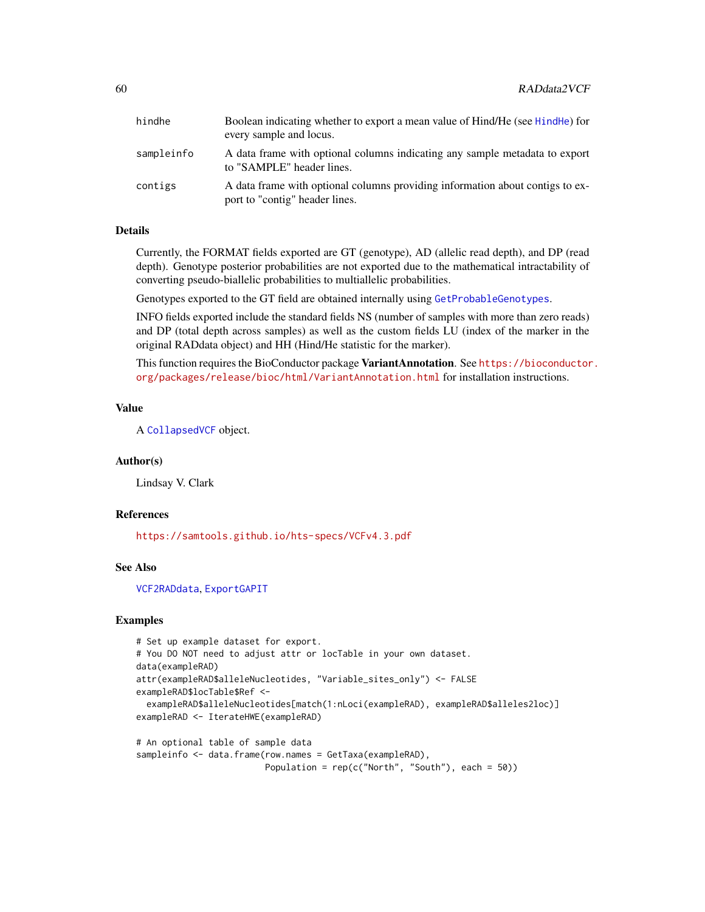| | |
|---|---|
| hindhe | Boolean indicating whether to export a mean value of Hind/He (see HindHe) for every sample and locus. |
| sampleinfo | A data frame with optional columns indicating any sample metadata to export to "SAMPLE" header lines. |
| contigs | A data frame with optional columns providing information about contigs to export to "contig" header lines. |

## Details

Currently, the FORMAT fields exported are GT (genotype), AD (allelic read depth), and DP (read depth). Genotype posterior probabilities are not exported due to the mathematical intractability of converting pseudo-biallelic probabilities to multiallelic probabilities.

Genotypes exported to the GT field are obtained internally using GetProbableGenotypes.

INFO fields exported include the standard fields NS (number of samples with more than zero reads) and DP (total depth across samples) as well as the custom fields LU (index of the marker in the original RADdata object) and HH (Hind/He statistic for the marker).

This function requires the BioConductor package **VariantAnnotation**. See https://bioconductor.org/packages/release/bioc/html/VariantAnnotation.html for installation instructions.

## Value

A CollapsedVCF object.

## Author(s)

Lindsay V. Clark

## References

https://samtools.github.io/hts-specs/VCFv4.3.pdf

## See Also

VCF2RADdata, ExportGAPIT

## Examples

```
# Set up example dataset for export.
# You DO NOT need to adjust attr or locTable in your own dataset.
data(exampleRAD)
attr(exampleRAD$alleleNucleotides, "Variable_sites_only") <- FALSE
exampleRAD$locTable$Ref <-
  exampleRAD$alleleNucleotides[match(1:nLoci(exampleRAD), exampleRAD$alleles2loc)]
exampleRAD <- IterateHWE(exampleRAD)

# An optional table of sample data
sampleinfo <- data.frame(row.names = GetTaxa(exampleRAD),
                         Population = rep(c("North", "South"), each = 50))
```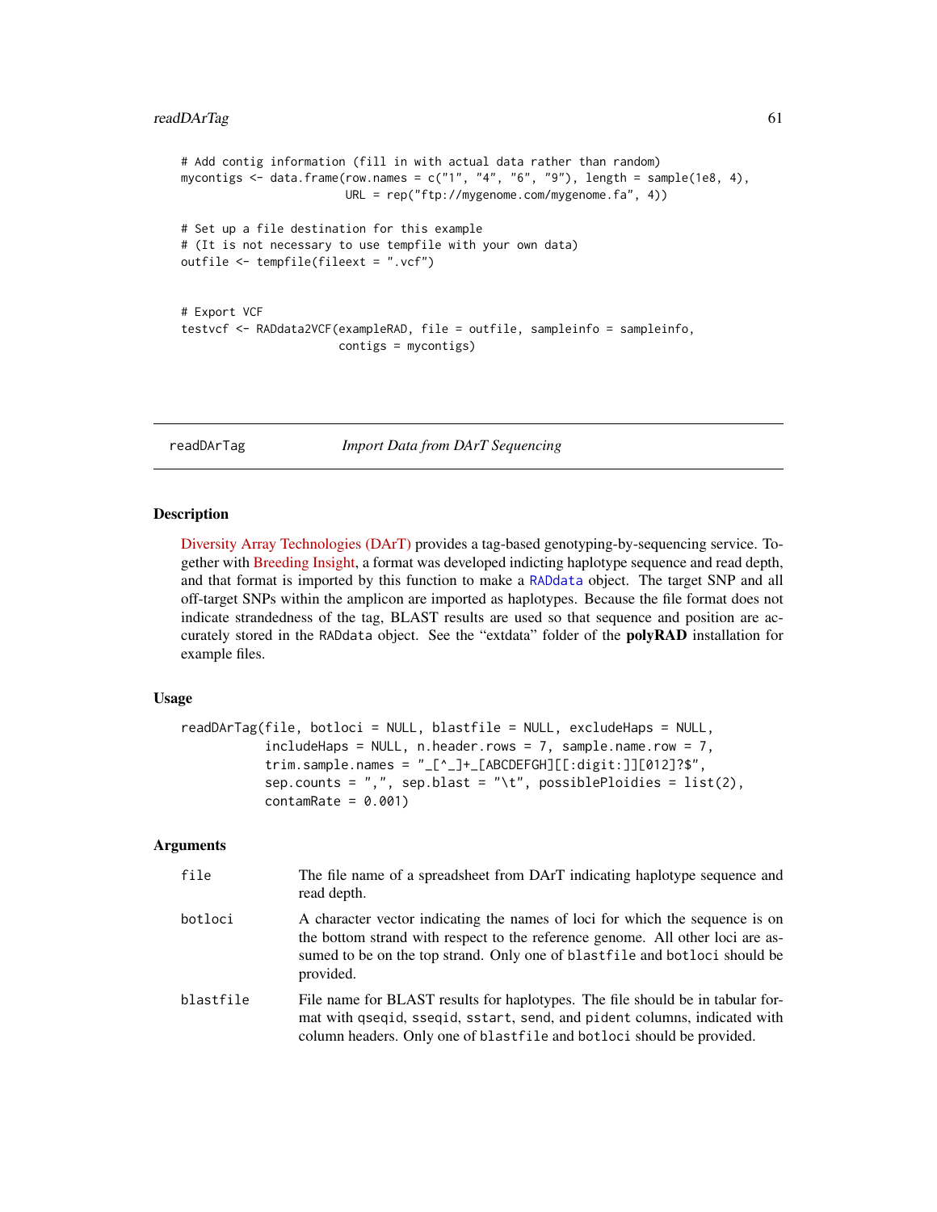```
# Add contig information (fill in with actual data rather than random)
mycontigs <- data.frame(row.names = c("1", "4", "6", "9"), length = sample(1e8, 4),
                        URL = rep("ftp://mygenome.com/mygenome.fa", 4))

# Set up a file destination for this example
# (It is not necessary to use tempfile with your own data)
outfile <- tempfile(fileext = ".vcf")


# Export VCF
testvcf <- RADdata2VCF(exampleRAD, file = outfile, sampleinfo = sampleinfo,
                       contigs = mycontigs)
```

## readDArTag *Import Data from DArT Sequencing*

### Description

Diversity Array Technologies (DArT) provides a tag-based genotyping-by-sequencing service. Together with Breeding Insight, a format was developed indicting haplotype sequence and read depth, and that format is imported by this function to make a RADdata object. The target SNP and all off-target SNPs within the amplicon are imported as haplotypes. Because the file format does not indicate strandedness of the tag, BLAST results are used so that sequence and position are accurately stored in the RADdata object. See the "extdata" folder of the **polyRAD** installation for example files.

### Usage

```
readDArTag(file, botloci = NULL, blastfile = NULL, excludeHaps = NULL,
           includeHaps = NULL, n.header.rows = 7, sample.name.row = 7,
           trim.sample.names = "_[^_]+_[ABCDEFGH][[:digit:]][012]?$",
           sep.counts = ",", sep.blast = "\t", possiblePloidies = list(2),
           contamRate = 0.001)
```

### Arguments

| | |
|---|---|
| file | The file name of a spreadsheet from DArT indicating haplotype sequence and read depth. |
| botloci | A character vector indicating the names of loci for which the sequence is on the bottom strand with respect to the reference genome. All other loci are assumed to be on the top strand. Only one of blastfile and botloci should be provided. |
| blastfile | File name for BLAST results for haplotypes. The file should be in tabular format with qseqid, sseqid, sstart, send, and pident columns, indicated with column headers. Only one of blastfile and botloci should be provided. |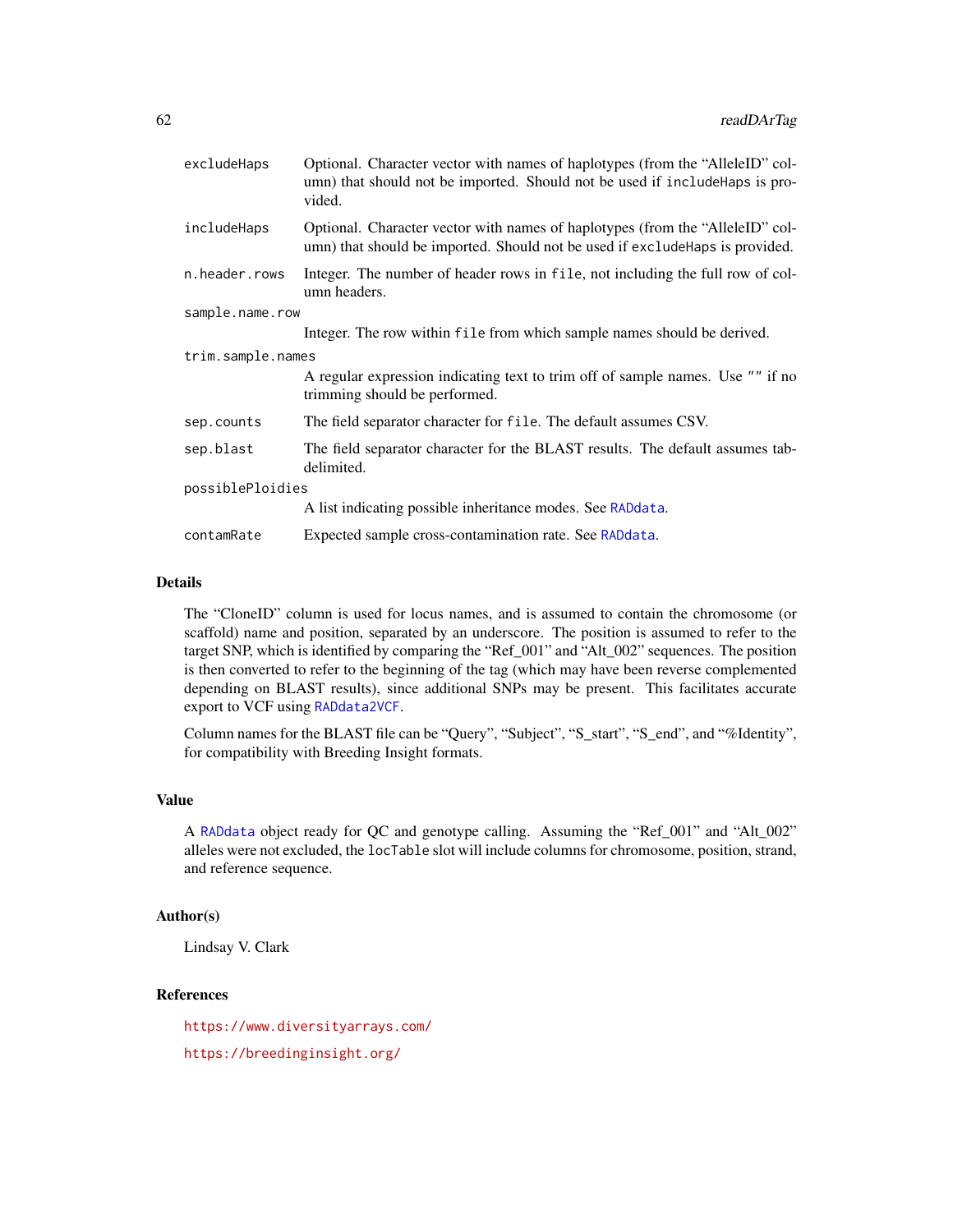excludeHaps
: Optional. Character vector with names of haplotypes (from the "AlleleID" column) that should not be imported. Should not be used if `includeHaps` is provided.

includeHaps
: Optional. Character vector with names of haplotypes (from the "AlleleID" column) that should be imported. Should not be used if `excludeHaps` is provided.

n.header.rows
: Integer. The number of header rows in `file`, not including the full row of column headers.

sample.name.row
: Integer. The row within `file` from which sample names should be derived.

trim.sample.names
: A regular expression indicating text to trim off of sample names. Use `""` if no trimming should be performed.

sep.counts
: The field separator character for `file`. The default assumes CSV.

sep.blast
: The field separator character for the BLAST results. The default assumes tab-delimited.

possiblePloidies
: A list indicating possible inheritance modes. See `RADdata`.

contamRate
: Expected sample cross-contamination rate. See `RADdata`.

## Details

The "CloneID" column is used for locus names, and is assumed to contain the chromosome (or scaffold) name and position, separated by an underscore. The position is assumed to refer to the target SNP, which is identified by comparing the "Ref_001" and "Alt_002" sequences. The position is then converted to refer to the beginning of the tag (which may have been reverse complemented depending on BLAST results), since additional SNPs may be present. This facilitates accurate export to VCF using `RADdata2VCF`.

Column names for the BLAST file can be "Query", "Subject", "S_start", "S_end", and "%Identity", for compatibility with Breeding Insight formats.

## Value

A `RADdata` object ready for QC and genotype calling. Assuming the "Ref_001" and "Alt_002" alleles were not excluded, the `locTable` slot will include columns for chromosome, position, strand, and reference sequence.

## Author(s)

Lindsay V. Clark

## References

https://www.diversityarrays.com/

https://breedinginsight.org/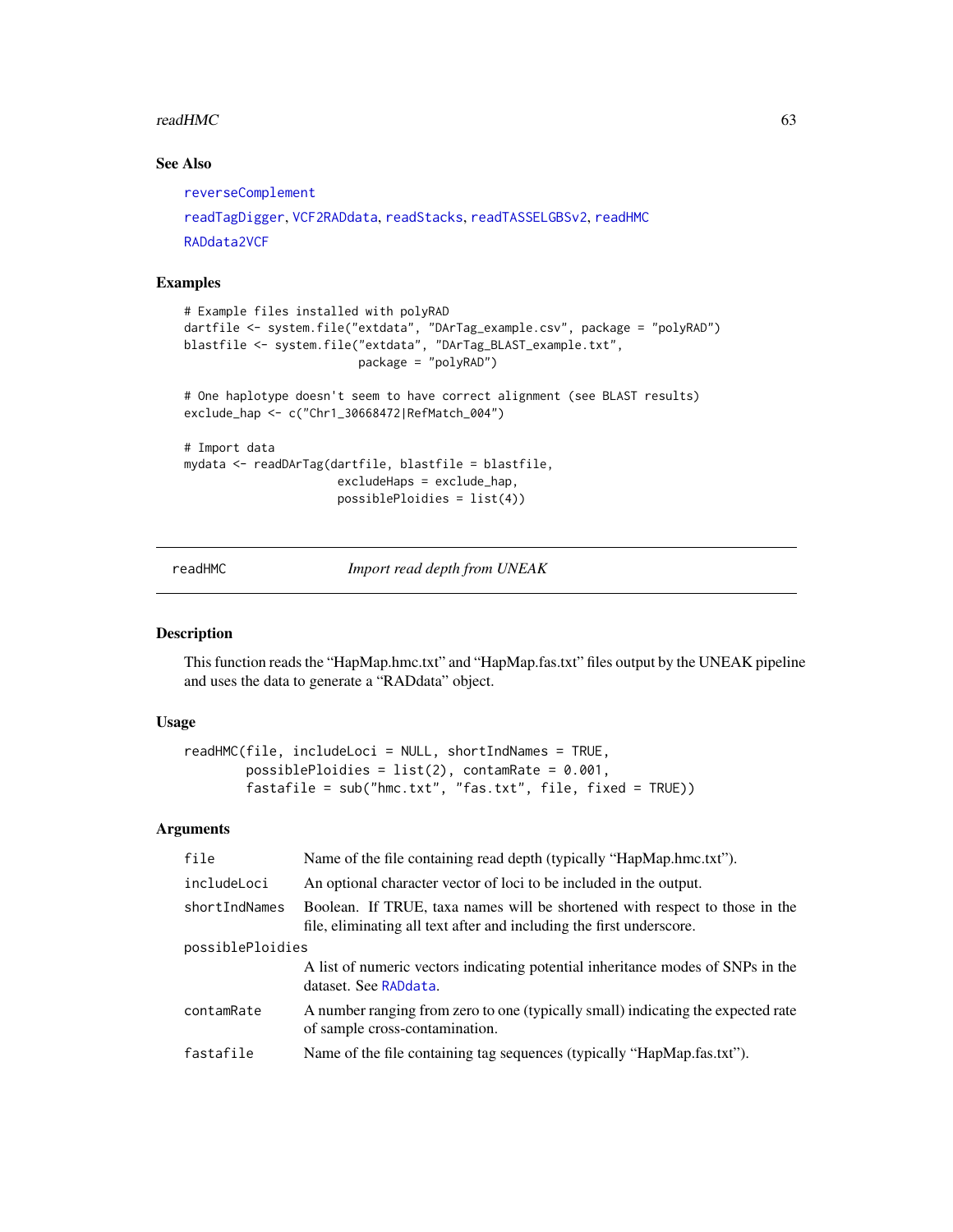### See Also

reverseComplement

readTagDigger, VCF2RADdata, readStacks, readTASSELGBSv2, readHMC

RADdata2VCF

### Examples

```
# Example files installed with polyRAD
dartfile <- system.file("extdata", "DArTag_example.csv", package = "polyRAD")
blastfile <- system.file("extdata", "DArTag_BLAST_example.txt",
                         package = "polyRAD")

# One haplotype doesn't seem to have correct alignment (see BLAST results)
exclude_hap <- c("Chr1_30668472|RefMatch_004")

# Import data
mydata <- readDArTag(dartfile, blastfile = blastfile,
                     excludeHaps = exclude_hap,
                     possiblePloidies = list(4))
```

---

## readHMC *Import read depth from UNEAK*

### Description

This function reads the "HapMap.hmc.txt" and "HapMap.fas.txt" files output by the UNEAK pipeline and uses the data to generate a "RADdata" object.

### Usage

```
readHMC(file, includeLoci = NULL, shortIndNames = TRUE,
        possiblePloidies = list(2), contamRate = 0.001,
        fastafile = sub("hmc.txt", "fas.txt", file, fixed = TRUE))
```

### Arguments

| Argument | Description |
|---|---|
| file | Name of the file containing read depth (typically "HapMap.hmc.txt"). |
| includeLoci | An optional character vector of loci to be included in the output. |
| shortIndNames | Boolean. If TRUE, taxa names will be shortened with respect to those in the file, eliminating all text after and including the first underscore. |
| possiblePloidies | A list of numeric vectors indicating potential inheritance modes of SNPs in the dataset. See RADdata. |
| contamRate | A number ranging from zero to one (typically small) indicating the expected rate of sample cross-contamination. |
| fastafile | Name of the file containing tag sequences (typically "HapMap.fas.txt"). |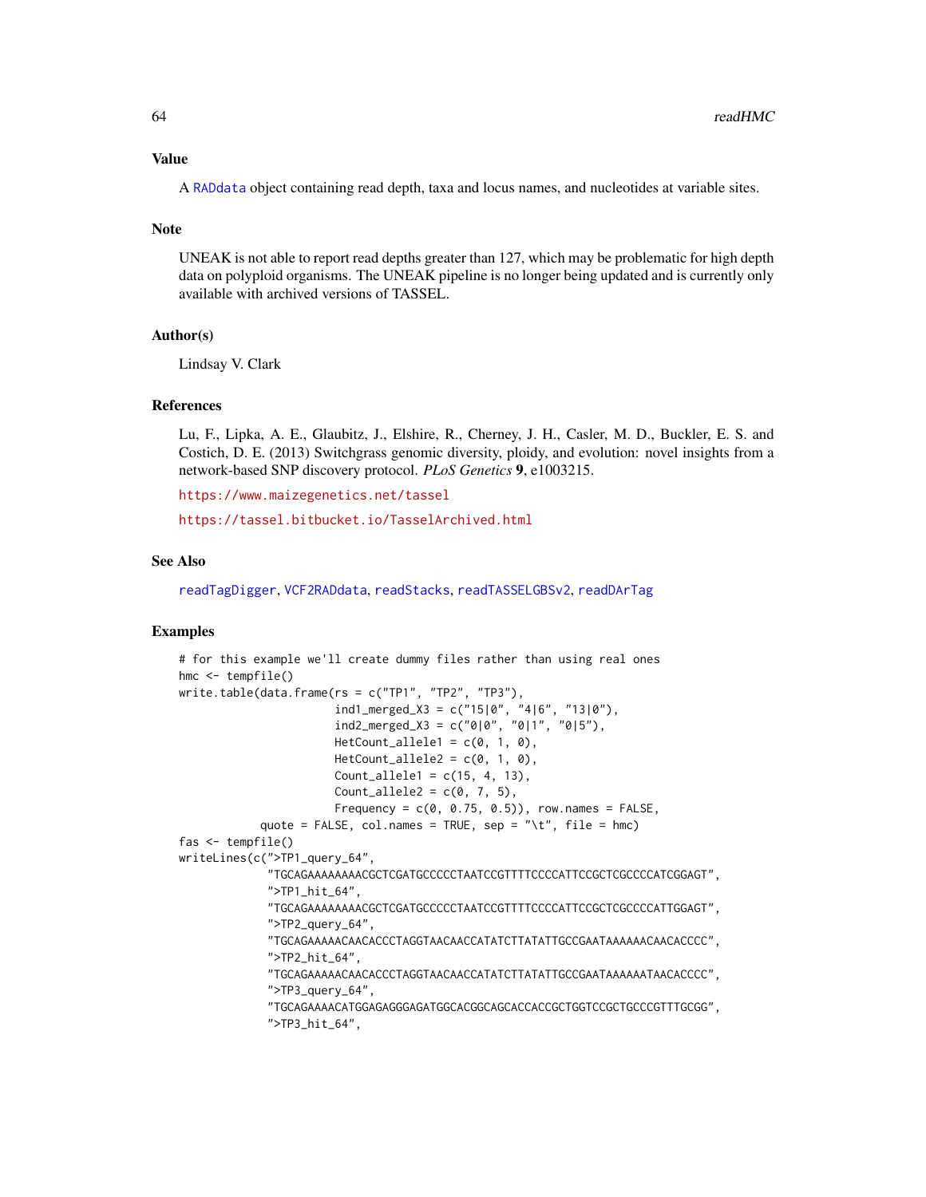## Value

A RADdata object containing read depth, taxa and locus names, and nucleotides at variable sites.

## Note

UNEAK is not able to report read depths greater than 127, which may be problematic for high depth data on polyploid organisms. The UNEAK pipeline is no longer being updated and is currently only available with archived versions of TASSEL.

## Author(s)

Lindsay V. Clark

## References

Lu, F., Lipka, A. E., Glaubitz, J., Elshire, R., Cherney, J. H., Casler, M. D., Buckler, E. S. and Costich, D. E. (2013) Switchgrass genomic diversity, ploidy, and evolution: novel insights from a network-based SNP discovery protocol. *PLoS Genetics* **9**, e1003215.

https://www.maizegenetics.net/tassel

https://tassel.bitbucket.io/TasselArchived.html

## See Also

readTagDigger, VCF2RADdata, readStacks, readTASSELGBSv2, readDArTag

## Examples

```
# for this example we'll create dummy files rather than using real ones
hmc <- tempfile()
write.table(data.frame(rs = c("TP1", "TP2", "TP3"),
                       ind1_merged_X3 = c("15|0", "4|6", "13|0"),
                       ind2_merged_X3 = c("0|0", "0|1", "0|5"),
                       HetCount_allele1 = c(0, 1, 0),
                       HetCount_allele2 = c(0, 1, 0),
                       Count_allele1 = c(15, 4, 13),
                       Count_allele2 = c(0, 7, 5),
                       Frequency = c(0, 0.75, 0.5)), row.names = FALSE,
            quote = FALSE, col.names = TRUE, sep = "\t", file = hmc)
fas <- tempfile()
writeLines(c(">TP1_query_64",
             "TGCAGAAAAAAAACGCTCGATGCCCCCTAATCCGTTTTCCCCATTCCGCTCGCCCCATCGGAGT",
             ">TP1_hit_64",
             "TGCAGAAAAAAAACGCTCGATGCCCCCTAATCCGTTTTCCCCATTCCGCTCGCCCCATTGGAGT",
             ">TP2_query_64",
             "TGCAGAAAAACAACACCCTAGGTAACAACCATATCTTATATTGCCGAATAAAAAACAACACCCC",
             ">TP2_hit_64",
             "TGCAGAAAAACAACACCCTAGGTAACAACCATATCTTATATTGCCGAATAAAAAATAACACCCC",
             ">TP3_query_64",
             "TGCAGAAAACATGGAGAGGGAGATGGCACGGCAGCACCACCGCTGGTCCGCTGCCCGTTTGCGG",
             ">TP3_hit_64",
```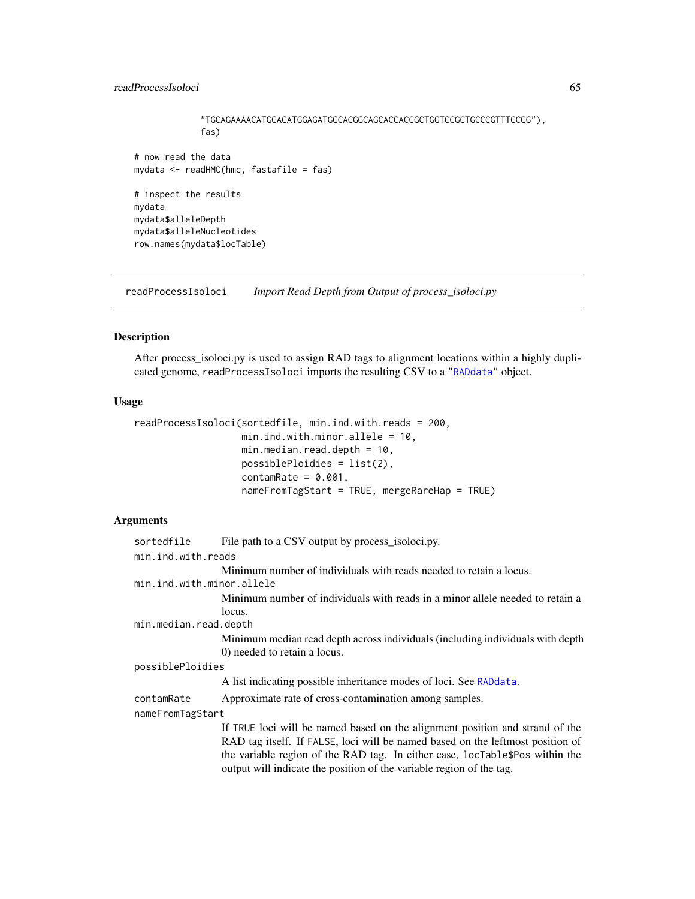```
"TGCAGAAAACATGGAGATGGAGATGGCACGGCAGCACCACCGCTGGTCCGCTGCCCGTTTGCGG"),
fas)

# now read the data
mydata <- readHMC(hmc, fastafile = fas)

# inspect the results
mydata
mydata$alleleDepth
mydata$alleleNucleotides
row.names(mydata$locTable)
```

---

## readProcessIsoloci — *Import Read Depth from Output of process_isoloci.py*

### Description

After process_isoloci.py is used to assign RAD tags to alignment locations within a highly duplicated genome, `readProcessIsoloci` imports the resulting CSV to a "`RADdata`" object.

### Usage

```
readProcessIsoloci(sortedfile, min.ind.with.reads = 200,
                   min.ind.with.minor.allele = 10,
                   min.median.read.depth = 10,
                   possiblePloidies = list(2),
                   contamRate = 0.001,
                   nameFromTagStart = TRUE, mergeRareHap = TRUE)
```

### Arguments

`sortedfile`
: File path to a CSV output by process_isoloci.py.

`min.ind.with.reads`
: Minimum number of individuals with reads needed to retain a locus.

`min.ind.with.minor.allele`
: Minimum number of individuals with reads in a minor allele needed to retain a locus.

`min.median.read.depth`
: Minimum median read depth across individuals (including individuals with depth 0) needed to retain a locus.

`possiblePloidies`
: A list indicating possible inheritance modes of loci. See `RADdata`.

`contamRate`
: Approximate rate of cross-contamination among samples.

`nameFromTagStart`
: If `TRUE` loci will be named based on the alignment position and strand of the RAD tag itself. If `FALSE`, loci will be named based on the leftmost position of the variable region of the RAD tag. In either case, `locTable$Pos` within the output will indicate the position of the variable region of the tag.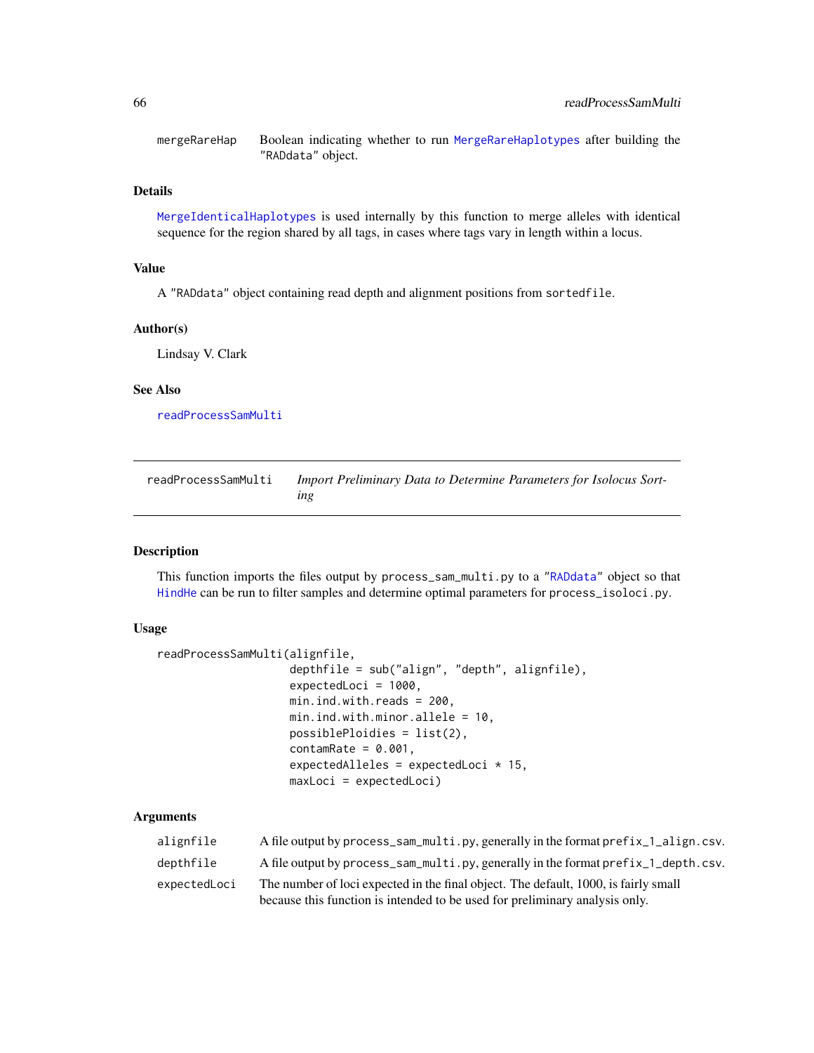mergeRareHap Boolean indicating whether to run MergeRareHaplotypes after building the "RADdata" object.

### Details

MergeIdenticalHaplotypes is used internally by this function to merge alleles with identical sequence for the region shared by all tags, in cases where tags vary in length within a locus.

### Value

A "RADdata" object containing read depth and alignment positions from sortedfile.

### Author(s)

Lindsay V. Clark

### See Also

readProcessSamMulti

---

## readProcessSamMulti — *Import Preliminary Data to Determine Parameters for Isolocus Sorting*

### Description

This function imports the files output by process_sam_multi.py to a "RADdata" object so that HindHe can be run to filter samples and determine optimal parameters for process_isoloci.py.

### Usage

```
readProcessSamMulti(alignfile,
                    depthfile = sub("align", "depth", alignfile),
                    expectedLoci = 1000,
                    min.ind.with.reads = 200,
                    min.ind.with.minor.allele = 10,
                    possiblePloidies = list(2),
                    contamRate = 0.001,
                    expectedAlleles = expectedLoci * 15,
                    maxLoci = expectedLoci)
```

### Arguments

| | |
|---|---|
| alignfile | A file output by process_sam_multi.py, generally in the format prefix_1_align.csv. |
| depthfile | A file output by process_sam_multi.py, generally in the format prefix_1_depth.csv. |
| expectedLoci | The number of loci expected in the final object. The default, 1000, is fairly small because this function is intended to be used for preliminary analysis only. |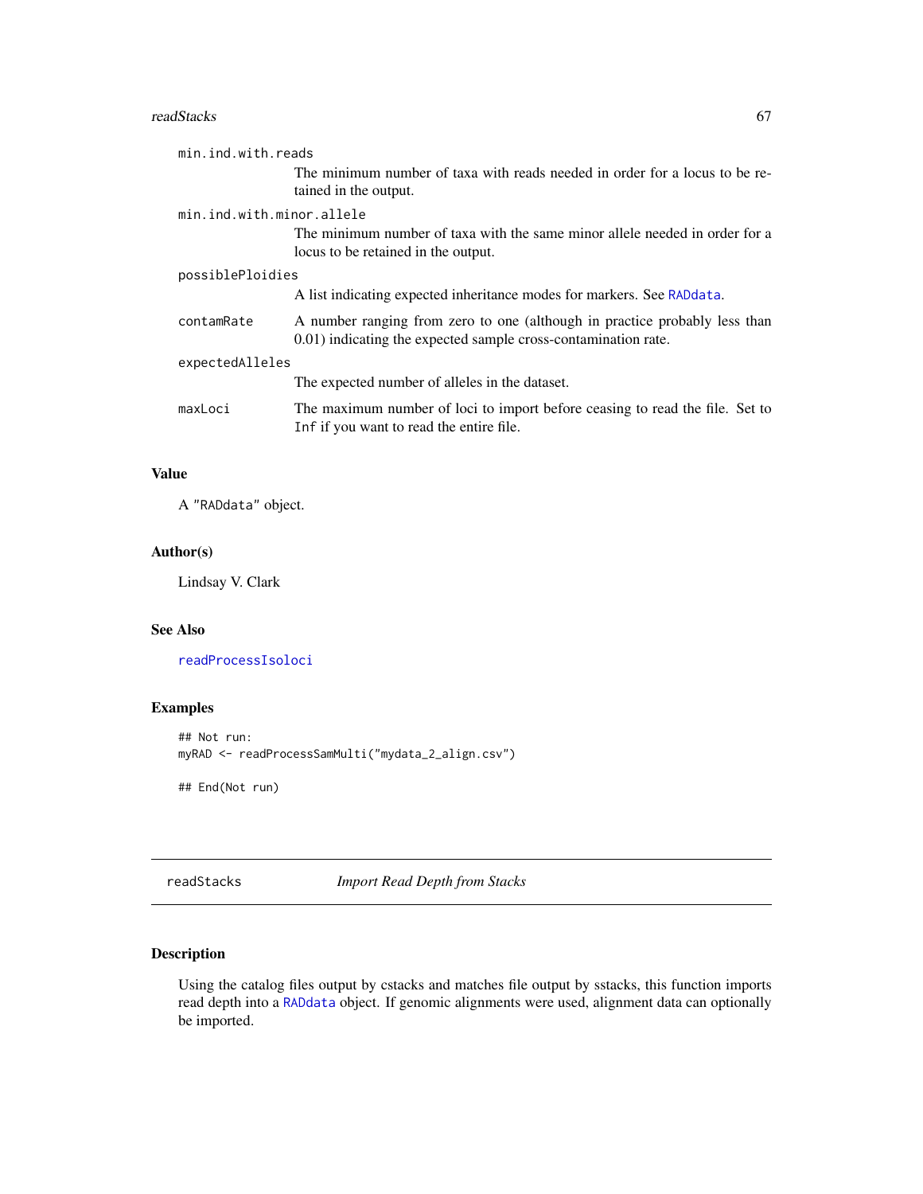min.ind.with.reads
: The minimum number of taxa with reads needed in order for a locus to be retained in the output.

min.ind.with.minor.allele
: The minimum number of taxa with the same minor allele needed in order for a locus to be retained in the output.

possiblePloidies
: A list indicating expected inheritance modes for markers. See RADdata.

contamRate
: A number ranging from zero to one (although in practice probably less than 0.01) indicating the expected sample cross-contamination rate.

expectedAlleles
: The expected number of alleles in the dataset.

maxLoci
: The maximum number of loci to import before ceasing to read the file. Set to `Inf` if you want to read the entire file.

### Value

A "RADdata" object.

### Author(s)

Lindsay V. Clark

### See Also

readProcessIsoloci

### Examples

```
## Not run:
myRAD <- readProcessSamMulti("mydata_2_align.csv")

## End(Not run)
```

---

## readStacks *Import Read Depth from Stacks*

### Description

Using the catalog files output by cstacks and matches file output by sstacks, this function imports read depth into a RADdata object. If genomic alignments were used, alignment data can optionally be imported.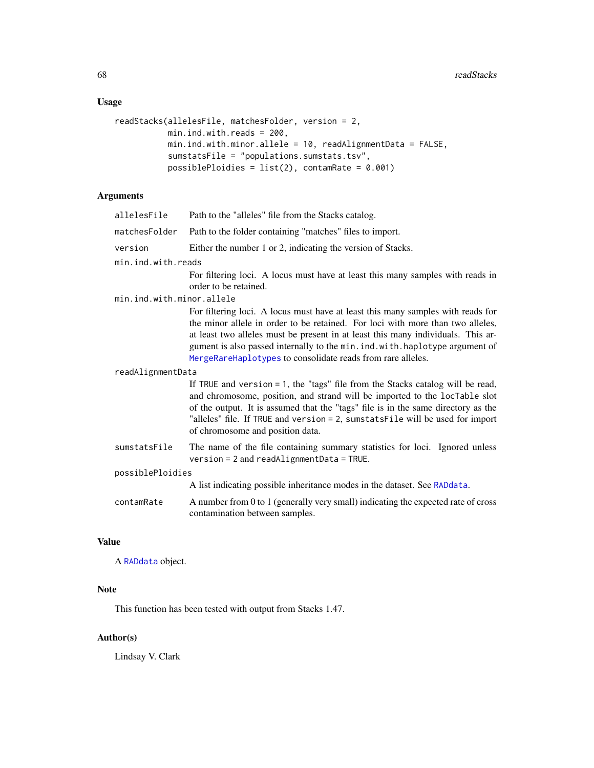### Usage

```
readStacks(allelesFile, matchesFolder, version = 2,
           min.ind.with.reads = 200,
           min.ind.with.minor.allele = 10, readAlignmentData = FALSE,
           sumstatsFile = "populations.sumstats.tsv",
           possiblePloidies = list(2), contamRate = 0.001)
```

### Arguments

`allelesFile` Path to the "alleles" file from the Stacks catalog.

`matchesFolder` Path to the folder containing "matches" files to import.

`version` Either the number 1 or 2, indicating the version of Stacks.

`min.ind.with.reads`
For filtering loci. A locus must have at least this many samples with reads in order to be retained.

`min.ind.with.minor.allele`
For filtering loci. A locus must have at least this many samples with reads for the minor allele in order to be retained. For loci with more than two alleles, at least two alleles must be present in at least this many individuals. This argument is also passed internally to the `min.ind.with.haplotype` argument of `MergeRareHaplotypes` to consolidate reads from rare alleles.

`readAlignmentData`
If `TRUE` and `version = 1`, the "tags" file from the Stacks catalog will be read, and chromosome, position, and strand will be imported to the `locTable` slot of the output. It is assumed that the "tags" file is in the same directory as the "alleles" file. If `TRUE` and `version = 2`, `sumstatsFile` will be used for import of chromosome and position data.

`sumstatsFile` The name of the file containing summary statistics for loci. Ignored unless `version = 2` and `readAlignmentData = TRUE`.

`possiblePloidies`
A list indicating possible inheritance modes in the dataset. See `RADdata`.

`contamRate` A number from 0 to 1 (generally very small) indicating the expected rate of cross contamination between samples.

### Value

A `RADdata` object.

### Note

This function has been tested with output from Stacks 1.47.

### Author(s)

Lindsay V. Clark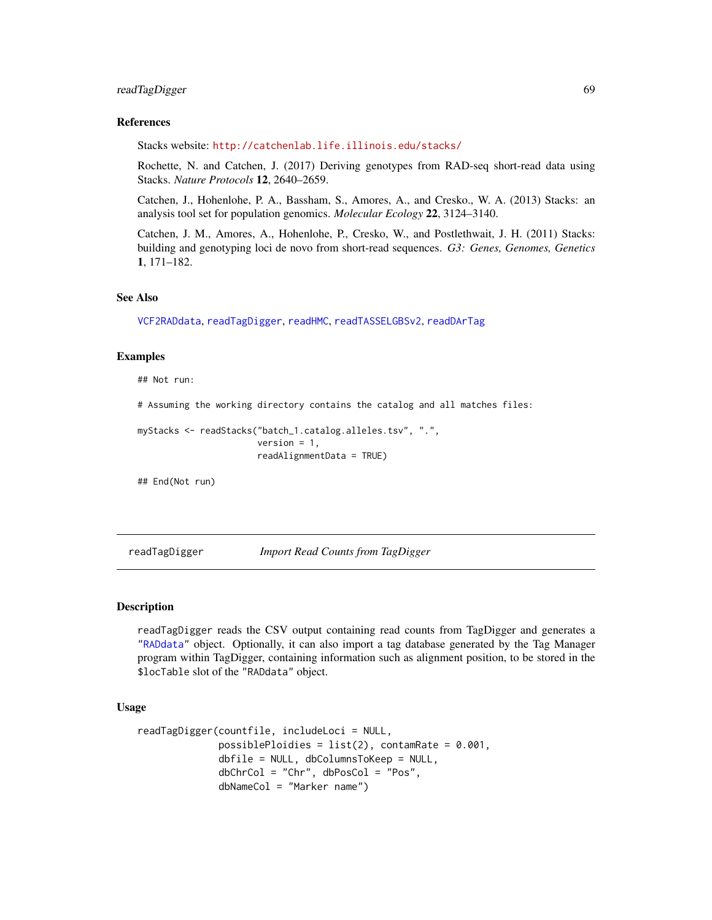### References

Stacks website: http://catchenlab.life.illinois.edu/stacks/

Rochette, N. and Catchen, J. (2017) Deriving genotypes from RAD-seq short-read data using Stacks. *Nature Protocols* **12**, 2640–2659.

Catchen, J., Hohenlohe, P. A., Bassham, S., Amores, A., and Cresko., W. A. (2013) Stacks: an analysis tool set for population genomics. *Molecular Ecology* **22**, 3124–3140.

Catchen, J. M., Amores, A., Hohenlohe, P., Cresko, W., and Postlethwait, J. H. (2011) Stacks: building and genotyping loci de novo from short-read sequences. *G3: Genes, Genomes, Genetics* **1**, 171–182.

### See Also

`VCF2RADdata`, `readTagDigger`, `readHMC`, `readTASSELGBSv2`, `readDArTag`

### Examples

```
## Not run:

# Assuming the working directory contains the catalog and all matches files:

myStacks <- readStacks("batch_1.catalog.alleles.tsv", ".",
                       version = 1,
                       readAlignmentData = TRUE)

## End(Not run)
```

---

## readTagDigger — *Import Read Counts from TagDigger*

### Description

readTagDigger reads the CSV output containing read counts from TagDigger and generates a "RADdata" object. Optionally, it can also import a tag database generated by the Tag Manager program within TagDigger, containing information such as alignment position, to be stored in the $locTable slot of the "RADdata" object.

### Usage

```
readTagDigger(countfile, includeLoci = NULL,
              possiblePloidies = list(2), contamRate = 0.001,
              dbfile = NULL, dbColumnsToKeep = NULL,
              dbChrCol = "Chr", dbPosCol = "Pos",
              dbNameCol = "Marker name")
```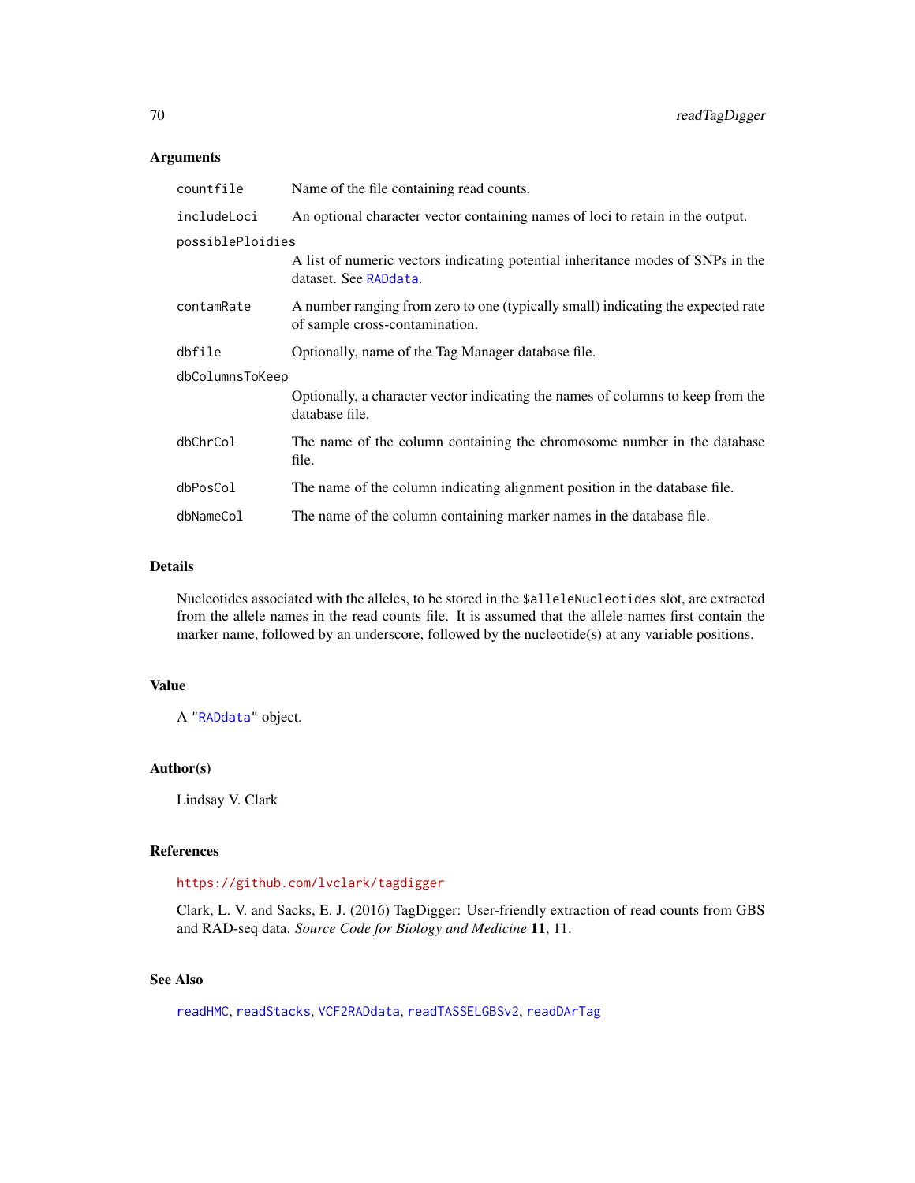## Arguments

| | |
|---|---|
| countfile | Name of the file containing read counts. |
| includeLoci | An optional character vector containing names of loci to retain in the output. |
| possiblePloidies | A list of numeric vectors indicating potential inheritance modes of SNPs in the dataset. See RADdata. |
| contamRate | A number ranging from zero to one (typically small) indicating the expected rate of sample cross-contamination. |
| dbfile | Optionally, name of the Tag Manager database file. |
| dbColumnsToKeep | Optionally, a character vector indicating the names of columns to keep from the database file. |
| dbChrCol | The name of the column containing the chromosome number in the database file. |
| dbPosCol | The name of the column indicating alignment position in the database file. |
| dbNameCol | The name of the column containing marker names in the database file. |

## Details

Nucleotides associated with the alleles, to be stored in the `$alleleNucleotides` slot, are extracted from the allele names in the read counts file. It is assumed that the allele names first contain the marker name, followed by an underscore, followed by the nucleotide(s) at any variable positions.

## Value

A "RADdata" object.

## Author(s)

Lindsay V. Clark

## References

https://github.com/lvclark/tagdigger

Clark, L. V. and Sacks, E. J. (2016) TagDigger: User-friendly extraction of read counts from GBS and RAD-seq data. *Source Code for Biology and Medicine* **11**, 11.

## See Also

readHMC, readStacks, VCF2RADdata, readTASSELGBSv2, readDArTag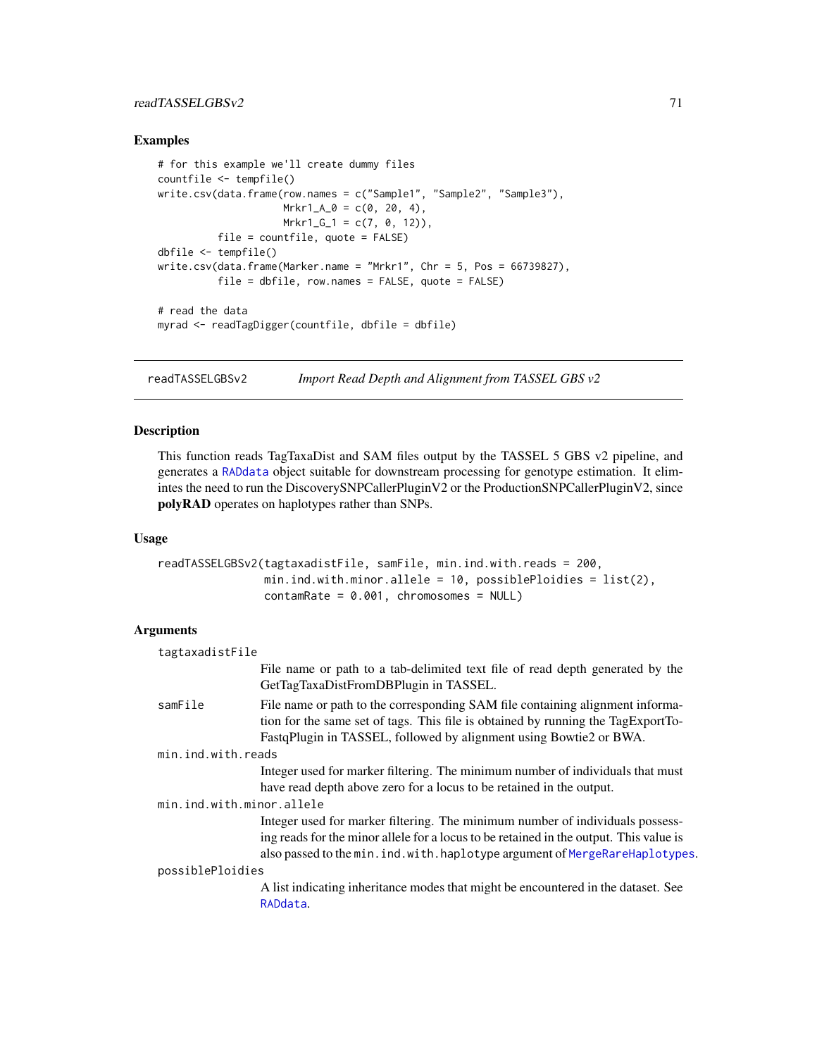### Examples

```
# for this example we'll create dummy files
countfile <- tempfile()
write.csv(data.frame(row.names = c("Sample1", "Sample2", "Sample3"),
                     Mrkr1_A_0 = c(0, 20, 4),
                     Mrkr1_G_1 = c(7, 0, 12)),
          file = countfile, quote = FALSE)
dbfile <- tempfile()
write.csv(data.frame(Marker.name = "Mrkr1", Chr = 5, Pos = 66739827),
          file = dbfile, row.names = FALSE, quote = FALSE)

# read the data
myrad <- readTagDigger(countfile, dbfile = dbfile)
```

---

## readTASSELGBSv2 — *Import Read Depth and Alignment from TASSEL GBS v2*

### Description

This function reads TagTaxaDist and SAM files output by the TASSEL 5 GBS v2 pipeline, and generates a `RADdata` object suitable for downstream processing for genotype estimation. It elimintes the need to run the DiscoverySNPCallerPluginV2 or the ProductionSNPCallerPluginV2, since **polyRAD** operates on haplotypes rather than SNPs.

### Usage

```
readTASSELGBSv2(tagtaxadistFile, samFile, min.ind.with.reads = 200,
                min.ind.with.minor.allele = 10, possiblePloidies = list(2),
                contamRate = 0.001, chromosomes = NULL)
```

### Arguments

`tagtaxadistFile`
: File name or path to a tab-delimited text file of read depth generated by the GetTagTaxaDistFromDBPlugin in TASSEL.

`samFile`
: File name or path to the corresponding SAM file containing alignment information for the same set of tags. This file is obtained by running the TagExportToFastqPlugin in TASSEL, followed by alignment using Bowtie2 or BWA.

`min.ind.with.reads`
: Integer used for marker filtering. The minimum number of individuals that must have read depth above zero for a locus to be retained in the output.

`min.ind.with.minor.allele`
: Integer used for marker filtering. The minimum number of individuals possessing reads for the minor allele for a locus to be retained in the output. This value is also passed to the `min.ind.with.haplotype` argument of `MergeRareHaplotypes`.

`possiblePloidies`
: A list indicating inheritance modes that might be encountered in the dataset. See `RADdata`.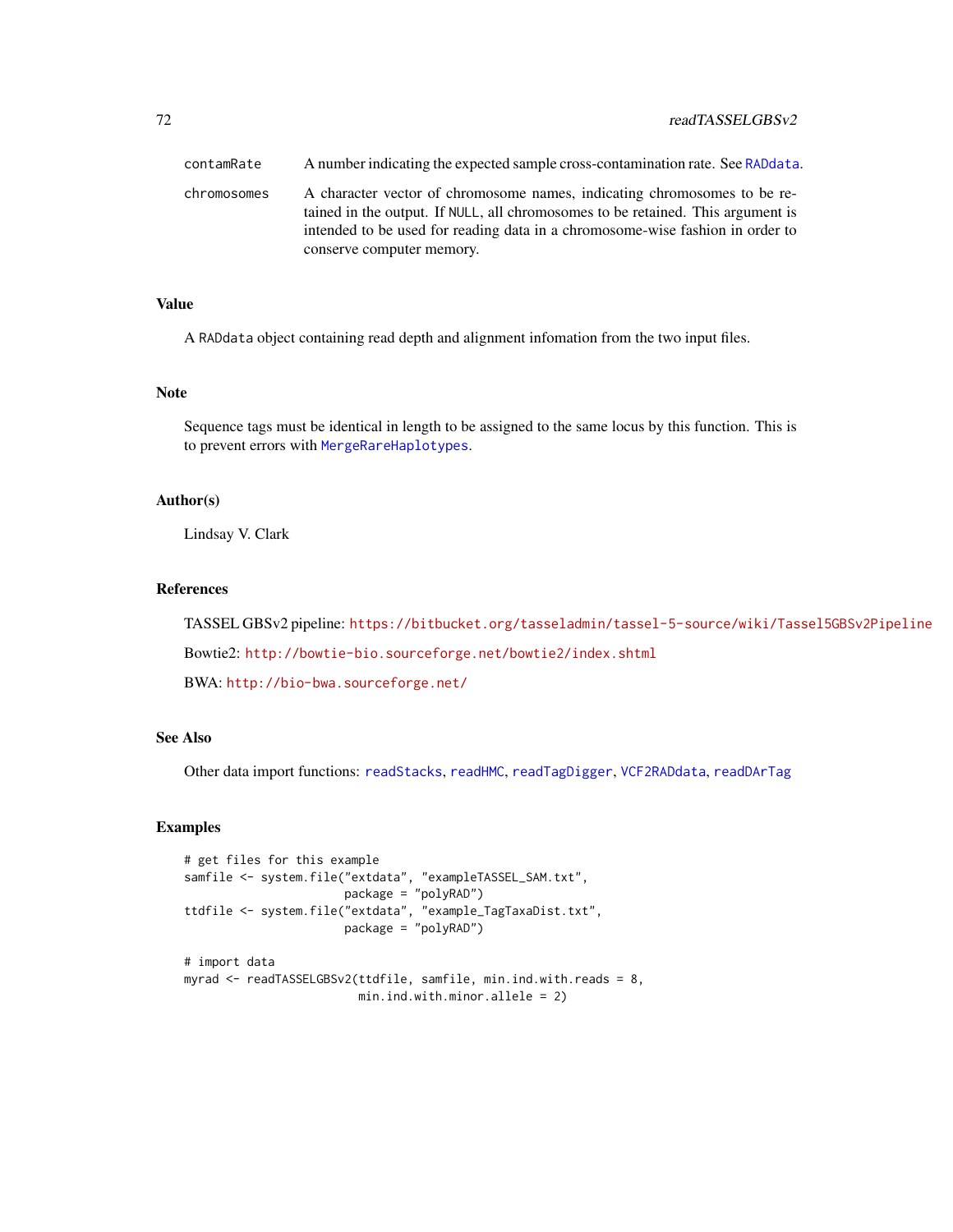contamRate  A number indicating the expected sample cross-contamination rate. See RADdata.

chromosomes  A character vector of chromosome names, indicating chromosomes to be retained in the output. If NULL, all chromosomes to be retained. This argument is intended to be used for reading data in a chromosome-wise fashion in order to conserve computer memory.

## Value

A RADdata object containing read depth and alignment infomation from the two input files.

## Note

Sequence tags must be identical in length to be assigned to the same locus by this function. This is to prevent errors with MergeRareHaplotypes.

## Author(s)

Lindsay V. Clark

## References

TASSEL GBSv2 pipeline: https://bitbucket.org/tasseladmin/tassel-5-source/wiki/Tassel5GBSv2Pipeline

Bowtie2: http://bowtie-bio.sourceforge.net/bowtie2/index.shtml

BWA: http://bio-bwa.sourceforge.net/

## See Also

Other data import functions: readStacks, readHMC, readTagDigger, VCF2RADdata, readDArTag

## Examples

```
# get files for this example
samfile <- system.file("extdata", "exampleTASSEL_SAM.txt",
                       package = "polyRAD")
ttdfile <- system.file("extdata", "example_TagTaxaDist.txt",
                       package = "polyRAD")

# import data
myrad <- readTASSELGBSv2(ttdfile, samfile, min.ind.with.reads = 8,
                         min.ind.with.minor.allele = 2)
```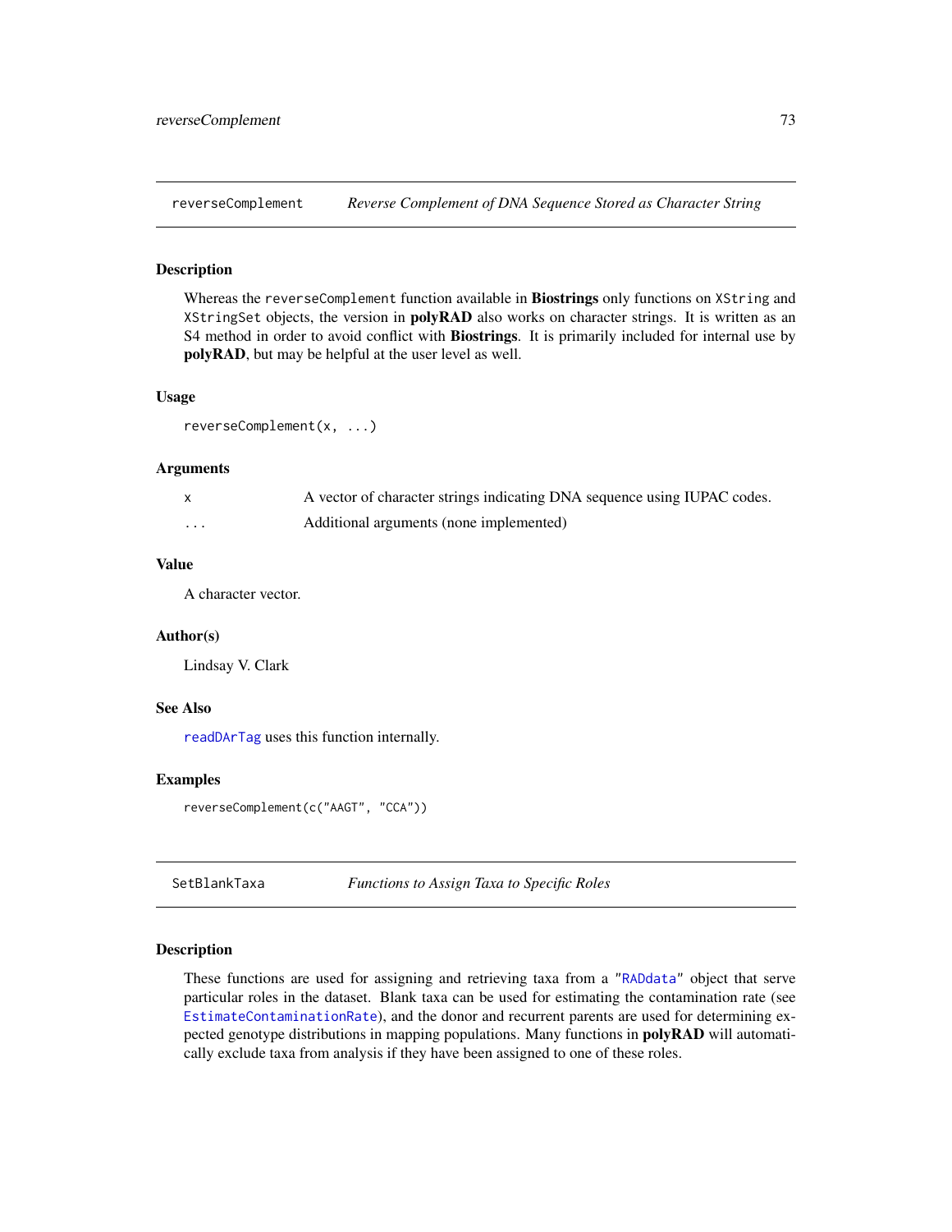## reverseComplement *Reverse Complement of DNA Sequence Stored as Character String*

### Description

Whereas the `reverseComplement` function available in **Biostrings** only functions on `XString` and `XStringSet` objects, the version in **polyRAD** also works on character strings. It is written as an S4 method in order to avoid conflict with **Biostrings**. It is primarily included for internal use by **polyRAD**, but may be helpful at the user level as well.

### Usage

```
reverseComplement(x, ...)
```

### Arguments

| | |
|---|---|
| `x` | A vector of character strings indicating DNA sequence using IUPAC codes. |
| `...` | Additional arguments (none implemented) |

### Value

A character vector.

### Author(s)

Lindsay V. Clark

### See Also

`readDArTag` uses this function internally.

### Examples

```
reverseComplement(c("AAGT", "CCA"))
```

## SetBlankTaxa *Functions to Assign Taxa to Specific Roles*

### Description

These functions are used for assigning and retrieving taxa from a "`RADdata`" object that serve particular roles in the dataset. Blank taxa can be used for estimating the contamination rate (see `EstimateContaminationRate`), and the donor and recurrent parents are used for determining expected genotype distributions in mapping populations. Many functions in **polyRAD** will automatically exclude taxa from analysis if they have been assigned to one of these roles.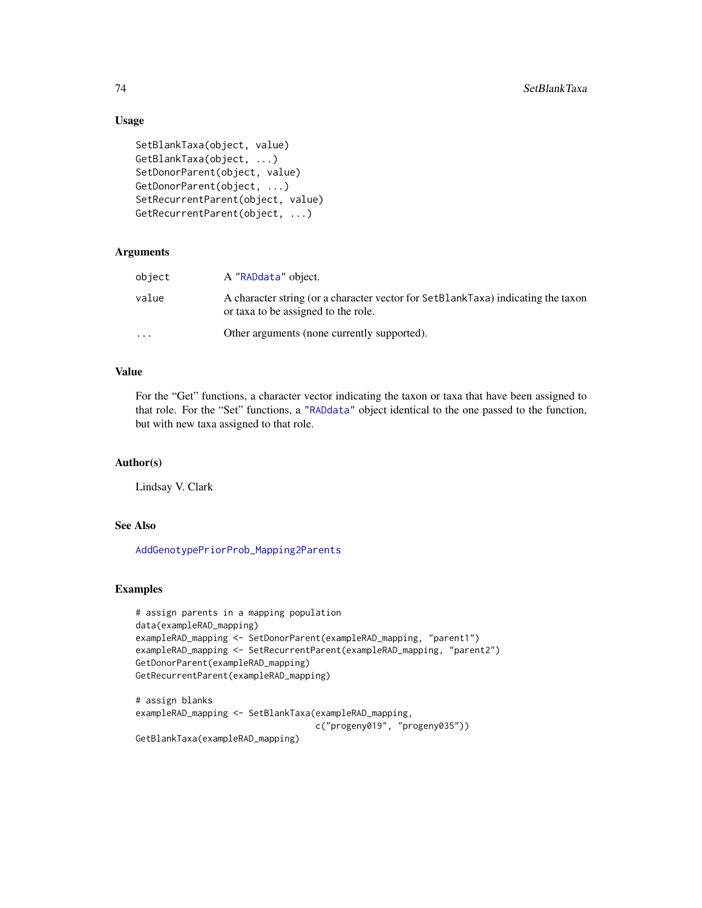## Usage

```
SetBlankTaxa(object, value)
GetBlankTaxa(object, ...)
SetDonorParent(object, value)
GetDonorParent(object, ...)
SetRecurrentParent(object, value)
GetRecurrentParent(object, ...)
```

## Arguments

| | |
|---|---|
| object | A "RADdata" object. |
| value | A character string (or a character vector for SetBlankTaxa) indicating the taxon or taxa to be assigned to the role. |
| ... | Other arguments (none currently supported). |

## Value

For the "Get" functions, a character vector indicating the taxon or taxa that have been assigned to that role. For the "Set" functions, a "RADdata" object identical to the one passed to the function, but with new taxa assigned to that role.

## Author(s)

Lindsay V. Clark

## See Also

AddGenotypePriorProb_Mapping2Parents

## Examples

```
# assign parents in a mapping population
data(exampleRAD_mapping)
exampleRAD_mapping <- SetDonorParent(exampleRAD_mapping, "parent1")
exampleRAD_mapping <- SetRecurrentParent(exampleRAD_mapping, "parent2")
GetDonorParent(exampleRAD_mapping)
GetRecurrentParent(exampleRAD_mapping)

# assign blanks
exampleRAD_mapping <- SetBlankTaxa(exampleRAD_mapping,
                                   c("progeny019", "progeny035"))
GetBlankTaxa(exampleRAD_mapping)
```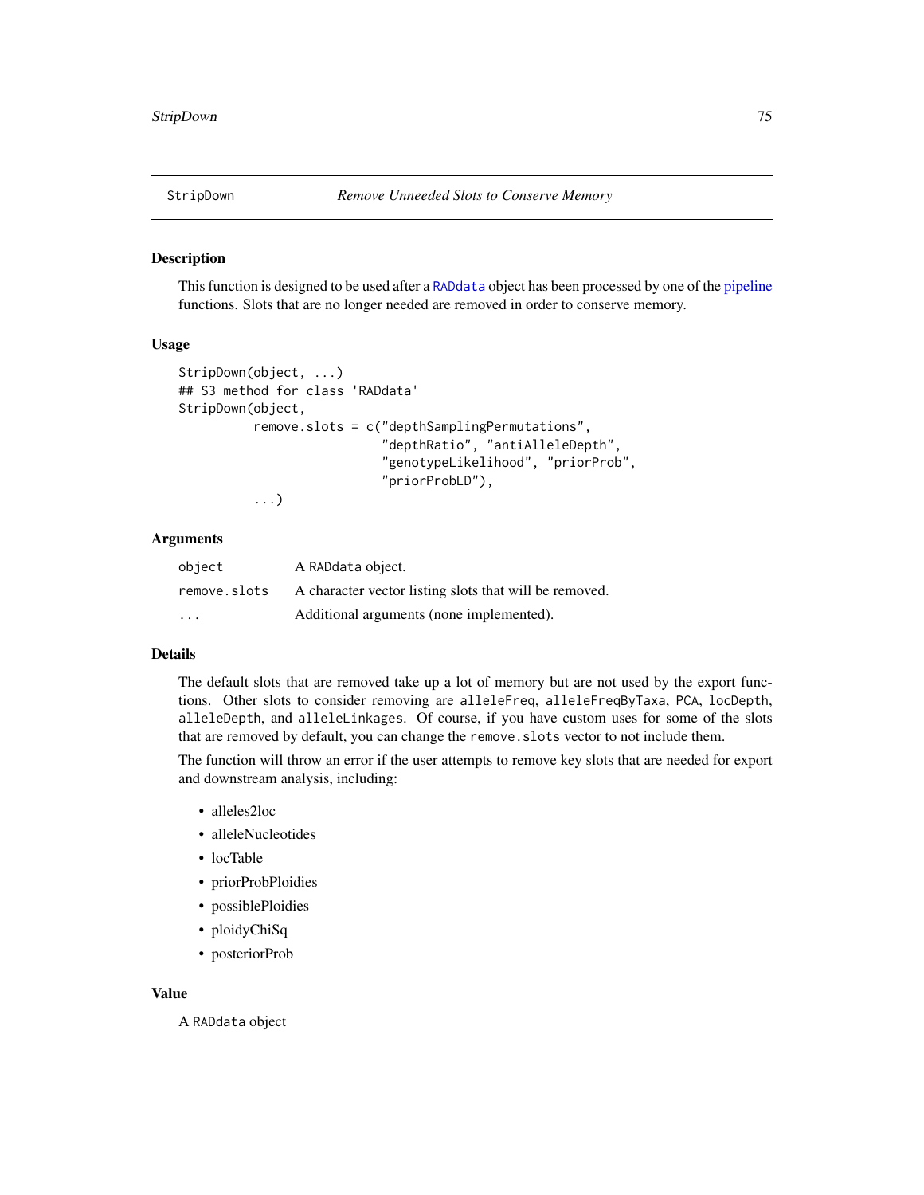StripDown *Remove Unneeded Slots to Conserve Memory*

## Description

This function is designed to be used after a `RADdata` object has been processed by one of the pipeline functions. Slots that are no longer needed are removed in order to conserve memory.

## Usage

```
StripDown(object, ...)
## S3 method for class 'RADdata'
StripDown(object,
          remove.slots = c("depthSamplingPermutations",
                           "depthRatio", "antiAlleleDepth",
                           "genotypeLikelihood", "priorProb",
                           "priorProbLD"),
          ...)
```

## Arguments

| | |
|---|---|
| `object` | A `RADdata` object. |
| `remove.slots` | A character vector listing slots that will be removed. |
| `...` | Additional arguments (none implemented). |

## Details

The default slots that are removed take up a lot of memory but are not used by the export functions. Other slots to consider removing are `alleleFreq`, `alleleFreqByTaxa`, `PCA`, `locDepth`, `alleleDepth`, and `alleleLinkages`. Of course, if you have custom uses for some of the slots that are removed by default, you can change the `remove.slots` vector to not include them.

The function will throw an error if the user attempts to remove key slots that are needed for export and downstream analysis, including:

- alleles2loc
- alleleNucleotides
- locTable
- priorProbPloidies
- possiblePloidies
- ploidyChiSq
- posteriorProb

## Value

A `RADdata` object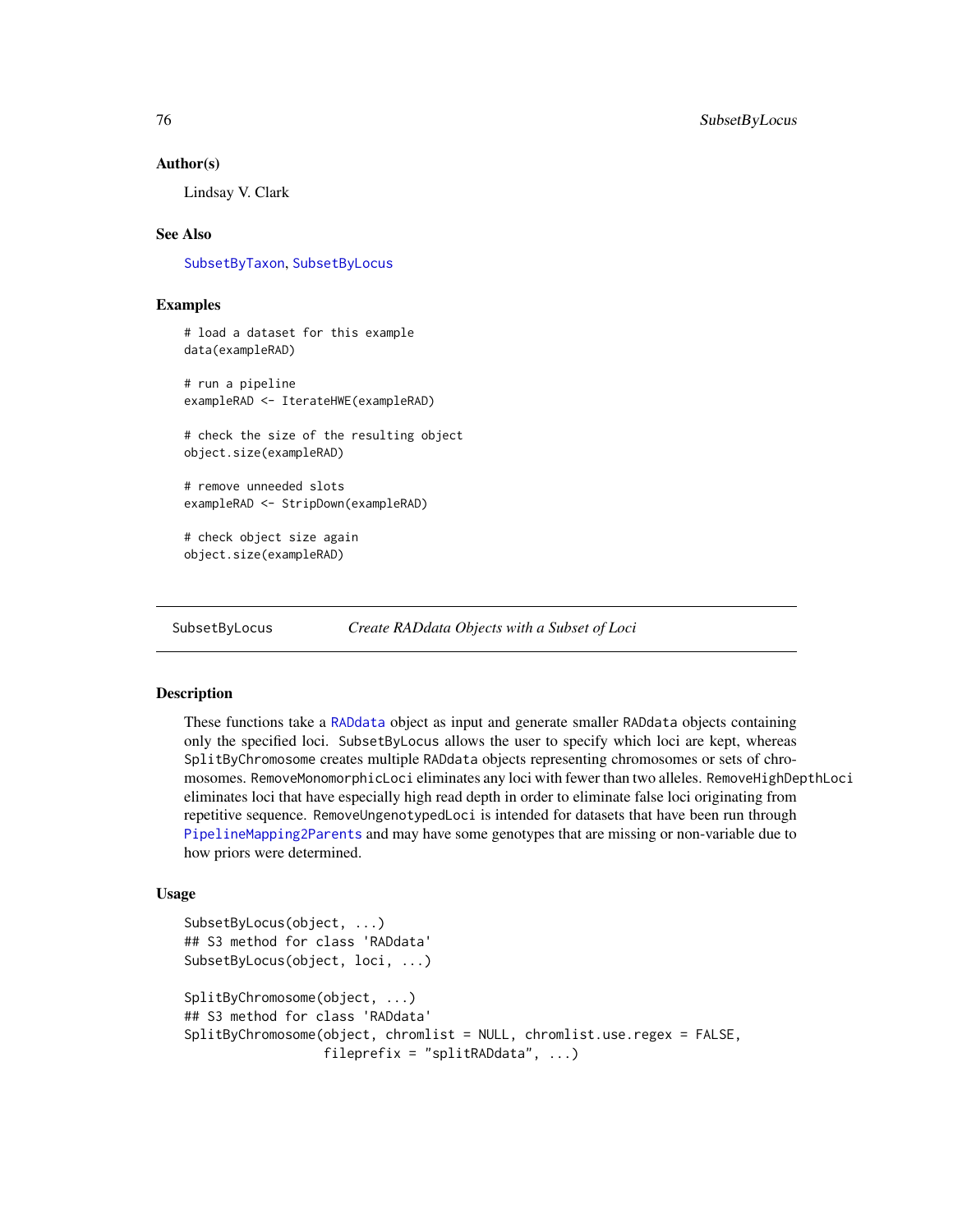### Author(s)

Lindsay V. Clark

### See Also

SubsetByTaxon, SubsetByLocus

### Examples

```
# load a dataset for this example
data(exampleRAD)

# run a pipeline
exampleRAD <- IterateHWE(exampleRAD)

# check the size of the resulting object
object.size(exampleRAD)

# remove unneeded slots
exampleRAD <- StripDown(exampleRAD)

# check object size again
object.size(exampleRAD)
```

---

## SubsetByLocus *Create RADdata Objects with a Subset of Loci*

### Description

These functions take a RADdata object as input and generate smaller RADdata objects containing only the specified loci. SubsetByLocus allows the user to specify which loci are kept, whereas SplitByChromosome creates multiple RADdata objects representing chromosomes or sets of chromosomes. RemoveMonomorphicLoci eliminates any loci with fewer than two alleles. RemoveHighDepthLoci eliminates loci that have especially high read depth in order to eliminate false loci originating from repetitive sequence. RemoveUngenotypedLoci is intended for datasets that have been run through PipelineMapping2Parents and may have some genotypes that are missing or non-variable due to how priors were determined.

### Usage

```
SubsetByLocus(object, ...)
## S3 method for class 'RADdata'
SubsetByLocus(object, loci, ...)

SplitByChromosome(object, ...)
## S3 method for class 'RADdata'
SplitByChromosome(object, chromlist = NULL, chromlist.use.regex = FALSE,
                  fileprefix = "splitRADdata", ...)
```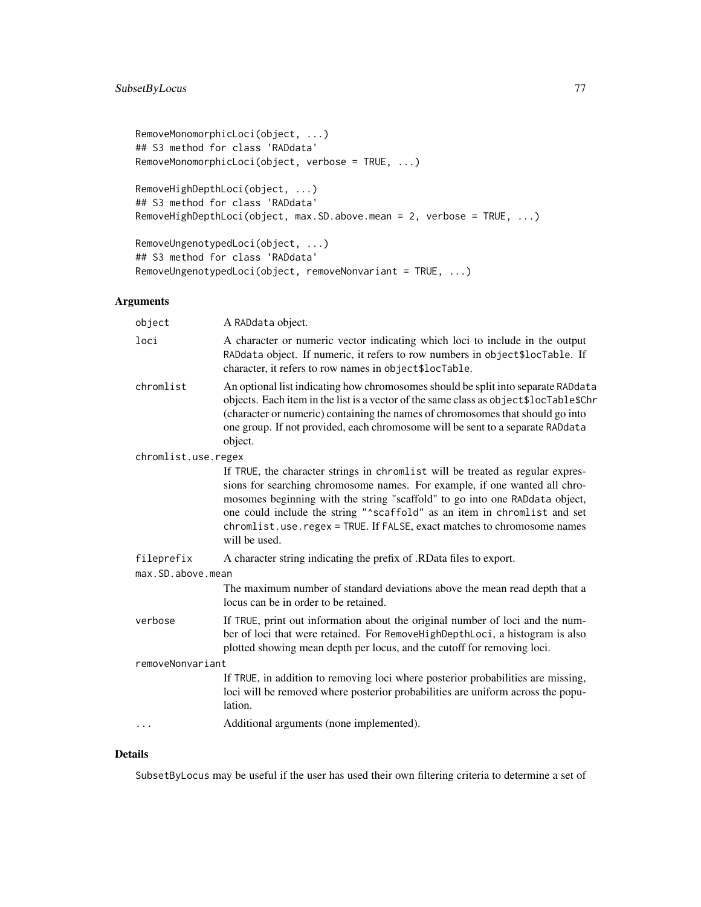```
RemoveMonomorphicLoci(object, ...)
## S3 method for class 'RADdata'
RemoveMonomorphicLoci(object, verbose = TRUE, ...)

RemoveHighDepthLoci(object, ...)
## S3 method for class 'RADdata'
RemoveHighDepthLoci(object, max.SD.above.mean = 2, verbose = TRUE, ...)

RemoveUngenotypedLoci(object, ...)
## S3 method for class 'RADdata'
RemoveUngenotypedLoci(object, removeNonvariant = TRUE, ...)
```

## Arguments

- `object` — A `RADdata` object.
- `loci` — A character or numeric vector indicating which loci to include in the output `RADdata` object. If numeric, it refers to row numbers in `object$locTable`. If character, it refers to row names in `object$locTable`.
- `chromlist` — An optional list indicating how chromosomes should be split into separate `RADdata` objects. Each item in the list is a vector of the same class as `object$locTable$Chr` (character or numeric) containing the names of chromosomes that should go into one group. If not provided, each chromosome will be sent to a separate `RADdata` object.
- `chromlist.use.regex` — If `TRUE`, the character strings in `chromlist` will be treated as regular expressions for searching chromosome names. For example, if one wanted all chromosomes beginning with the string "scaffold" to go into one `RADdata` object, one could include the string `"^scaffold"` as an item in `chromlist` and set `chromlist.use.regex = TRUE`. If `FALSE`, exact matches to chromosome names will be used.
- `fileprefix` — A character string indicating the prefix of .RData files to export.
- `max.SD.above.mean` — The maximum number of standard deviations above the mean read depth that a locus can be in order to be retained.
- `verbose` — If `TRUE`, print out information about the original number of loci and the number of loci that were retained. For `RemoveHighDepthLoci`, a histogram is also plotted showing mean depth per locus, and the cutoff for removing loci.
- `removeNonvariant` — If `TRUE`, in addition to removing loci where posterior probabilities are missing, loci will be removed where posterior probabilities are uniform across the population.
- `...` — Additional arguments (none implemented).

## Details

`SubsetByLocus` may be useful if the user has used their own filtering criteria to determine a set of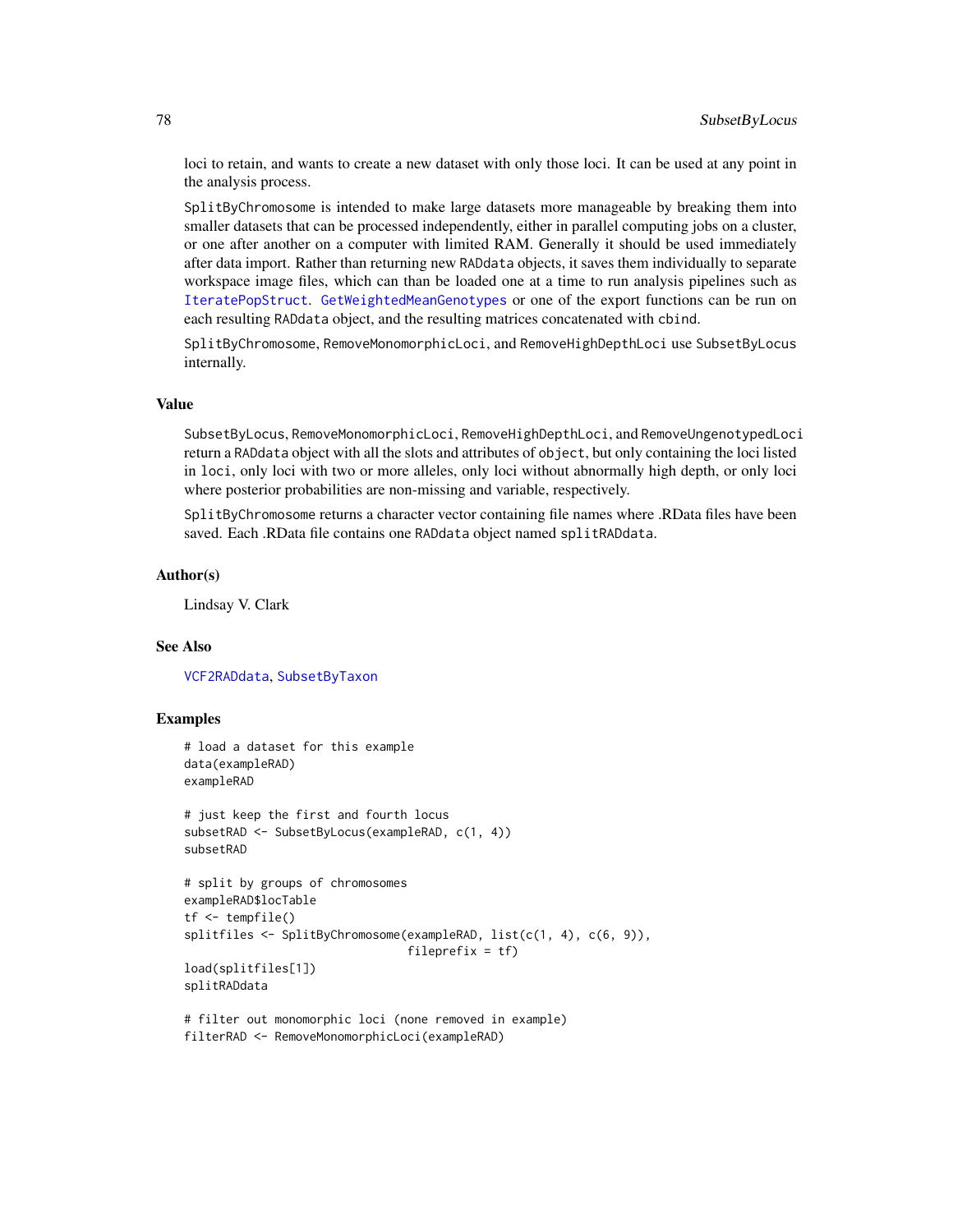loci to retain, and wants to create a new dataset with only those loci. It can be used at any point in the analysis process.

`SplitByChromosome` is intended to make large datasets more manageable by breaking them into smaller datasets that can be processed independently, either in parallel computing jobs on a cluster, or one after another on a computer with limited RAM. Generally it should be used immediately after data import. Rather than returning new `RADdata` objects, it saves them individually to separate workspace image files, which can than be loaded one at a time to run analysis pipelines such as `IteratePopStruct`. `GetWeightedMeanGenotypes` or one of the export functions can be run on each resulting `RADdata` object, and the resulting matrices concatenated with `cbind`.

`SplitByChromosome`, `RemoveMonomorphicLoci`, and `RemoveHighDepthLoci` use `SubsetByLocus` internally.

## Value

`SubsetByLocus`, `RemoveMonomorphicLoci`, `RemoveHighDepthLoci`, and `RemoveUngenotypedLoci` return a `RADdata` object with all the slots and attributes of `object`, but only containing the loci listed in `loci`, only loci with two or more alleles, only loci without abnormally high depth, or only loci where posterior probabilities are non-missing and variable, respectively.

`SplitByChromosome` returns a character vector containing file names where .RData files have been saved. Each .RData file contains one `RADdata` object named `splitRADdata`.

## Author(s)

Lindsay V. Clark

## See Also

`VCF2RADdata`, `SubsetByTaxon`

## Examples

```
# load a dataset for this example
data(exampleRAD)
exampleRAD

# just keep the first and fourth locus
subsetRAD <- SubsetByLocus(exampleRAD, c(1, 4))
subsetRAD

# split by groups of chromosomes
exampleRAD$locTable
tf <- tempfile()
splitfiles <- SplitByChromosome(exampleRAD, list(c(1, 4), c(6, 9)),
                                fileprefix = tf)
load(splitfiles[1])
splitRADdata

# filter out monomorphic loci (none removed in example)
filterRAD <- RemoveMonomorphicLoci(exampleRAD)
```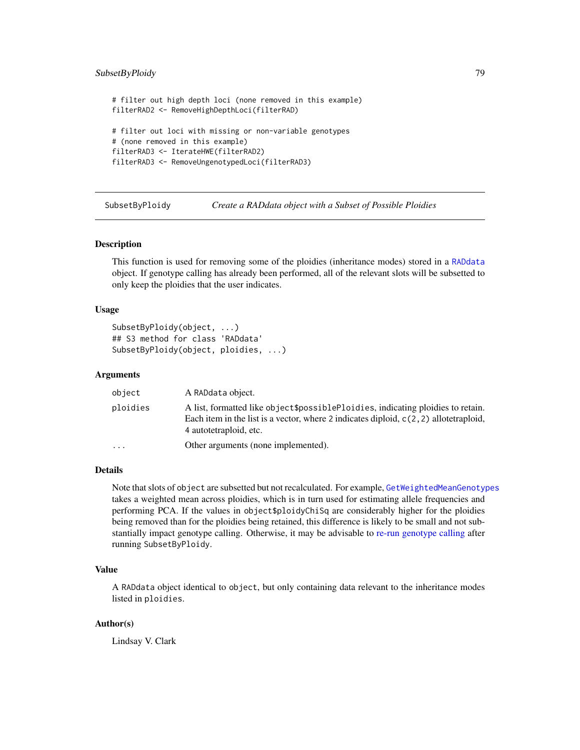```
# filter out high depth loci (none removed in this example)
filterRAD2 <- RemoveHighDepthLoci(filterRAD)

# filter out loci with missing or non-variable genotypes
# (none removed in this example)
filterRAD3 <- IterateHWE(filterRAD2)
filterRAD3 <- RemoveUngenotypedLoci(filterRAD3)
```

---

## SubsetByPloidy — *Create a RADdata object with a Subset of Possible Ploidies*

### Description

This function is used for removing some of the ploidies (inheritance modes) stored in a RADdata object. If genotype calling has already been performed, all of the relevant slots will be subsetted to only keep the ploidies that the user indicates.

### Usage

```
SubsetByPloidy(object, ...)
## S3 method for class 'RADdata'
SubsetByPloidy(object, ploidies, ...)
```

### Arguments

| | |
|---|---|
| object | A RADdata object. |
| ploidies | A list, formatted like object$possiblePloidies, indicating ploidies to retain. Each item in the list is a vector, where 2 indicates diploid, c(2,2) allotetraploid, 4 autotetraploid, etc. |
| ... | Other arguments (none implemented). |

### Details

Note that slots of object are subsetted but not recalculated. For example, GetWeightedMeanGenotypes takes a weighted mean across ploidies, which is in turn used for estimating allele frequencies and performing PCA. If the values in object$ploidyChiSq are considerably higher for the ploidies being removed than for the ploidies being retained, this difference is likely to be small and not substantially impact genotype calling. Otherwise, it may be advisable to re-run genotype calling after running SubsetByPloidy.

### Value

A RADdata object identical to object, but only containing data relevant to the inheritance modes listed in ploidies.

### Author(s)

Lindsay V. Clark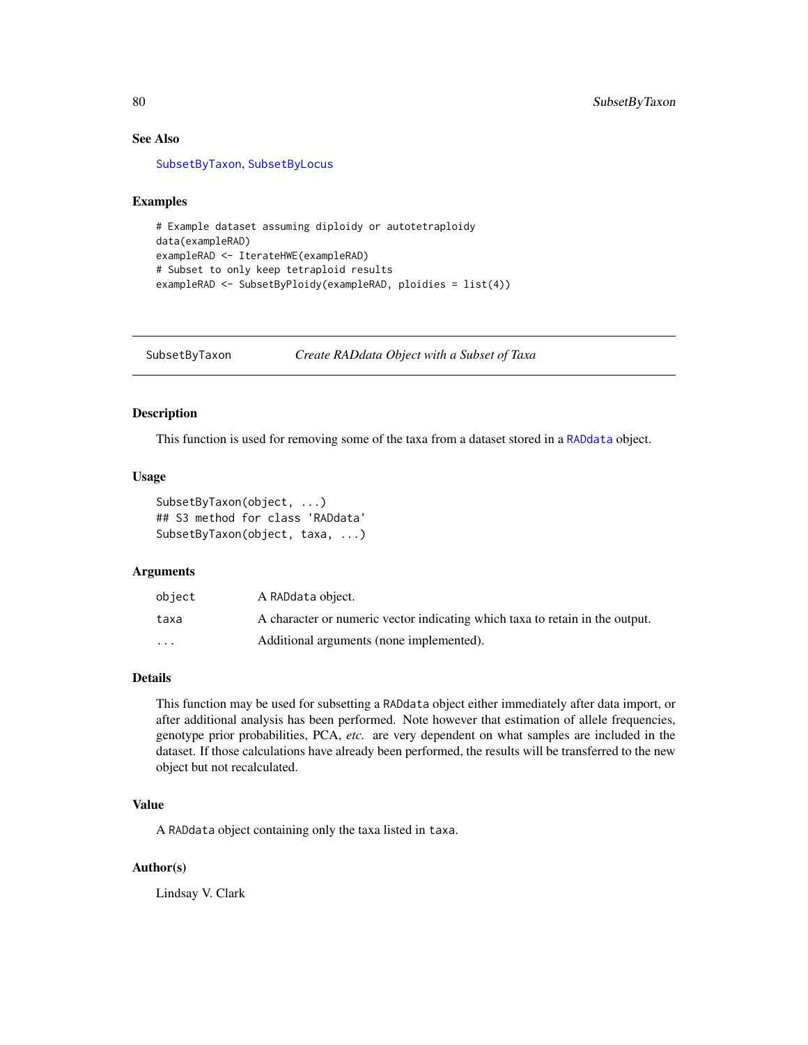### See Also

SubsetByTaxon, SubsetByLocus

### Examples

```
# Example dataset assuming diploidy or autotetraploidy
data(exampleRAD)
exampleRAD <- IterateHWE(exampleRAD)
# Subset to only keep tetraploid results
exampleRAD <- SubsetByPloidy(exampleRAD, ploidies = list(4))
```

---

## SubsetByTaxon *Create RADdata Object with a Subset of Taxa*

---

### Description

This function is used for removing some of the taxa from a dataset stored in a RADdata object.

### Usage

```
SubsetByTaxon(object, ...)
## S3 method for class 'RADdata'
SubsetByTaxon(object, taxa, ...)
```

### Arguments

| | |
|---|---|
| object | A RADdata object. |
| taxa | A character or numeric vector indicating which taxa to retain in the output. |
| ... | Additional arguments (none implemented). |

### Details

This function may be used for subsetting a RADdata object either immediately after data import, or after additional analysis has been performed. Note however that estimation of allele frequencies, genotype prior probabilities, PCA, *etc.* are very dependent on what samples are included in the dataset. If those calculations have already been performed, the results will be transferred to the new object but not recalculated.

### Value

A RADdata object containing only the taxa listed in taxa.

### Author(s)

Lindsay V. Clark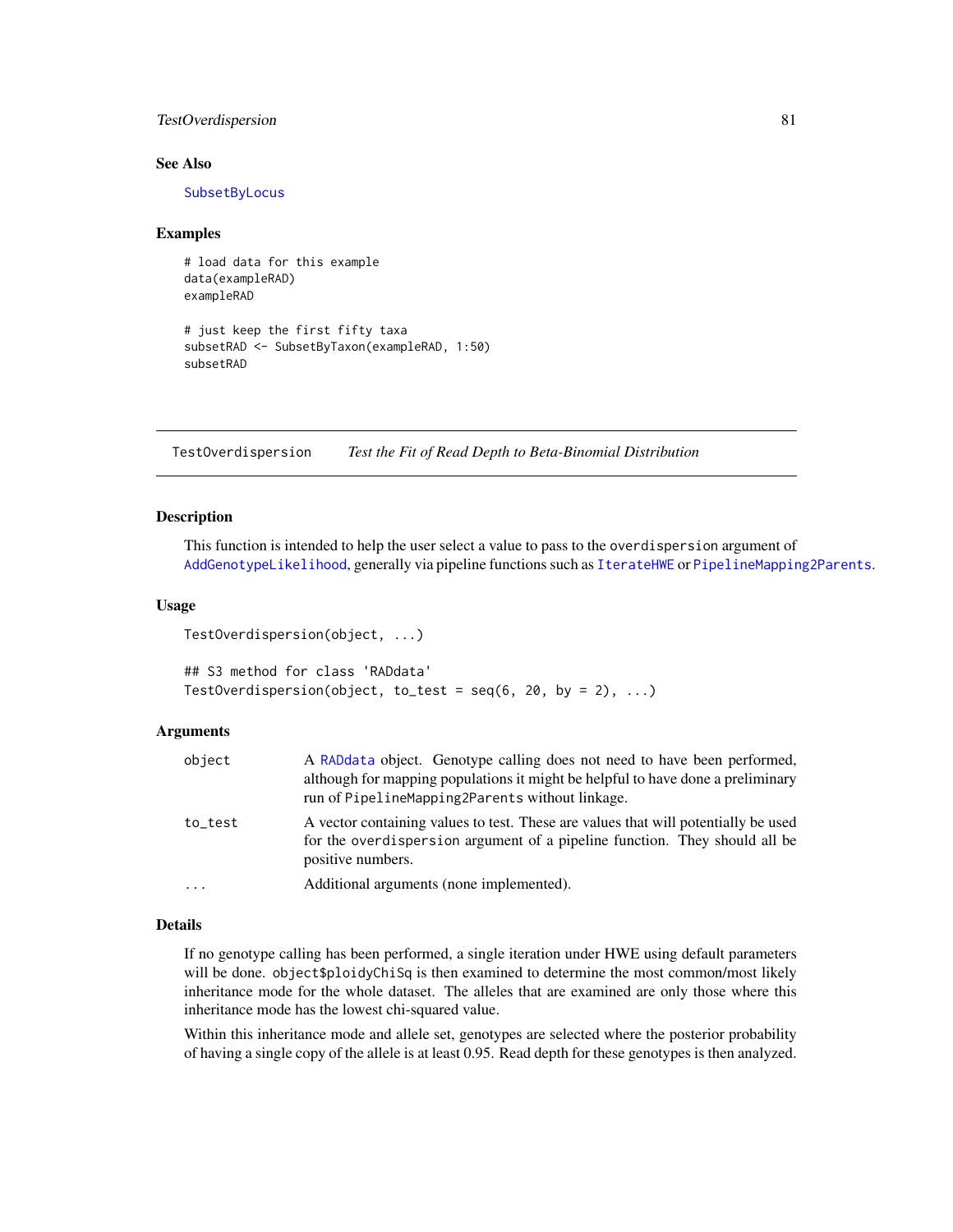### See Also

SubsetByLocus

### Examples

```
# load data for this example
data(exampleRAD)
exampleRAD

# just keep the first fifty taxa
subsetRAD <- SubsetByTaxon(exampleRAD, 1:50)
subsetRAD
```

---

## TestOverdispersion *Test the Fit of Read Depth to Beta-Binomial Distribution*

### Description

This function is intended to help the user select a value to pass to the `overdispersion` argument of AddGenotypeLikelihood, generally via pipeline functions such as IterateHWE or PipelineMapping2Parents.

### Usage

```
TestOverdispersion(object, ...)

## S3 method for class 'RADdata'
TestOverdispersion(object, to_test = seq(6, 20, by = 2), ...)
```

### Arguments

| | |
|---|---|
| `object` | A RADdata object. Genotype calling does not need to have been performed, although for mapping populations it might be helpful to have done a preliminary run of `PipelineMapping2Parents` without linkage. |
| `to_test` | A vector containing values to test. These are values that will potentially be used for the `overdispersion` argument of a pipeline function. They should all be positive numbers. |
| `...` | Additional arguments (none implemented). |

### Details

If no genotype calling has been performed, a single iteration under HWE using default parameters will be done. `object$ploidyChiSq` is then examined to determine the most common/most likely inheritance mode for the whole dataset. The alleles that are examined are only those where this inheritance mode has the lowest chi-squared value.

Within this inheritance mode and allele set, genotypes are selected where the posterior probability of having a single copy of the allele is at least 0.95. Read depth for these genotypes is then analyzed.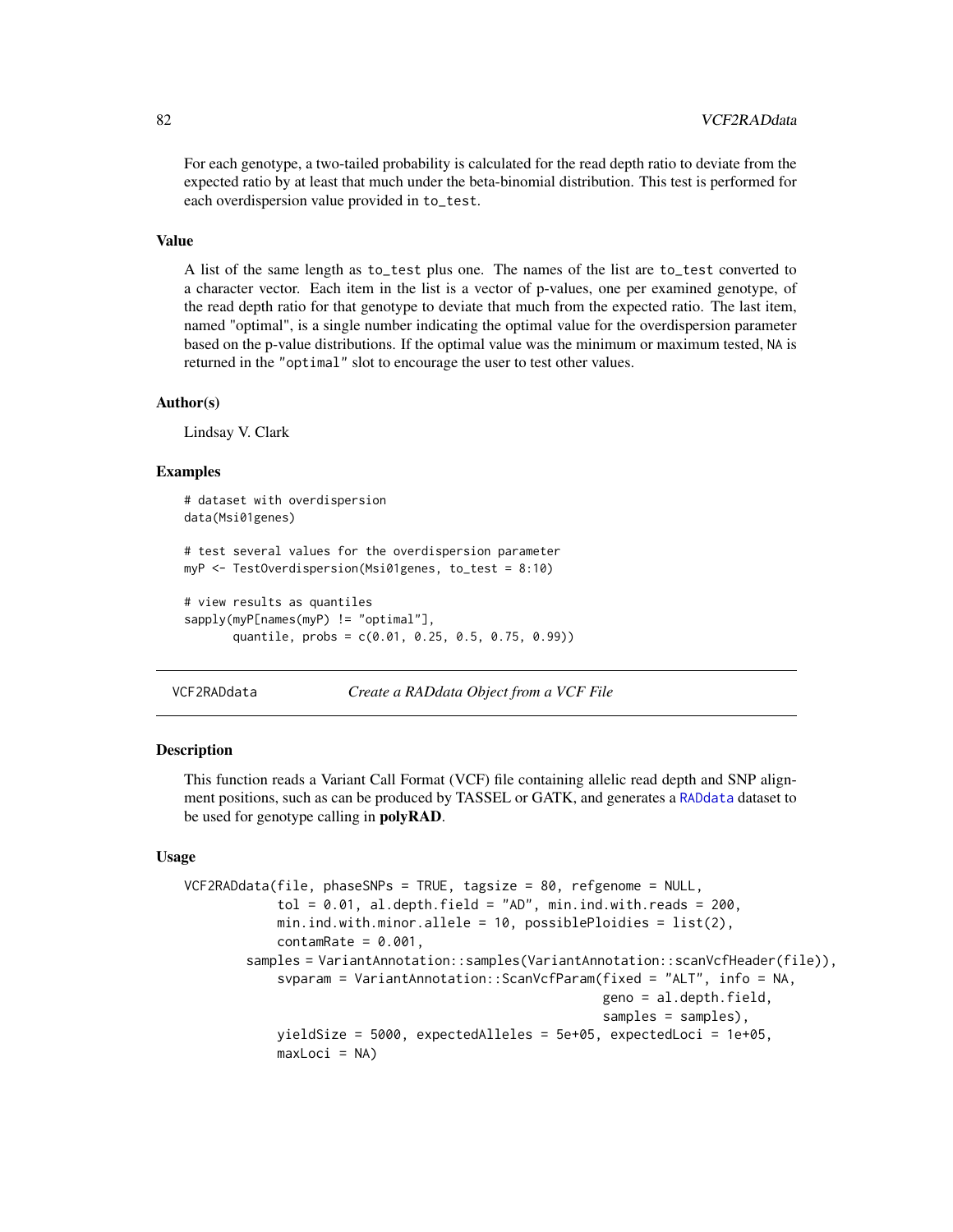For each genotype, a two-tailed probability is calculated for the read depth ratio to deviate from the expected ratio by at least that much under the beta-binomial distribution. This test is performed for each overdispersion value provided in `to_test`.

### Value

A list of the same length as `to_test` plus one. The names of the list are `to_test` converted to a character vector. Each item in the list is a vector of p-values, one per examined genotype, of the read depth ratio for that genotype to deviate that much from the expected ratio. The last item, named "optimal", is a single number indicating the optimal value for the overdispersion parameter based on the p-value distributions. If the optimal value was the minimum or maximum tested, `NA` is returned in the `"optimal"` slot to encourage the user to test other values.

### Author(s)

Lindsay V. Clark

### Examples

```
# dataset with overdispersion
data(Msi01genes)

# test several values for the overdispersion parameter
myP <- TestOverdispersion(Msi01genes, to_test = 8:10)

# view results as quantiles
sapply(myP[names(myP) != "optimal"],
       quantile, probs = c(0.01, 0.25, 0.5, 0.75, 0.99))
```

---

## VCF2RADdata — *Create a RADdata Object from a VCF File*

### Description

This function reads a Variant Call Format (VCF) file containing allelic read depth and SNP alignment positions, such as can be produced by TASSEL or GATK, and generates a `RADdata` dataset to be used for genotype calling in **polyRAD**.

### Usage

```
VCF2RADdata(file, phaseSNPs = TRUE, tagsize = 80, refgenome = NULL,
            tol = 0.01, al.depth.field = "AD", min.ind.with.reads = 200,
            min.ind.with.minor.allele = 10, possiblePloidies = list(2),
            contamRate = 0.001,
        samples = VariantAnnotation::samples(VariantAnnotation::scanVcfHeader(file)),
            svparam = VariantAnnotation::ScanVcfParam(fixed = "ALT", info = NA,
                                                      geno = al.depth.field,
                                                      samples = samples),
            yieldSize = 5000, expectedAlleles = 5e+05, expectedLoci = 1e+05,
            maxLoci = NA)
```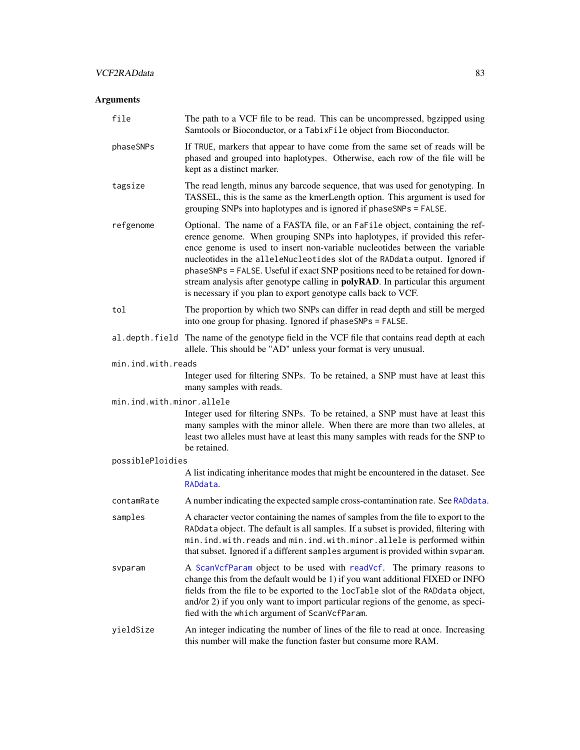## Arguments

`file` The path to a VCF file to be read. This can be uncompressed, bgzipped using Samtools or Bioconductor, or a `TabixFile` object from Bioconductor.

`phaseSNPs` If `TRUE`, markers that appear to have come from the same set of reads will be phased and grouped into haplotypes. Otherwise, each row of the file will be kept as a distinct marker.

`tagsize` The read length, minus any barcode sequence, that was used for genotyping. In TASSEL, this is the same as the kmerLength option. This argument is used for grouping SNPs into haplotypes and is ignored if `phaseSNPs = FALSE`.

`refgenome` Optional. The name of a FASTA file, or an `FaFile` object, containing the reference genome. When grouping SNPs into haplotypes, if provided this reference genome is used to insert non-variable nucleotides between the variable nucleotides in the `alleleNucleotides` slot of the `RADdata` output. Ignored if `phaseSNPs = FALSE`. Useful if exact SNP positions need to be retained for downstream analysis after genotype calling in **polyRAD**. In particular this argument is necessary if you plan to export genotype calls back to VCF.

`tol` The proportion by which two SNPs can differ in read depth and still be merged into one group for phasing. Ignored if `phaseSNPs = FALSE`.

`al.depth.field` The name of the genotype field in the VCF file that contains read depth at each allele. This should be "AD" unless your format is very unusual.

`min.ind.with.reads` Integer used for filtering SNPs. To be retained, a SNP must have at least this many samples with reads.

`min.ind.with.minor.allele` Integer used for filtering SNPs. To be retained, a SNP must have at least this many samples with the minor allele. When there are more than two alleles, at least two alleles must have at least this many samples with reads for the SNP to be retained.

`possiblePloidies` A list indicating inheritance modes that might be encountered in the dataset. See `RADdata`.

`contamRate` A number indicating the expected sample cross-contamination rate. See `RADdata`.

`samples` A character vector containing the names of samples from the file to export to the `RADdata` object. The default is all samples. If a subset is provided, filtering with `min.ind.with.reads` and `min.ind.with.minor.allele` is performed within that subset. Ignored if a different `samples` argument is provided within `svparam`.

`svparam` A `ScanVcfParam` object to be used with `readVcf`. The primary reasons to change this from the default would be 1) if you want additional FIXED or INFO fields from the file to be exported to the `locTable` slot of the `RADdata` object, and/or 2) if you only want to import particular regions of the genome, as specified with the `which` argument of `ScanVcfParam`.

`yieldSize` An integer indicating the number of lines of the file to read at once. Increasing this number will make the function faster but consume more RAM.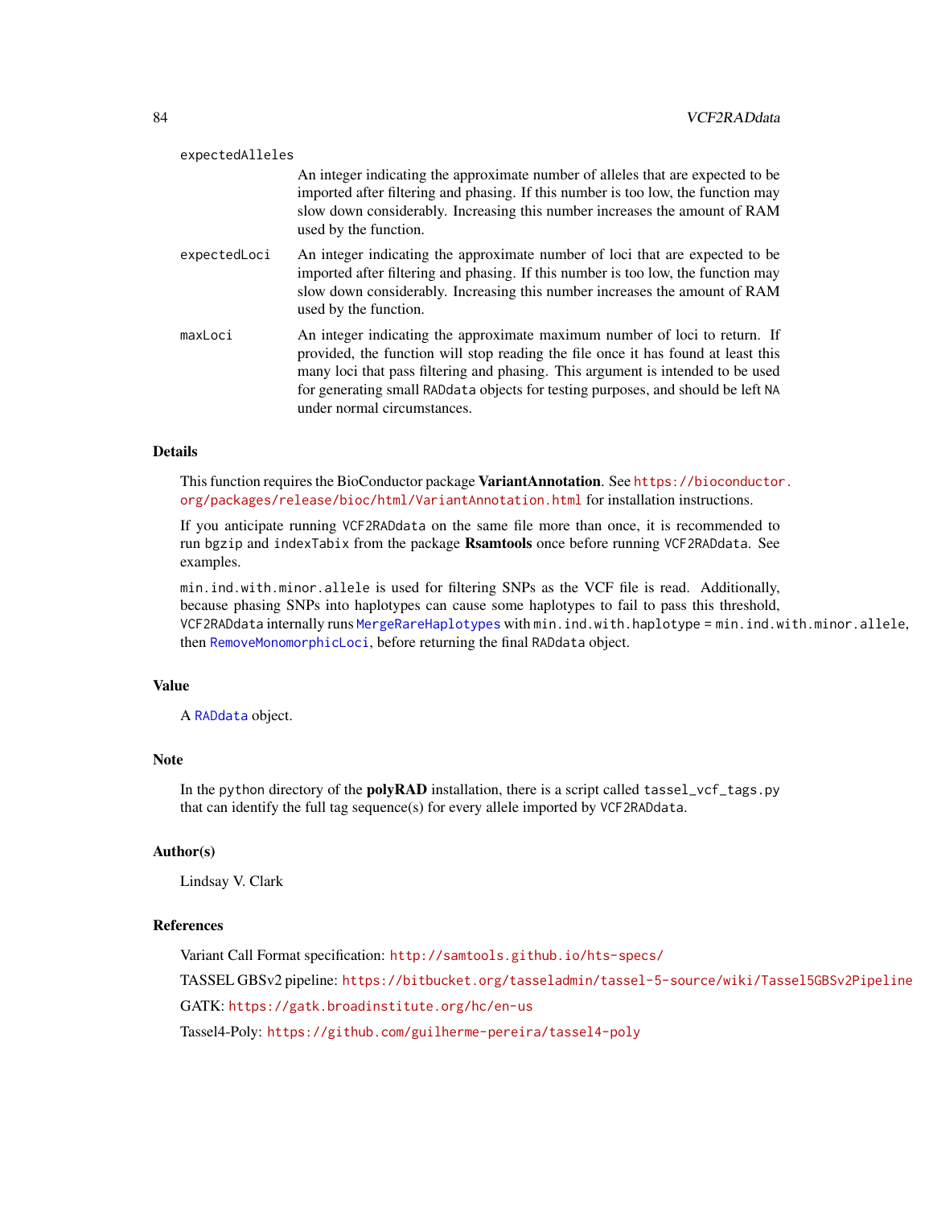expectedAlleles
: An integer indicating the approximate number of alleles that are expected to be imported after filtering and phasing. If this number is too low, the function may slow down considerably. Increasing this number increases the amount of RAM used by the function.

expectedLoci
: An integer indicating the approximate number of loci that are expected to be imported after filtering and phasing. If this number is too low, the function may slow down considerably. Increasing this number increases the amount of RAM used by the function.

maxLoci
: An integer indicating the approximate maximum number of loci to return. If provided, the function will stop reading the file once it has found at least this many loci that pass filtering and phasing. This argument is intended to be used for generating small `RADdata` objects for testing purposes, and should be left `NA` under normal circumstances.

## Details

This function requires the BioConductor package **VariantAnnotation**. See https://bioconductor.org/packages/release/bioc/html/VariantAnnotation.html for installation instructions.

If you anticipate running `VCF2RADdata` on the same file more than once, it is recommended to run `bgzip` and `indexTabix` from the package **Rsamtools** once before running `VCF2RADdata`. See examples.

`min.ind.with.minor.allele` is used for filtering SNPs as the VCF file is read. Additionally, because phasing SNPs into haplotypes can cause some haplotypes to fail to pass this threshold, `VCF2RADdata` internally runs `MergeRareHaplotypes` with `min.ind.with.haplotype = min.ind.with.minor.allele`, then `RemoveMonomorphicLoci`, before returning the final `RADdata` object.

## Value

A `RADdata` object.

## Note

In the `python` directory of the **polyRAD** installation, there is a script called `tassel_vcf_tags.py` that can identify the full tag sequence(s) for every allele imported by `VCF2RADdata`.

## Author(s)

Lindsay V. Clark

## References

Variant Call Format specification: http://samtools.github.io/hts-specs/

TASSEL GBSv2 pipeline: https://bitbucket.org/tasseladmin/tassel-5-source/wiki/Tassel5GBSv2Pipeline

GATK: https://gatk.broadinstitute.org/hc/en-us

Tassel4-Poly: https://github.com/guilherme-pereira/tassel4-poly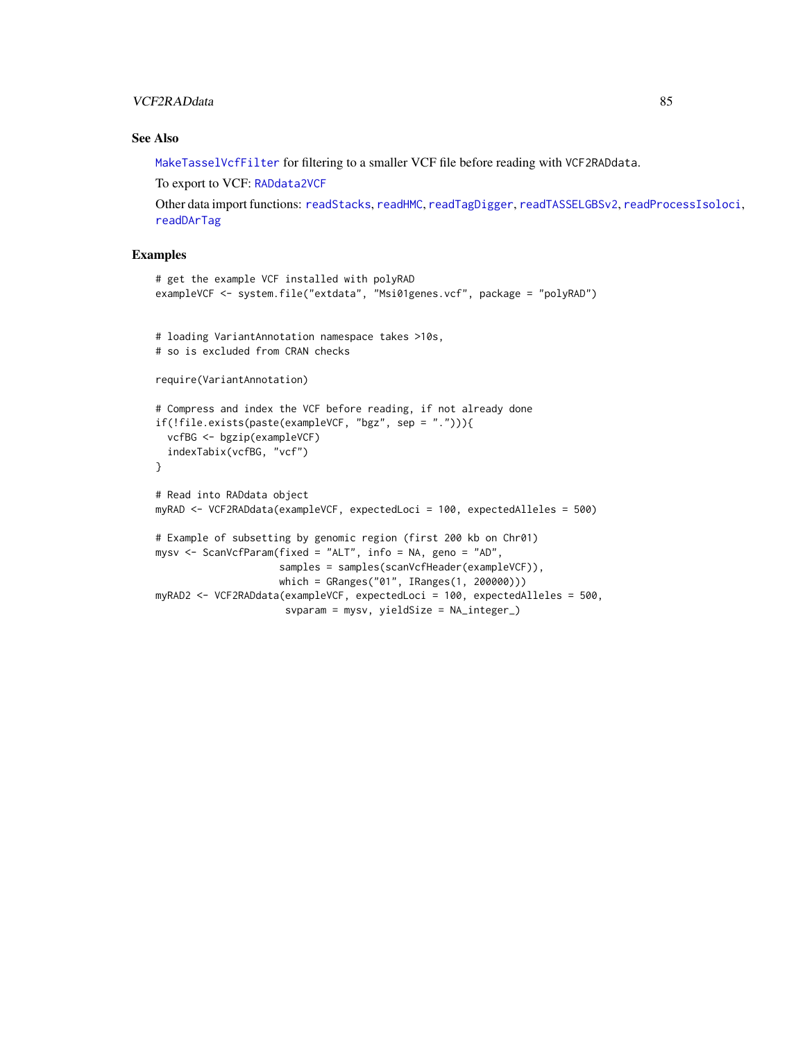## See Also

MakeTasselVcfFilter for filtering to a smaller VCF file before reading with VCF2RADdata.

To export to VCF: RADdata2VCF

Other data import functions: readStacks, readHMC, readTagDigger, readTASSELGBSv2, readProcessIsoloci, readDArTag

## Examples

```
# get the example VCF installed with polyRAD
exampleVCF <- system.file("extdata", "Msi01genes.vcf", package = "polyRAD")


# loading VariantAnnotation namespace takes >10s,
# so is excluded from CRAN checks

require(VariantAnnotation)

# Compress and index the VCF before reading, if not already done
if(!file.exists(paste(exampleVCF, "bgz", sep = "."))){
  vcfBG <- bgzip(exampleVCF)
  indexTabix(vcfBG, "vcf")
}

# Read into RADdata object
myRAD <- VCF2RADdata(exampleVCF, expectedLoci = 100, expectedAlleles = 500)

# Example of subsetting by genomic region (first 200 kb on Chr01)
mysv <- ScanVcfParam(fixed = "ALT", info = NA, geno = "AD",
                     samples = samples(scanVcfHeader(exampleVCF)),
                     which = GRanges("01", IRanges(1, 200000)))
myRAD2 <- VCF2RADdata(exampleVCF, expectedLoci = 100, expectedAlleles = 500,
                      svparam = mysv, yieldSize = NA_integer_)
```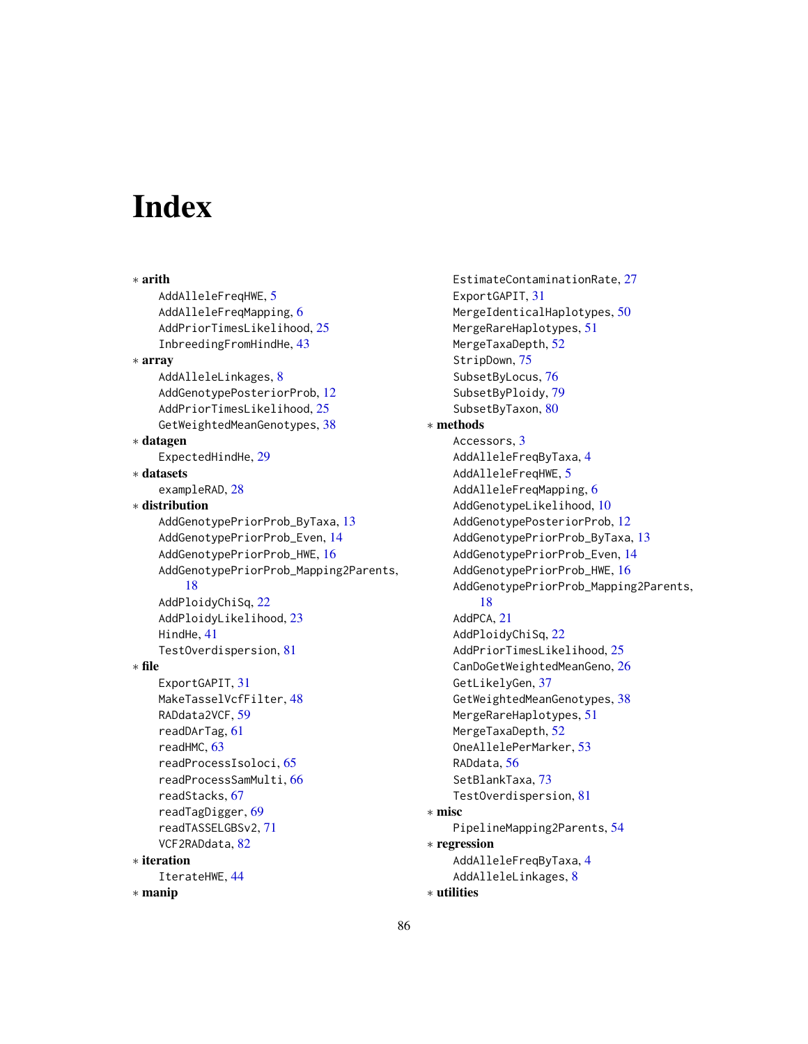# Index

∗ **arith**
- AddAlleleFreqHWE, 5
- AddAlleleFreqMapping, 6
- AddPriorTimesLikelihood, 25
- InbreedingFromHindHe, 43

∗ **array**
- AddAlleleLinkages, 8
- AddGenotypePosteriorProb, 12
- AddPriorTimesLikelihood, 25
- GetWeightedMeanGenotypes, 38

∗ **datagen**
- ExpectedHindHe, 29

∗ **datasets**
- exampleRAD, 28

∗ **distribution**
- AddGenotypePriorProb_ByTaxa, 13
- AddGenotypePriorProb_Even, 14
- AddGenotypePriorProb_HWE, 16
- AddGenotypePriorProb_Mapping2Parents, 18
- AddPloidyChiSq, 22
- AddPloidyLikelihood, 23
- HindHe, 41
- TestOverdispersion, 81

∗ **file**
- ExportGAPIT, 31
- MakeTasselVcfFilter, 48
- RADdata2VCF, 59
- readDArTag, 61
- readHMC, 63
- readProcessIsoloci, 65
- readProcessSamMulti, 66
- readStacks, 67
- readTagDigger, 69
- readTASSELGBSv2, 71
- VCF2RADdata, 82

∗ **iteration**
- IterateHWE, 44

∗ **manip**
- EstimateContaminationRate, 27
- ExportGAPIT, 31
- MergeIdenticalHaplotypes, 50
- MergeRareHaplotypes, 51
- MergeTaxaDepth, 52
- StripDown, 75
- SubsetByLocus, 76
- SubsetByPloidy, 79
- SubsetByTaxon, 80

∗ **methods**
- Accessors, 3
- AddAlleleFreqByTaxa, 4
- AddAlleleFreqHWE, 5
- AddAlleleFreqMapping, 6
- AddGenotypeLikelihood, 10
- AddGenotypePosteriorProb, 12
- AddGenotypePriorProb_ByTaxa, 13
- AddGenotypePriorProb_Even, 14
- AddGenotypePriorProb_HWE, 16
- AddGenotypePriorProb_Mapping2Parents, 18
- AddPCA, 21
- AddPloidyChiSq, 22
- AddPriorTimesLikelihood, 25
- CanDoGetWeightedMeanGeno, 26
- GetLikelyGen, 37
- GetWeightedMeanGenotypes, 38
- MergeRareHaplotypes, 51
- MergeTaxaDepth, 52
- OneAllelePerMarker, 53
- RADdata, 56
- SetBlankTaxa, 73
- TestOverdispersion, 81

∗ **misc**
- PipelineMapping2Parents, 54

∗ **regression**
- AddAlleleFreqByTaxa, 4
- AddAlleleLinkages, 8

∗ **utilities**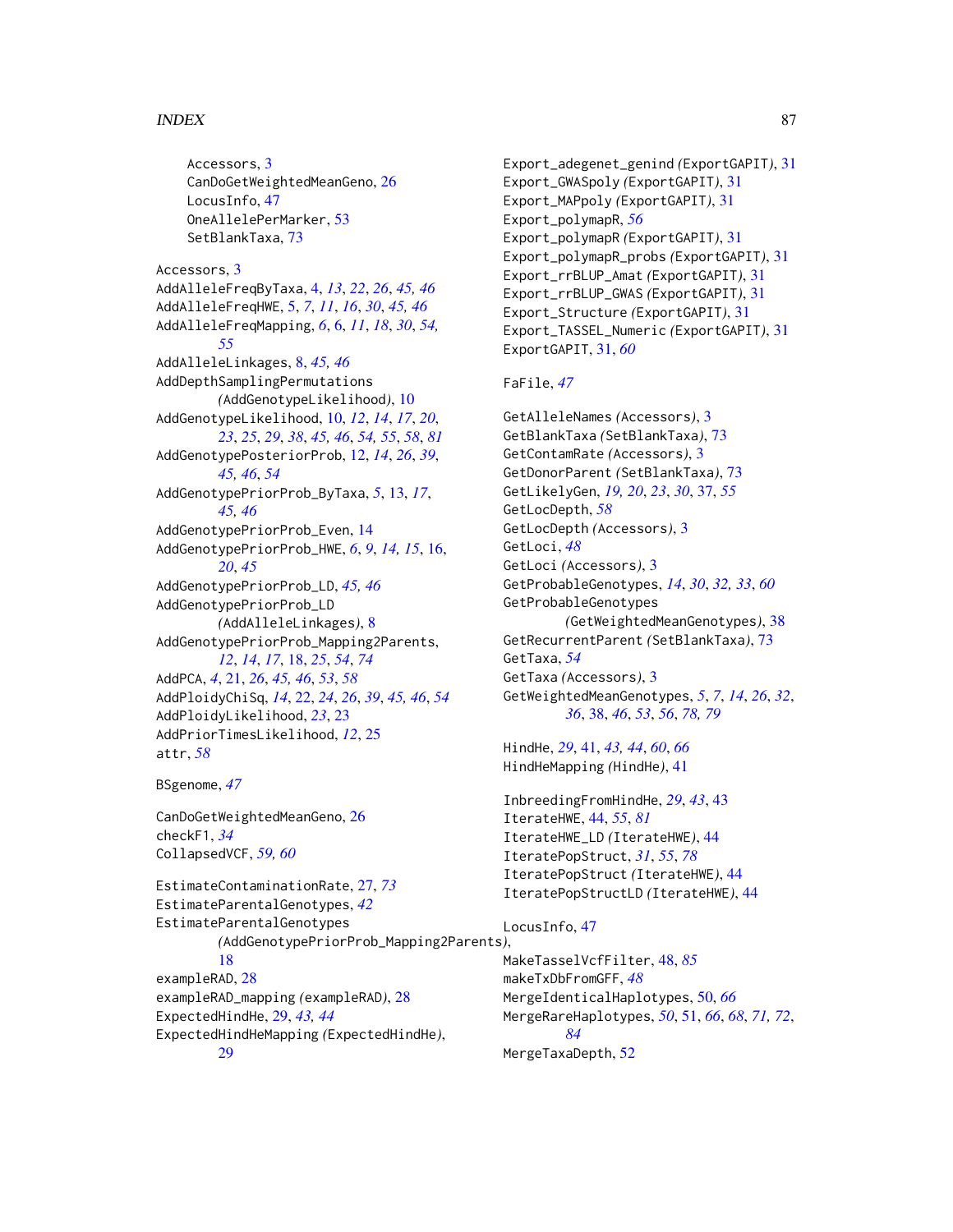Accessors, 3
CanDoGetWeightedMeanGeno, 26
LocusInfo, 47
OneAllelePerMarker, 53
SetBlankTaxa, 73

Accessors, 3
AddAlleleFreqByTaxa, 4, *13*, *22*, *26*, *45, 46*
AddAlleleFreqHWE, 5, *7*, *11*, *16*, *30*, *45, 46*
AddAlleleFreqMapping, *6*, 6, *11*, *18*, *30*, *54, 55*
AddAlleleLinkages, 8, *45, 46*
AddDepthSamplingPermutations *(AddGenotypeLikelihood)*, 10
AddGenotypeLikelihood, 10, *12*, *14*, *17*, *20*, *23*, *25*, *29*, *38*, *45, 46*, *54, 55*, *58*, *81*
AddGenotypePosteriorProb, 12, *14*, *26*, *39*, *45, 46*, *54*
AddGenotypePriorProb_ByTaxa, *5*, 13, *17*, *45, 46*
AddGenotypePriorProb_Even, 14
AddGenotypePriorProb_HWE, *6*, *9*, *14, 15*, 16, *20*, *45*
AddGenotypePriorProb_LD, *45, 46*
AddGenotypePriorProb_LD *(AddAlleleLinkages)*, 8
AddGenotypePriorProb_Mapping2Parents, *12*, *14*, *17*, 18, *25*, *54*, *74*
AddPCA, *4*, 21, *26*, *45, 46*, *53*, *58*
AddPloidyChiSq, *14*, 22, *24*, *26*, *39*, *45, 46*, *54*
AddPloidyLikelihood, *23*, 23
AddPriorTimesLikelihood, *12*, 25
attr, *58*

BSgenome, *47*

CanDoGetWeightedMeanGeno, 26
checkF1, *34*
CollapsedVCF, *59, 60*

EstimateContaminationRate, 27, *73*
EstimateParentalGenotypes, *42*
EstimateParentalGenotypes *(AddGenotypePriorProb_Mapping2Parents)*, 18
exampleRAD, 28
exampleRAD_mapping *(exampleRAD)*, 28
ExpectedHindHe, 29, *43, 44*
ExpectedHindHeMapping *(ExpectedHindHe)*, 29

Export_adegenet_genind *(ExportGAPIT)*, 31
Export_GWASpoly *(ExportGAPIT)*, 31
Export_MAPpoly *(ExportGAPIT)*, 31
Export_polymapR, *56*
Export_polymapR *(ExportGAPIT)*, 31
Export_polymapR_probs *(ExportGAPIT)*, 31
Export_rrBLUP_Amat *(ExportGAPIT)*, 31
Export_rrBLUP_GWAS *(ExportGAPIT)*, 31
Export_Structure *(ExportGAPIT)*, 31
Export_TASSEL_Numeric *(ExportGAPIT)*, 31
ExportGAPIT, 31, *60*

FaFile, *47*

GetAlleleNames *(Accessors)*, 3
GetBlankTaxa *(SetBlankTaxa)*, 73
GetContamRate *(Accessors)*, 3
GetDonorParent *(SetBlankTaxa)*, 73
GetLikelyGen, *19, 20*, *23*, *30*, 37, *55*
GetLocDepth, *58*
GetLocDepth *(Accessors)*, 3
GetLoci, *48*
GetLoci *(Accessors)*, 3
GetProbableGenotypes, *14*, *30*, *32, 33*, *60*
GetProbableGenotypes *(GetWeightedMeanGenotypes)*, 38
GetRecurrentParent *(SetBlankTaxa)*, 73
GetTaxa, *54*
GetTaxa *(Accessors)*, 3
GetWeightedMeanGenotypes, *5*, *7*, *14*, *26*, *32*, *36*, 38, *46*, *53*, *56*, *78, 79*

HindHe, *29*, 41, *43, 44*, *60*, *66*
HindHeMapping *(HindHe)*, 41

InbreedingFromHindHe, *29*, *43*, 43
IterateHWE, 44, *55*, *81*
IterateHWE_LD *(IterateHWE)*, 44
IteratePopStruct, *31*, *55*, *78*
IteratePopStruct *(IterateHWE)*, 44
IteratePopStructLD *(IterateHWE)*, 44

LocusInfo, 47

MakeTasselVcfFilter, 48, *85*
makeTxDbFromGFF, *48*
MergeIdenticalHaplotypes, 50, *66*
MergeRareHaplotypes, *50*, 51, *66*, *68*, *71, 72*, *84*
MergeTaxaDepth, 52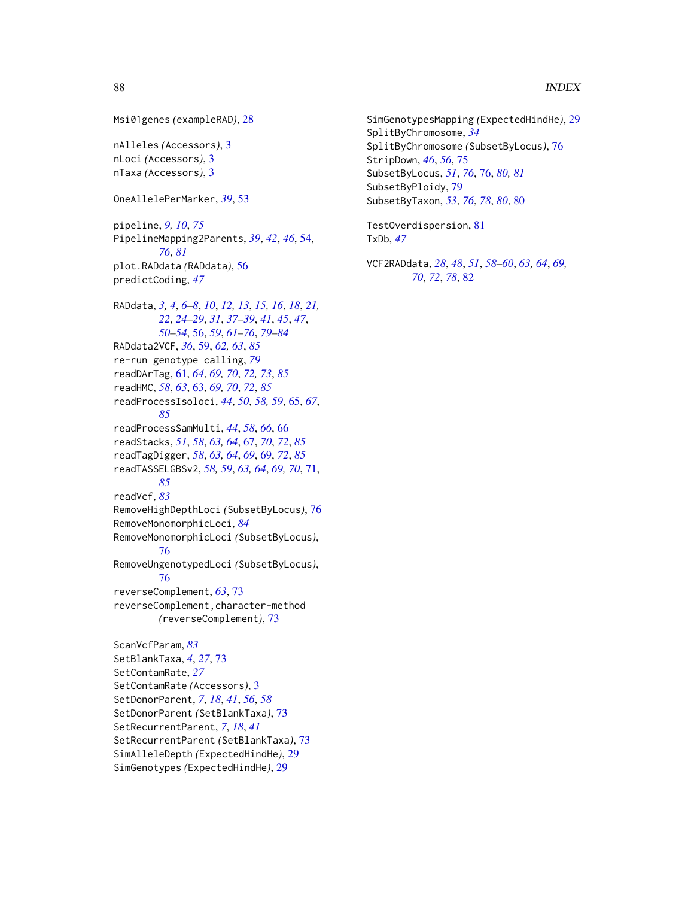Msi01genes *(exampleRAD)*, 28

nAlleles *(Accessors)*, 3
nLoci *(Accessors)*, 3
nTaxa *(Accessors)*, 3

OneAllelePerMarker, *39*, 53

pipeline, *9, 10*, *75*
PipelineMapping2Parents, *39*, *42*, *46*, 54, *76*, *81*
plot.RADdata *(RADdata)*, 56
predictCoding, *47*

RADdata, *3, 4*, *6–8*, *10*, *12, 13*, *15, 16*, *18*, *21, 22*, *24–29*, *31*, *37–39*, *41*, *45*, *47*, *50–54*, 56, *59*, *61–76*, *79–84*
RADdata2VCF, *36*, 59, *62, 63*, *85*
re-run genotype calling, *79*
readDArTag, 61, *64*, *69, 70*, *72, 73*, *85*
readHMC, *58*, *63*, 63, *69, 70*, *72*, *85*
readProcessIsoloci, *44*, *50*, *58, 59*, 65, *67*, *85*
readProcessSamMulti, *44*, *58*, *66*, 66
readStacks, *51*, *58*, *63, 64*, 67, *70*, *72*, *85*
readTagDigger, *58*, *63, 64*, *69*, 69, *72*, *85*
readTASSELGBSv2, *58, 59*, *63, 64*, *69, 70*, 71, *85*
readVcf, *83*
RemoveHighDepthLoci *(SubsetByLocus)*, 76
RemoveMonomorphicLoci, *84*
RemoveMonomorphicLoci *(SubsetByLocus)*, 76
RemoveUngenotypedLoci *(SubsetByLocus)*, 76
reverseComplement, *63*, 73
reverseComplement,character-method *(reverseComplement)*, 73

ScanVcfParam, *83*
SetBlankTaxa, *4*, *27*, 73
SetContamRate, *27*
SetContamRate *(Accessors)*, 3
SetDonorParent, *7*, *18*, *41*, *56*, *58*
SetDonorParent *(SetBlankTaxa)*, 73
SetRecurrentParent, *7*, *18*, *41*
SetRecurrentParent *(SetBlankTaxa)*, 73
SimAlleleDepth *(ExpectedHindHe)*, 29
SimGenotypes *(ExpectedHindHe)*, 29
SimGenotypesMapping *(ExpectedHindHe)*, 29
SplitByChromosome, *34*
SplitByChromosome *(SubsetByLocus)*, 76
StripDown, *46*, *56*, 75
SubsetByLocus, *51*, *76*, 76, *80, 81*
SubsetByPloidy, 79
SubsetByTaxon, *53*, *76*, *78*, *80*, 80

TestOverdispersion, 81
TxDb, *47*

VCF2RADdata, *28*, *48*, *51*, *58–60*, *63, 64*, *69, 70*, *72*, *78*, 82